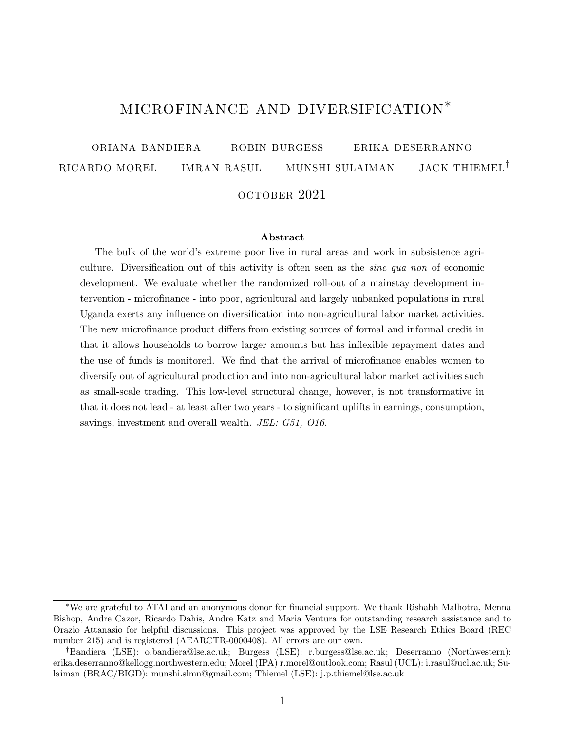# MICROFINANCE AND DIVERSIFICATION*

ORIANA BANDIERA ROBIN BURGESS ERIKA DESERRANNO
RICARDO MOREL IMRAN RASUL MUNSHI SULAIMAN JACK THIEMEL†

OCTOBER 2021

### Abstract

The bulk of the world's extreme poor live in rural areas and work in subsistence agriculture. Diversification out of this activity is often seen as the *sine qua non* of economic development. We evaluate whether the randomized roll-out of a mainstay development intervention - microfinance - into poor, agricultural and largely unbanked populations in rural Uganda exerts any influence on diversification into non-agricultural labor market activities. The new microfinance product differs from existing sources of formal and informal credit in that it allows households to borrow larger amounts but has inflexible repayment dates and the use of funds is monitored. We find that the arrival of microfinance enables women to diversify out of agricultural production and into non-agricultural labor market activities such as small-scale trading. This low-level structural change, however, is not transformative in that it does not lead - at least after two years - to significant uplifts in earnings, consumption, savings, investment and overall wealth. *JEL: G51, O16.*

---

*We are grateful to ATAI and an anonymous donor for financial support. We thank Rishabh Malhotra, Menna Bishop, Andre Cazor, Ricardo Dahis, Andre Katz and Maria Ventura for outstanding research assistance and to Orazio Attanasio for helpful discussions. This project was approved by the LSE Research Ethics Board (REC number 215) and is registered (AEARCTR-0000408). All errors are our own.

†Bandiera (LSE): o.bandiera@lse.ac.uk; Burgess (LSE): r.burgess@lse.ac.uk; Deserranno (Northwestern): erika.deserranno@kellogg.northwestern.edu; Morel (IPA) r.morel@outlook.com; Rasul (UCL): i.rasul@ucl.ac.uk; Sulaiman (BRAC/BIGD): munshi.slmn@gmail.com; Thiemel (LSE): j.p.thiemel@lse.ac.uk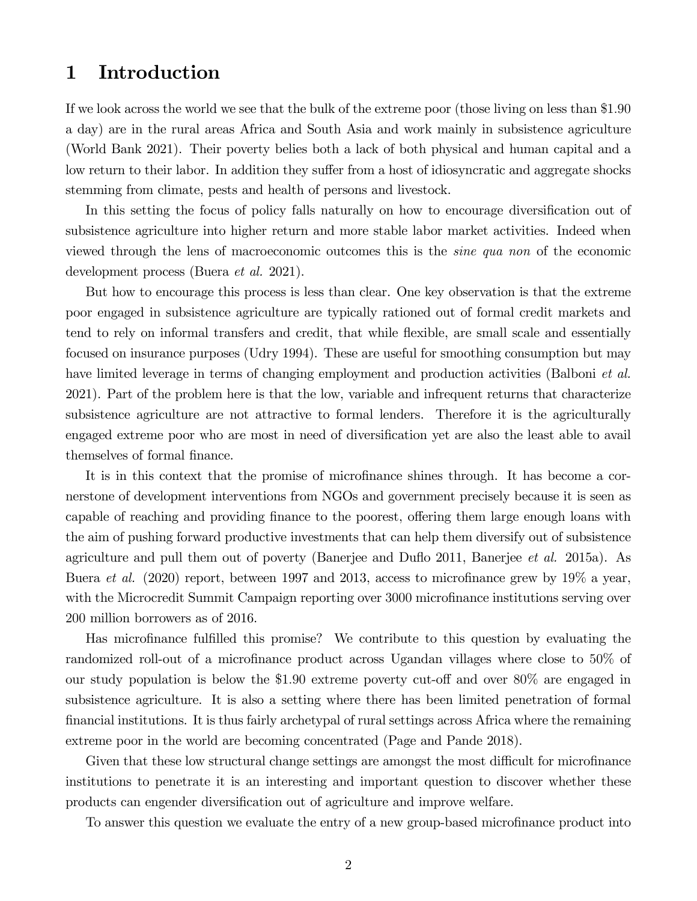# 1 Introduction

If we look across the world we see that the bulk of the extreme poor (those living on less than \$1.90 a day) are in the rural areas Africa and South Asia and work mainly in subsistence agriculture (World Bank 2021). Their poverty belies both a lack of both physical and human capital and a low return to their labor. In addition they suffer from a host of idiosyncratic and aggregate shocks stemming from climate, pests and health of persons and livestock.

In this setting the focus of policy falls naturally on how to encourage diversification out of subsistence agriculture into higher return and more stable labor market activities. Indeed when viewed through the lens of macroeconomic outcomes this is the *sine qua non* of the economic development process (Buera *et al.* 2021).

But how to encourage this process is less than clear. One key observation is that the extreme poor engaged in subsistence agriculture are typically rationed out of formal credit markets and tend to rely on informal transfers and credit, that while flexible, are small scale and essentially focused on insurance purposes (Udry 1994). These are useful for smoothing consumption but may have limited leverage in terms of changing employment and production activities (Balboni *et al.* 2021). Part of the problem here is that the low, variable and infrequent returns that characterize subsistence agriculture are not attractive to formal lenders. Therefore it is the agriculturally engaged extreme poor who are most in need of diversification yet are also the least able to avail themselves of formal finance.

It is in this context that the promise of microfinance shines through. It has become a cornerstone of development interventions from NGOs and government precisely because it is seen as capable of reaching and providing finance to the poorest, offering them large enough loans with the aim of pushing forward productive investments that can help them diversify out of subsistence agriculture and pull them out of poverty (Banerjee and Duflo 2011, Banerjee *et al.* 2015a). As Buera *et al.* (2020) report, between 1997 and 2013, access to microfinance grew by 19% a year, with the Microcredit Summit Campaign reporting over 3000 microfinance institutions serving over 200 million borrowers as of 2016.

Has microfinance fulfilled this promise? We contribute to this question by evaluating the randomized roll-out of a microfinance product across Ugandan villages where close to 50% of our study population is below the \$1.90 extreme poverty cut-off and over 80% are engaged in subsistence agriculture. It is also a setting where there has been limited penetration of formal financial institutions. It is thus fairly archetypal of rural settings across Africa where the remaining extreme poor in the world are becoming concentrated (Page and Pande 2018).

Given that these low structural change settings are amongst the most difficult for microfinance institutions to penetrate it is an interesting and important question to discover whether these products can engender diversification out of agriculture and improve welfare.

To answer this question we evaluate the entry of a new group-based microfinance product into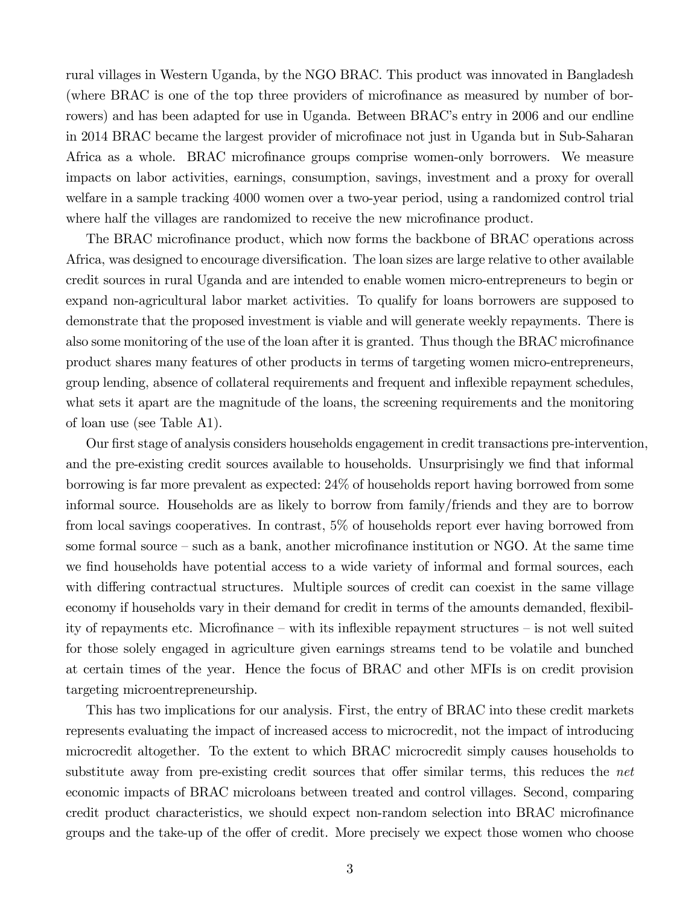rural villages in Western Uganda, by the NGO BRAC. This product was innovated in Bangladesh (where BRAC is one of the top three providers of microfinance as measured by number of borrowers) and has been adapted for use in Uganda. Between BRAC's entry in 2006 and our endline in 2014 BRAC became the largest provider of microfinace not just in Uganda but in Sub-Saharan Africa as a whole. BRAC microfinance groups comprise women-only borrowers. We measure impacts on labor activities, earnings, consumption, savings, investment and a proxy for overall welfare in a sample tracking 4000 women over a two-year period, using a randomized control trial where half the villages are randomized to receive the new microfinance product.

The BRAC microfinance product, which now forms the backbone of BRAC operations across Africa, was designed to encourage diversification. The loan sizes are large relative to other available credit sources in rural Uganda and are intended to enable women micro-entrepreneurs to begin or expand non-agricultural labor market activities. To qualify for loans borrowers are supposed to demonstrate that the proposed investment is viable and will generate weekly repayments. There is also some monitoring of the use of the loan after it is granted. Thus though the BRAC microfinance product shares many features of other products in terms of targeting women micro-entrepreneurs, group lending, absence of collateral requirements and frequent and inflexible repayment schedules, what sets it apart are the magnitude of the loans, the screening requirements and the monitoring of loan use (see Table A1).

Our first stage of analysis considers households engagement in credit transactions pre-intervention, and the pre-existing credit sources available to households. Unsurprisingly we find that informal borrowing is far more prevalent as expected: 24% of households report having borrowed from some informal source. Households are as likely to borrow from family/friends and they are to borrow from local savings cooperatives. In contrast, 5% of households report ever having borrowed from some formal source – such as a bank, another microfinance institution or NGO. At the same time we find households have potential access to a wide variety of informal and formal sources, each with differing contractual structures. Multiple sources of credit can coexist in the same village economy if households vary in their demand for credit in terms of the amounts demanded, flexibility of repayments etc. Microfinance – with its inflexible repayment structures – is not well suited for those solely engaged in agriculture given earnings streams tend to be volatile and bunched at certain times of the year. Hence the focus of BRAC and other MFIs is on credit provision targeting microentrepreneurship.

This has two implications for our analysis. First, the entry of BRAC into these credit markets represents evaluating the impact of increased access to microcredit, not the impact of introducing microcredit altogether. To the extent to which BRAC microcredit simply causes households to substitute away from pre-existing credit sources that offer similar terms, this reduces the *net* economic impacts of BRAC microloans between treated and control villages. Second, comparing credit product characteristics, we should expect non-random selection into BRAC microfinance groups and the take-up of the offer of credit. More precisely we expect those women who choose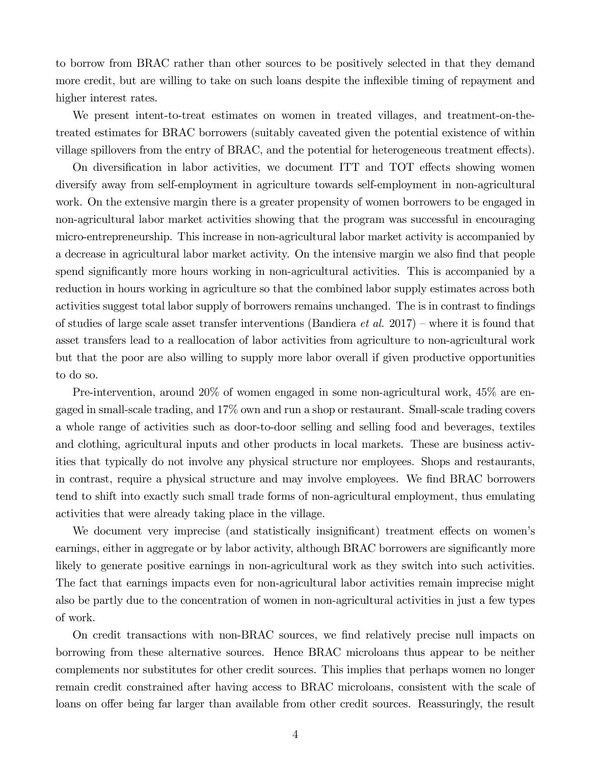to borrow from BRAC rather than other sources to be positively selected in that they demand more credit, but are willing to take on such loans despite the inflexible timing of repayment and higher interest rates.

We present intent-to-treat estimates on women in treated villages, and treatment-on-the-treated estimates for BRAC borrowers (suitably caveated given the potential existence of within village spillovers from the entry of BRAC, and the potential for heterogeneous treatment effects).

On diversification in labor activities, we document ITT and TOT effects showing women diversify away from self-employment in agriculture towards self-employment in non-agricultural work. On the extensive margin there is a greater propensity of women borrowers to be engaged in non-agricultural labor market activities showing that the program was successful in encouraging micro-entrepreneurship. This increase in non-agricultural labor market activity is accompanied by a decrease in agricultural labor market activity. On the intensive margin we also find that people spend significantly more hours working in non-agricultural activities. This is accompanied by a reduction in hours working in agriculture so that the combined labor supply estimates across both activities suggest total labor supply of borrowers remains unchanged. The is in contrast to findings of studies of large scale asset transfer interventions (Bandiera *et al.* 2017) – where it is found that asset transfers lead to a reallocation of labor activities from agriculture to non-agricultural work but that the poor are also willing to supply more labor overall if given productive opportunities to do so.

Pre-intervention, around 20% of women engaged in some non-agricultural work, 45% are engaged in small-scale trading, and 17% own and run a shop or restaurant. Small-scale trading covers a whole range of activities such as door-to-door selling and selling food and beverages, textiles and clothing, agricultural inputs and other products in local markets. These are business activities that typically do not involve any physical structure nor employees. Shops and restaurants, in contrast, require a physical structure and may involve employees. We find BRAC borrowers tend to shift into exactly such small trade forms of non-agricultural employment, thus emulating activities that were already taking place in the village.

We document very imprecise (and statistically insignificant) treatment effects on women's earnings, either in aggregate or by labor activity, although BRAC borrowers are significantly more likely to generate positive earnings in non-agricultural work as they switch into such activities. The fact that earnings impacts even for non-agricultural labor activities remain imprecise might also be partly due to the concentration of women in non-agricultural activities in just a few types of work.

On credit transactions with non-BRAC sources, we find relatively precise null impacts on borrowing from these alternative sources. Hence BRAC microloans thus appear to be neither complements nor substitutes for other credit sources. This implies that perhaps women no longer remain credit constrained after having access to BRAC microloans, consistent with the scale of loans on offer being far larger than available from other credit sources. Reassuringly, the result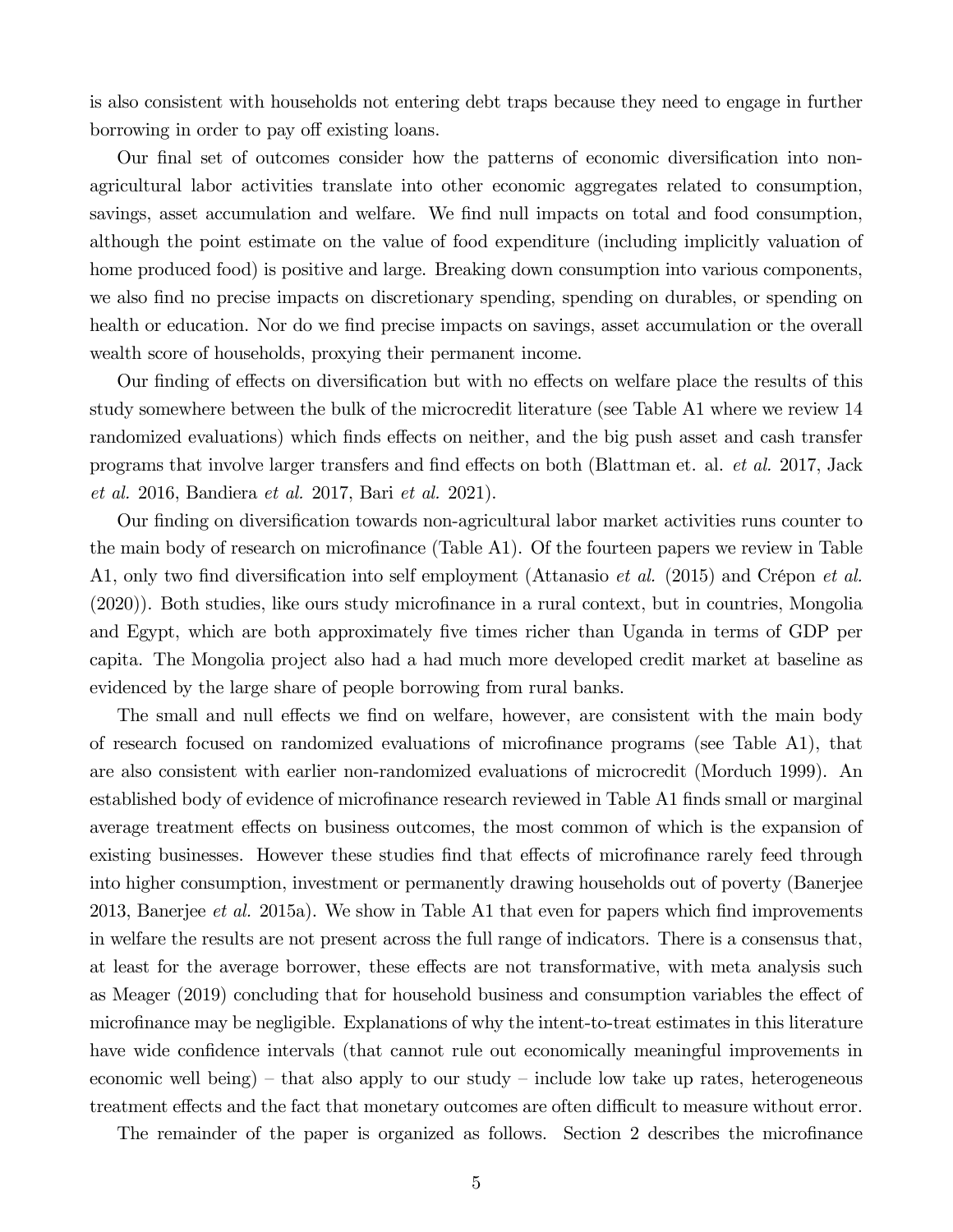is also consistent with households not entering debt traps because they need to engage in further borrowing in order to pay off existing loans.

Our final set of outcomes consider how the patterns of economic diversification into non-agricultural labor activities translate into other economic aggregates related to consumption, savings, asset accumulation and welfare. We find null impacts on total and food consumption, although the point estimate on the value of food expenditure (including implicitly valuation of home produced food) is positive and large. Breaking down consumption into various components, we also find no precise impacts on discretionary spending, spending on durables, or spending on health or education. Nor do we find precise impacts on savings, asset accumulation or the overall wealth score of households, proxying their permanent income.

Our finding of effects on diversification but with no effects on welfare place the results of this study somewhere between the bulk of the microcredit literature (see Table A1 where we review 14 randomized evaluations) which finds effects on neither, and the big push asset and cash transfer programs that involve larger transfers and find effects on both (Blattman et. al. *et al.* 2017, Jack *et al.* 2016, Bandiera *et al.* 2017, Bari *et al.* 2021).

Our finding on diversification towards non-agricultural labor market activities runs counter to the main body of research on microfinance (Table A1). Of the fourteen papers we review in Table A1, only two find diversification into self employment (Attanasio *et al.* (2015) and Crépon *et al.* (2020)). Both studies, like ours study microfinance in a rural context, but in countries, Mongolia and Egypt, which are both approximately five times richer than Uganda in terms of GDP per capita. The Mongolia project also had a had much more developed credit market at baseline as evidenced by the large share of people borrowing from rural banks.

The small and null effects we find on welfare, however, are consistent with the main body of research focused on randomized evaluations of microfinance programs (see Table A1), that are also consistent with earlier non-randomized evaluations of microcredit (Morduch 1999). An established body of evidence of microfinance research reviewed in Table A1 finds small or marginal average treatment effects on business outcomes, the most common of which is the expansion of existing businesses. However these studies find that effects of microfinance rarely feed through into higher consumption, investment or permanently drawing households out of poverty (Banerjee 2013, Banerjee *et al.* 2015a). We show in Table A1 that even for papers which find improvements in welfare the results are not present across the full range of indicators. There is a consensus that, at least for the average borrower, these effects are not transformative, with meta analysis such as Meager (2019) concluding that for household business and consumption variables the effect of microfinance may be negligible. Explanations of why the intent-to-treat estimates in this literature have wide confidence intervals (that cannot rule out economically meaningful improvements in economic well being) – that also apply to our study – include low take up rates, heterogeneous treatment effects and the fact that monetary outcomes are often difficult to measure without error.

The remainder of the paper is organized as follows. Section 2 describes the microfinance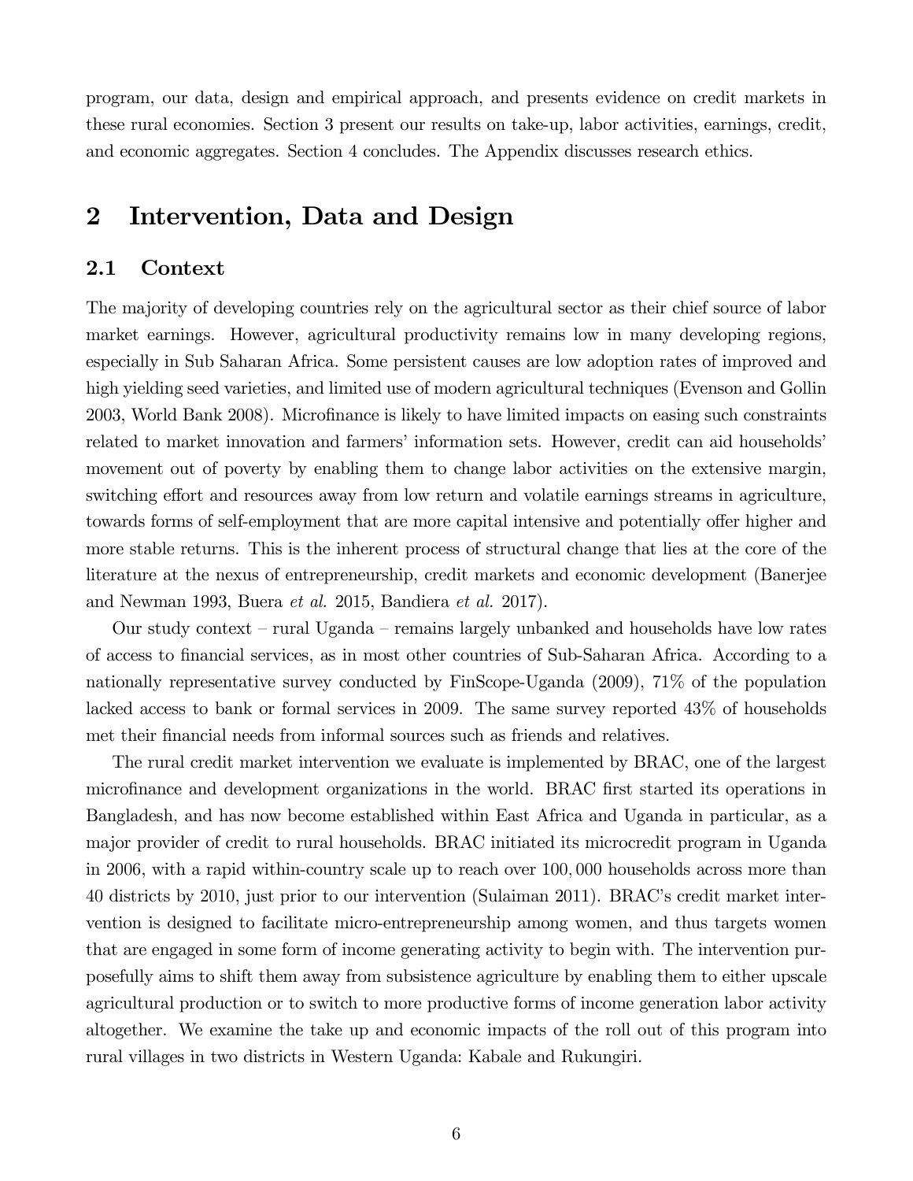program, our data, design and empirical approach, and presents evidence on credit markets in these rural economies. Section 3 present our results on take-up, labor activities, earnings, credit, and economic aggregates. Section 4 concludes. The Appendix discusses research ethics.

# 2 Intervention, Data and Design

## 2.1 Context

The majority of developing countries rely on the agricultural sector as their chief source of labor market earnings. However, agricultural productivity remains low in many developing regions, especially in Sub Saharan Africa. Some persistent causes are low adoption rates of improved and high yielding seed varieties, and limited use of modern agricultural techniques (Evenson and Gollin 2003, World Bank 2008). Microfinance is likely to have limited impacts on easing such constraints related to market innovation and farmers' information sets. However, credit can aid households' movement out of poverty by enabling them to change labor activities on the extensive margin, switching effort and resources away from low return and volatile earnings streams in agriculture, towards forms of self-employment that are more capital intensive and potentially offer higher and more stable returns. This is the inherent process of structural change that lies at the core of the literature at the nexus of entrepreneurship, credit markets and economic development (Banerjee and Newman 1993, Buera *et al.* 2015, Bandiera *et al.* 2017).

Our study context – rural Uganda – remains largely unbanked and households have low rates of access to financial services, as in most other countries of Sub-Saharan Africa. According to a nationally representative survey conducted by FinScope-Uganda (2009), 71% of the population lacked access to bank or formal services in 2009. The same survey reported 43% of households met their financial needs from informal sources such as friends and relatives.

The rural credit market intervention we evaluate is implemented by BRAC, one of the largest microfinance and development organizations in the world. BRAC first started its operations in Bangladesh, and has now become established within East Africa and Uganda in particular, as a major provider of credit to rural households. BRAC initiated its microcredit program in Uganda in 2006, with a rapid within-country scale up to reach over 100,000 households across more than 40 districts by 2010, just prior to our intervention (Sulaiman 2011). BRAC's credit market intervention is designed to facilitate micro-entrepreneurship among women, and thus targets women that are engaged in some form of income generating activity to begin with. The intervention purposefully aims to shift them away from subsistence agriculture by enabling them to either upscale agricultural production or to switch to more productive forms of income generation labor activity altogether. We examine the take up and economic impacts of the roll out of this program into rural villages in two districts in Western Uganda: Kabale and Rukungiri.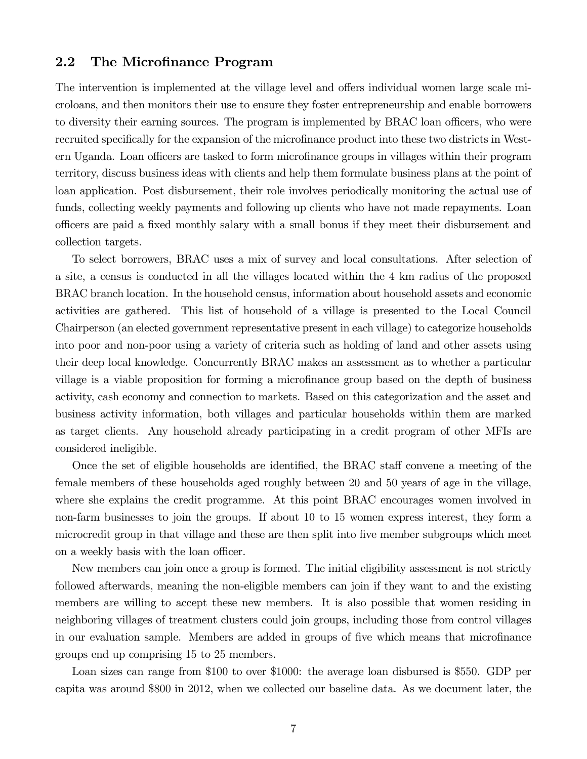## 2.2 The Microfinance Program

The intervention is implemented at the village level and offers individual women large scale microloans, and then monitors their use to ensure they foster entrepreneurship and enable borrowers to diversity their earning sources. The program is implemented by BRAC loan officers, who were recruited specifically for the expansion of the microfinance product into these two districts in Western Uganda. Loan officers are tasked to form microfinance groups in villages within their program territory, discuss business ideas with clients and help them formulate business plans at the point of loan application. Post disbursement, their role involves periodically monitoring the actual use of funds, collecting weekly payments and following up clients who have not made repayments. Loan officers are paid a fixed monthly salary with a small bonus if they meet their disbursement and collection targets.

To select borrowers, BRAC uses a mix of survey and local consultations. After selection of a site, a census is conducted in all the villages located within the 4 km radius of the proposed BRAC branch location. In the household census, information about household assets and economic activities are gathered. This list of household of a village is presented to the Local Council Chairperson (an elected government representative present in each village) to categorize households into poor and non-poor using a variety of criteria such as holding of land and other assets using their deep local knowledge. Concurrently BRAC makes an assessment as to whether a particular village is a viable proposition for forming a microfinance group based on the depth of business activity, cash economy and connection to markets. Based on this categorization and the asset and business activity information, both villages and particular households within them are marked as target clients. Any household already participating in a credit program of other MFIs are considered ineligible.

Once the set of eligible households are identified, the BRAC staff convene a meeting of the female members of these households aged roughly between 20 and 50 years of age in the village, where she explains the credit programme. At this point BRAC encourages women involved in non-farm businesses to join the groups. If about 10 to 15 women express interest, they form a microcredit group in that village and these are then split into five member subgroups which meet on a weekly basis with the loan officer.

New members can join once a group is formed. The initial eligibility assessment is not strictly followed afterwards, meaning the non-eligible members can join if they want to and the existing members are willing to accept these new members. It is also possible that women residing in neighboring villages of treatment clusters could join groups, including those from control villages in our evaluation sample. Members are added in groups of five which means that microfinance groups end up comprising 15 to 25 members.

Loan sizes can range from $100 to over $1000: the average loan disbursed is $550. GDP per capita was around $800 in 2012, when we collected our baseline data. As we document later, the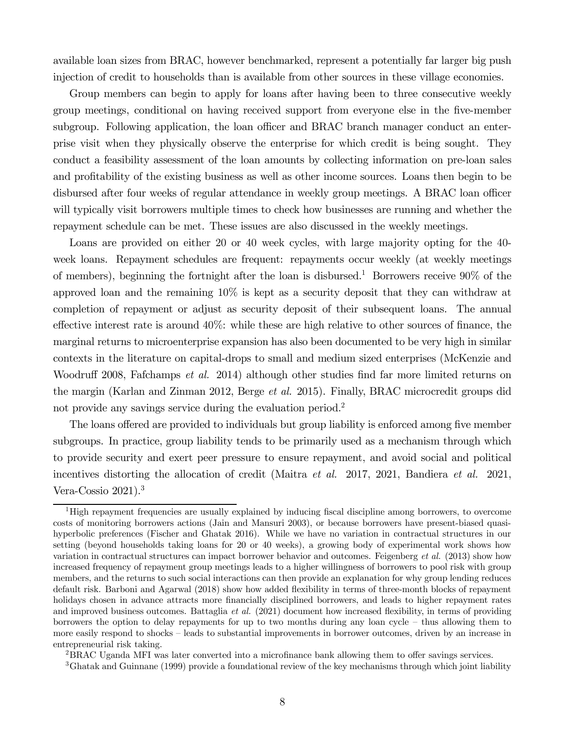available loan sizes from BRAC, however benchmarked, represent a potentially far larger big push injection of credit to households than is available from other sources in these village economies.

Group members can begin to apply for loans after having been to three consecutive weekly group meetings, conditional on having received support from everyone else in the five-member subgroup. Following application, the loan officer and BRAC branch manager conduct an enterprise visit when they physically observe the enterprise for which credit is being sought. They conduct a feasibility assessment of the loan amounts by collecting information on pre-loan sales and profitability of the existing business as well as other income sources. Loans then begin to be disbursed after four weeks of regular attendance in weekly group meetings. A BRAC loan officer will typically visit borrowers multiple times to check how businesses are running and whether the repayment schedule can be met. These issues are also discussed in the weekly meetings.

Loans are provided on either 20 or 40 week cycles, with large majority opting for the 40-week loans. Repayment schedules are frequent: repayments occur weekly (at weekly meetings of members), beginning the fortnight after the loan is disbursed.[1] Borrowers receive 90% of the approved loan and the remaining 10% is kept as a security deposit that they can withdraw at completion of repayment or adjust as security deposit of their subsequent loans. The annual effective interest rate is around 40%: while these are high relative to other sources of finance, the marginal returns to microenterprise expansion has also been documented to be very high in similar contexts in the literature on capital-drops to small and medium sized enterprises (McKenzie and Woodruff 2008, Fafchamps *et al.* 2014) although other studies find far more limited returns on the margin (Karlan and Zinman 2012, Berge *et al.* 2015). Finally, BRAC microcredit groups did not provide any savings service during the evaluation period.[2]

The loans offered are provided to individuals but group liability is enforced among five member subgroups. In practice, group liability tends to be primarily used as a mechanism through which to provide security and exert peer pressure to ensure repayment, and avoid social and political incentives distorting the allocation of credit (Maitra *et al.* 2017, 2021, Bandiera *et al.* 2021, Vera-Cossio 2021).[3]

[1] High repayment frequencies are usually explained by inducing fiscal discipline among borrowers, to overcome costs of monitoring borrowers actions (Jain and Mansuri 2003), or because borrowers have present-biased quasi-hyperbolic preferences (Fischer and Ghatak 2016). While we have no variation in contractual structures in our setting (beyond households taking loans for 20 or 40 weeks), a growing body of experimental work shows how variation in contractual structures can impact borrower behavior and outcomes. Feigenberg *et al.* (2013) show how increased frequency of repayment group meetings leads to a higher willingness of borrowers to pool risk with group members, and the returns to such social interactions can then provide an explanation for why group lending reduces default risk. Barboni and Agarwal (2018) show how added flexibility in terms of three-month blocks of repayment holidays chosen in advance attracts more financially disciplined borrowers, and leads to higher repayment rates and improved business outcomes. Battaglia *et al.* (2021) document how increased flexibility, in terms of providing borrowers the option to delay repayments for up to two months during any loan cycle – thus allowing them to more easily respond to shocks – leads to substantial improvements in borrower outcomes, driven by an increase in entrepreneurial risk taking.

[2] BRAC Uganda MFI was later converted into a microfinance bank allowing them to offer savings services.

[3] Ghatak and Guinnane (1999) provide a foundational review of the key mechanisms through which joint liability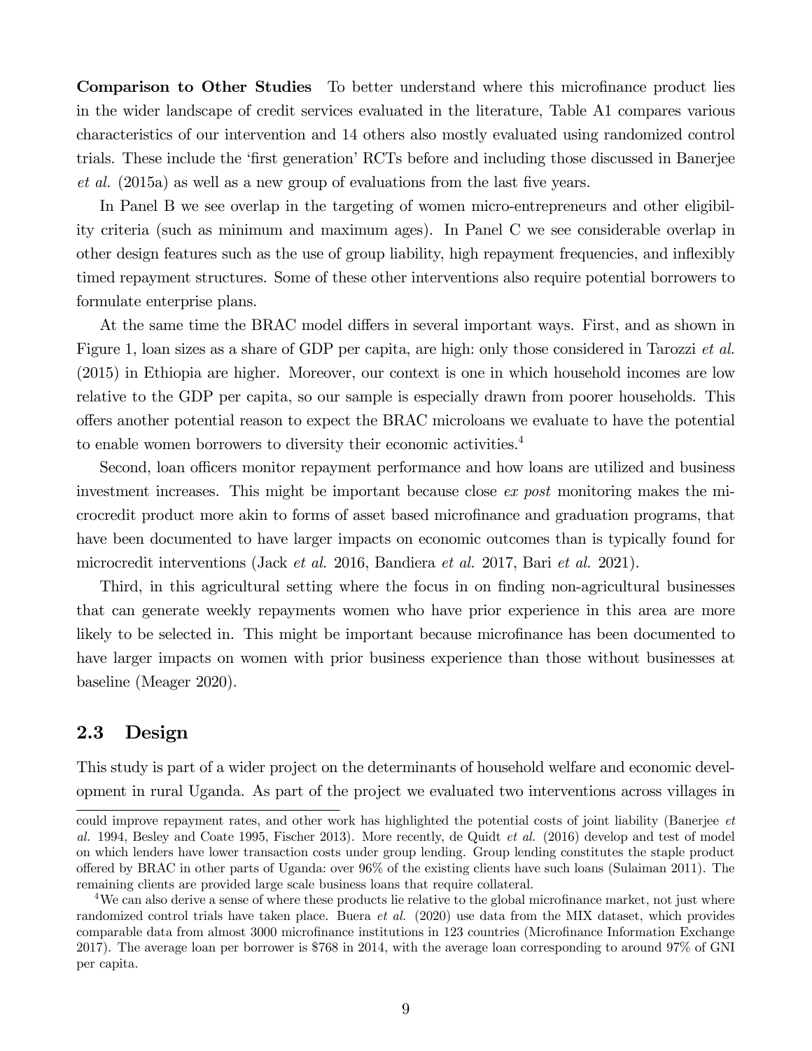**Comparison to Other Studies** To better understand where this microfinance product lies in the wider landscape of credit services evaluated in the literature, Table A1 compares various characteristics of our intervention and 14 others also mostly evaluated using randomized control trials. These include the 'first generation' RCTs before and including those discussed in Banerjee *et al.* (2015a) as well as a new group of evaluations from the last five years.

In Panel B we see overlap in the targeting of women micro-entrepreneurs and other eligibility criteria (such as minimum and maximum ages). In Panel C we see considerable overlap in other design features such as the use of group liability, high repayment frequencies, and inflexibly timed repayment structures. Some of these other interventions also require potential borrowers to formulate enterprise plans.

At the same time the BRAC model differs in several important ways. First, and as shown in Figure 1, loan sizes as a share of GDP per capita, are high: only those considered in Tarozzi *et al.* (2015) in Ethiopia are higher. Moreover, our context is one in which household incomes are low relative to the GDP per capita, so our sample is especially drawn from poorer households. This offers another potential reason to expect the BRAC microloans we evaluate to have the potential to enable women borrowers to diversity their economic activities.[4]

Second, loan officers monitor repayment performance and how loans are utilized and business investment increases. This might be important because close *ex post* monitoring makes the microcredit product more akin to forms of asset based microfinance and graduation programs, that have been documented to have larger impacts on economic outcomes than is typically found for microcredit interventions (Jack *et al.* 2016, Bandiera *et al.* 2017, Bari *et al.* 2021).

Third, in this agricultural setting where the focus in on finding non-agricultural businesses that can generate weekly repayments women who have prior experience in this area are more likely to be selected in. This might be important because microfinance has been documented to have larger impacts on women with prior business experience than those without businesses at baseline (Meager 2020).

## 2.3 Design

This study is part of a wider project on the determinants of household welfare and economic development in rural Uganda. As part of the project we evaluated two interventions across villages in

could improve repayment rates, and other work has highlighted the potential costs of joint liability (Banerjee *et al.* 1994, Besley and Coate 1995, Fischer 2013). More recently, de Quidt *et al.* (2016) develop and test of model on which lenders have lower transaction costs under group lending. Group lending constitutes the staple product offered by BRAC in other parts of Uganda: over 96% of the existing clients have such loans (Sulaiman 2011). The remaining clients are provided large scale business loans that require collateral.

[4]We can also derive a sense of where these products lie relative to the global microfinance market, not just where randomized control trials have taken place. Buera *et al.* (2020) use data from the MIX dataset, which provides comparable data from almost 3000 microfinance institutions in 123 countries (Microfinance Information Exchange 2017). The average loan per borrower is $768 in 2014, with the average loan corresponding to around 97% of GNI per capita.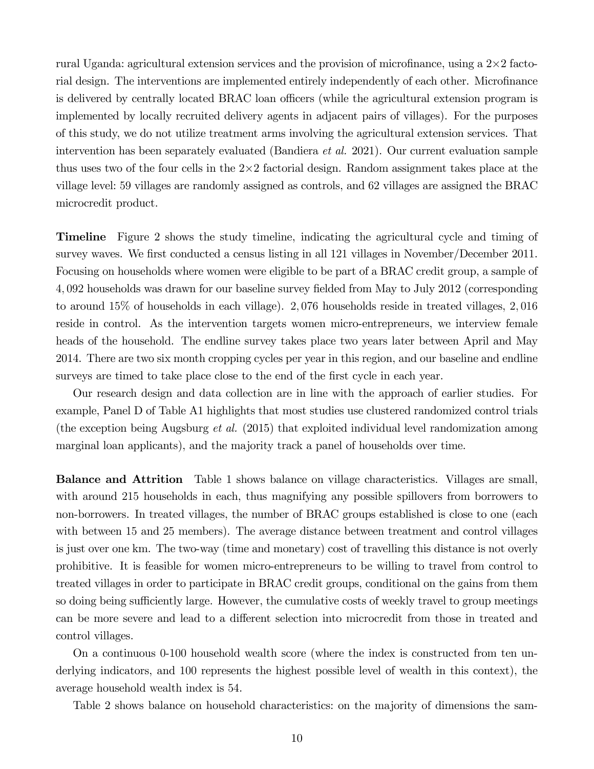rural Uganda: agricultural extension services and the provision of microfinance, using a 2×2 factorial design. The interventions are implemented entirely independently of each other. Microfinance is delivered by centrally located BRAC loan officers (while the agricultural extension program is implemented by locally recruited delivery agents in adjacent pairs of villages). For the purposes of this study, we do not utilize treatment arms involving the agricultural extension services. That intervention has been separately evaluated (Bandiera *et al.* 2021). Our current evaluation sample thus uses two of the four cells in the 2×2 factorial design. Random assignment takes place at the village level: 59 villages are randomly assigned as controls, and 62 villages are assigned the BRAC microcredit product.

**Timeline** Figure 2 shows the study timeline, indicating the agricultural cycle and timing of survey waves. We first conducted a census listing in all 121 villages in November/December 2011. Focusing on households where women were eligible to be part of a BRAC credit group, a sample of 4,092 households was drawn for our baseline survey fielded from May to July 2012 (corresponding to around 15% of households in each village). 2,076 households reside in treated villages, 2,016 reside in control. As the intervention targets women micro-entrepreneurs, we interview female heads of the household. The endline survey takes place two years later between April and May 2014. There are two six month cropping cycles per year in this region, and our baseline and endline surveys are timed to take place close to the end of the first cycle in each year.

Our research design and data collection are in line with the approach of earlier studies. For example, Panel D of Table A1 highlights that most studies use clustered randomized control trials (the exception being Augsburg *et al.* (2015) that exploited individual level randomization among marginal loan applicants), and the majority track a panel of households over time.

**Balance and Attrition** Table 1 shows balance on village characteristics. Villages are small, with around 215 households in each, thus magnifying any possible spillovers from borrowers to non-borrowers. In treated villages, the number of BRAC groups established is close to one (each with between 15 and 25 members). The average distance between treatment and control villages is just over one km. The two-way (time and monetary) cost of travelling this distance is not overly prohibitive. It is feasible for women micro-entrepreneurs to be willing to travel from control to treated villages in order to participate in BRAC credit groups, conditional on the gains from them so doing being sufficiently large. However, the cumulative costs of weekly travel to group meetings can be more severe and lead to a different selection into microcredit from those in treated and control villages.

On a continuous 0-100 household wealth score (where the index is constructed from ten underlying indicators, and 100 represents the highest possible level of wealth in this context), the average household wealth index is 54.

Table 2 shows balance on household characteristics: on the majority of dimensions the sam-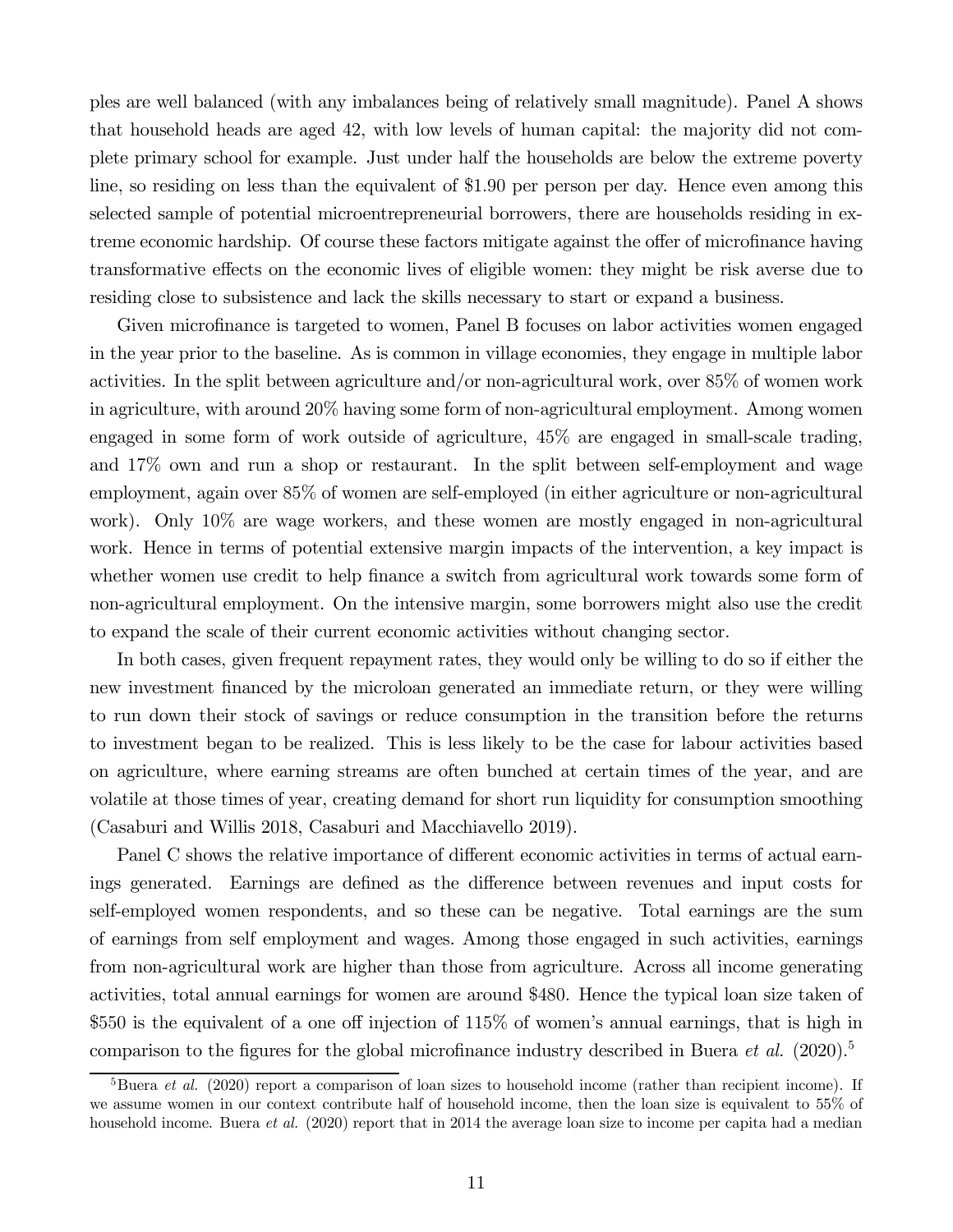ples are well balanced (with any imbalances being of relatively small magnitude). Panel A shows that household heads are aged 42, with low levels of human capital: the majority did not complete primary school for example. Just under half the households are below the extreme poverty line, so residing on less than the equivalent of \$1.90 per person per day. Hence even among this selected sample of potential microentrepreneurial borrowers, there are households residing in extreme economic hardship. Of course these factors mitigate against the offer of microfinance having transformative effects on the economic lives of eligible women: they might be risk averse due to residing close to subsistence and lack the skills necessary to start or expand a business.

Given microfinance is targeted to women, Panel B focuses on labor activities women engaged in the year prior to the baseline. As is common in village economies, they engage in multiple labor activities. In the split between agriculture and/or non-agricultural work, over 85% of women work in agriculture, with around 20% having some form of non-agricultural employment. Among women engaged in some form of work outside of agriculture, 45% are engaged in small-scale trading, and 17% own and run a shop or restaurant. In the split between self-employment and wage employment, again over 85% of women are self-employed (in either agriculture or non-agricultural work). Only 10% are wage workers, and these women are mostly engaged in non-agricultural work. Hence in terms of potential extensive margin impacts of the intervention, a key impact is whether women use credit to help finance a switch from agricultural work towards some form of non-agricultural employment. On the intensive margin, some borrowers might also use the credit to expand the scale of their current economic activities without changing sector.

In both cases, given frequent repayment rates, they would only be willing to do so if either the new investment financed by the microloan generated an immediate return, or they were willing to run down their stock of savings or reduce consumption in the transition before the returns to investment began to be realized. This is less likely to be the case for labour activities based on agriculture, where earning streams are often bunched at certain times of the year, and are volatile at those times of year, creating demand for short run liquidity for consumption smoothing (Casaburi and Willis 2018, Casaburi and Macchiavello 2019).

Panel C shows the relative importance of different economic activities in terms of actual earnings generated. Earnings are defined as the difference between revenues and input costs for self-employed women respondents, and so these can be negative. Total earnings are the sum of earnings from self employment and wages. Among those engaged in such activities, earnings from non-agricultural work are higher than those from agriculture. Across all income generating activities, total annual earnings for women are around \$480. Hence the typical loan size taken of \$550 is the equivalent of a one off injection of 115% of women's annual earnings, that is high in comparison to the figures for the global microfinance industry described in Buera *et al.* (2020).[5]

[5] Buera *et al.* (2020) report a comparison of loan sizes to household income (rather than recipient income). If we assume women in our context contribute half of household income, then the loan size is equivalent to 55% of household income. Buera *et al.* (2020) report that in 2014 the average loan size to income per capita had a median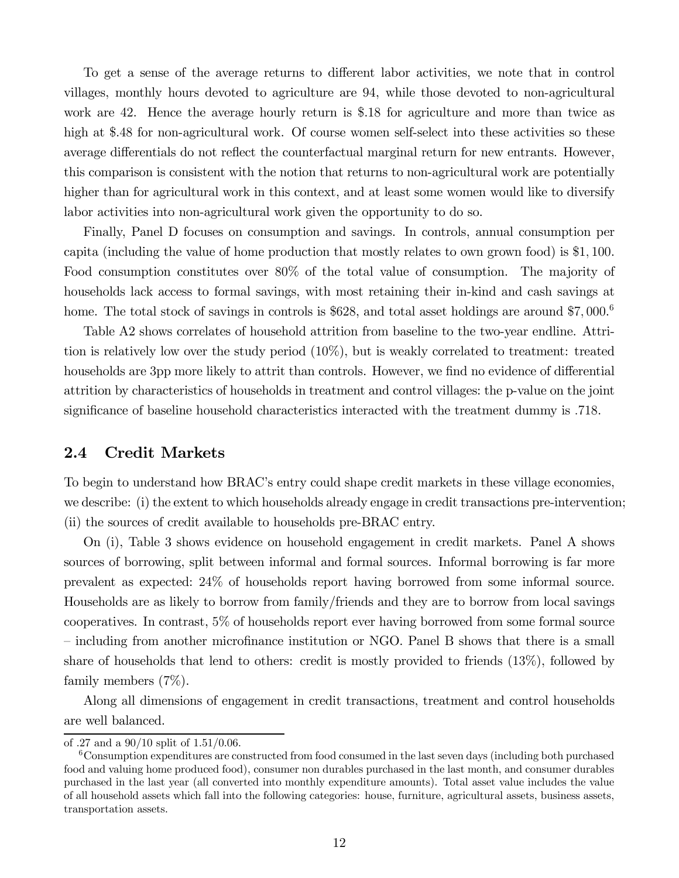To get a sense of the average returns to different labor activities, we note that in control villages, monthly hours devoted to agriculture are 94, while those devoted to non-agricultural work are 42. Hence the average hourly return is \$.18 for agriculture and more than twice as high at \$.48 for non-agricultural work. Of course women self-select into these activities so these average differentials do not reflect the counterfactual marginal return for new entrants. However, this comparison is consistent with the notion that returns to non-agricultural work are potentially higher than for agricultural work in this context, and at least some women would like to diversify labor activities into non-agricultural work given the opportunity to do so.

Finally, Panel D focuses on consumption and savings. In controls, annual consumption per capita (including the value of home production that mostly relates to own grown food) is \$1,100. Food consumption constitutes over 80% of the total value of consumption. The majority of households lack access to formal savings, with most retaining their in-kind and cash savings at home. The total stock of savings in controls is \$628, and total asset holdings are around \$7,000.[6]

Table A2 shows correlates of household attrition from baseline to the two-year endline. Attrition is relatively low over the study period (10%), but is weakly correlated to treatment: treated households are 3pp more likely to attrit than controls. However, we find no evidence of differential attrition by characteristics of households in treatment and control villages: the p-value on the joint significance of baseline household characteristics interacted with the treatment dummy is .718.

## 2.4 Credit Markets

To begin to understand how BRAC's entry could shape credit markets in these village economies, we describe: (i) the extent to which households already engage in credit transactions pre-intervention; (ii) the sources of credit available to households pre-BRAC entry.

On (i), Table 3 shows evidence on household engagement in credit markets. Panel A shows sources of borrowing, split between informal and formal sources. Informal borrowing is far more prevalent as expected: 24% of households report having borrowed from some informal source. Households are as likely to borrow from family/friends and they are to borrow from local savings cooperatives. In contrast, 5% of households report ever having borrowed from some formal source – including from another microfinance institution or NGO. Panel B shows that there is a small share of households that lend to others: credit is mostly provided to friends (13%), followed by family members (7%).

Along all dimensions of engagement in credit transactions, treatment and control households are well balanced.

---

of .27 and a 90/10 split of 1.51/0.06.

[6] Consumption expenditures are constructed from food consumed in the last seven days (including both purchased food and valuing home produced food), consumer non durables purchased in the last month, and consumer durables purchased in the last year (all converted into monthly expenditure amounts). Total asset value includes the value of all household assets which fall into the following categories: house, furniture, agricultural assets, business assets, transportation assets.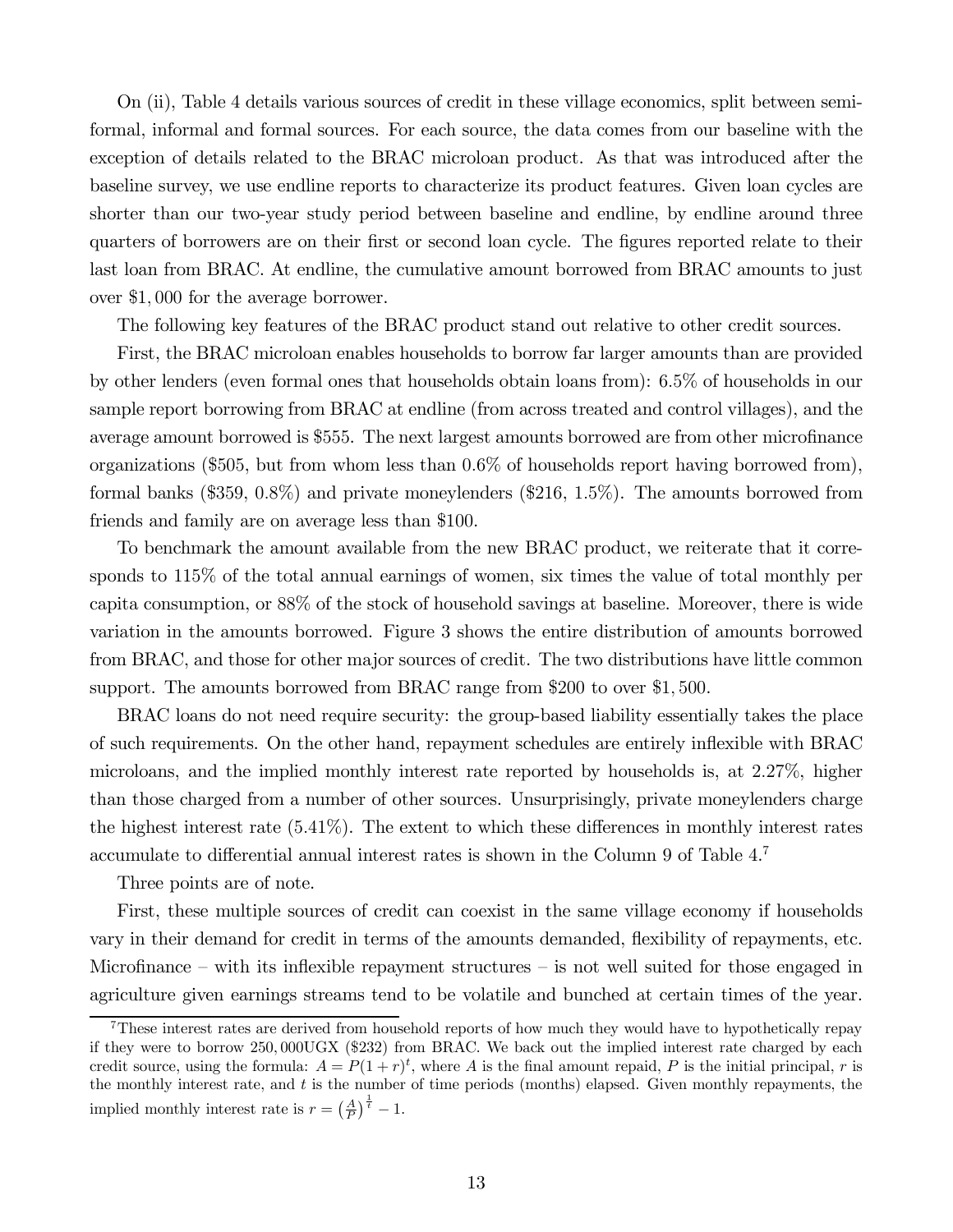On (ii), Table 4 details various sources of credit in these village economics, split between semi-formal, informal and formal sources. For each source, the data comes from our baseline with the exception of details related to the BRAC microloan product. As that was introduced after the baseline survey, we use endline reports to characterize its product features. Given loan cycles are shorter than our two-year study period between baseline and endline, by endline around three quarters of borrowers are on their first or second loan cycle. The figures reported relate to their last loan from BRAC. At endline, the cumulative amount borrowed from BRAC amounts to just over $1,000 for the average borrower.

The following key features of the BRAC product stand out relative to other credit sources.

First, the BRAC microloan enables households to borrow far larger amounts than are provided by other lenders (even formal ones that households obtain loans from): 6.5% of households in our sample report borrowing from BRAC at endline (from across treated and control villages), and the average amount borrowed is $555. The next largest amounts borrowed are from other microfinance organizations ($505, but from whom less than 0.6% of households report having borrowed from), formal banks ($359, 0.8%) and private moneylenders ($216, 1.5%). The amounts borrowed from friends and family are on average less than $100.

To benchmark the amount available from the new BRAC product, we reiterate that it corresponds to 115% of the total annual earnings of women, six times the value of total monthly per capita consumption, or 88% of the stock of household savings at baseline. Moreover, there is wide variation in the amounts borrowed. Figure 3 shows the entire distribution of amounts borrowed from BRAC, and those for other major sources of credit. The two distributions have little common support. The amounts borrowed from BRAC range from $200 to over $1,500.

BRAC loans do not need require security: the group-based liability essentially takes the place of such requirements. On the other hand, repayment schedules are entirely inflexible with BRAC microloans, and the implied monthly interest rate reported by households is, at 2.27%, higher than those charged from a number of other sources. Unsurprisingly, private moneylenders charge the highest interest rate (5.41%). The extent to which these differences in monthly interest rates accumulate to differential annual interest rates is shown in the Column 9 of Table 4.[7]

Three points are of note.

First, these multiple sources of credit can coexist in the same village economy if households vary in their demand for credit in terms of the amounts demanded, flexibility of repayments, etc. Microfinance – with its inflexible repayment structures – is not well suited for those engaged in agriculture given earnings streams tend to be volatile and bunched at certain times of the year.

[7] These interest rates are derived from household reports of how much they would have to hypothetically repay if they were to borrow 250,000UGX ($232) from BRAC. We back out the implied interest rate charged by each credit source, using the formula: $A = P(1+r)^t$, where $A$ is the final amount repaid, $P$ is the initial principal, $r$ is the monthly interest rate, and $t$ is the number of time periods (months) elapsed. Given monthly repayments, the implied monthly interest rate is $r = \left(\frac{A}{P}\right)^{\frac{1}{t}} - 1$.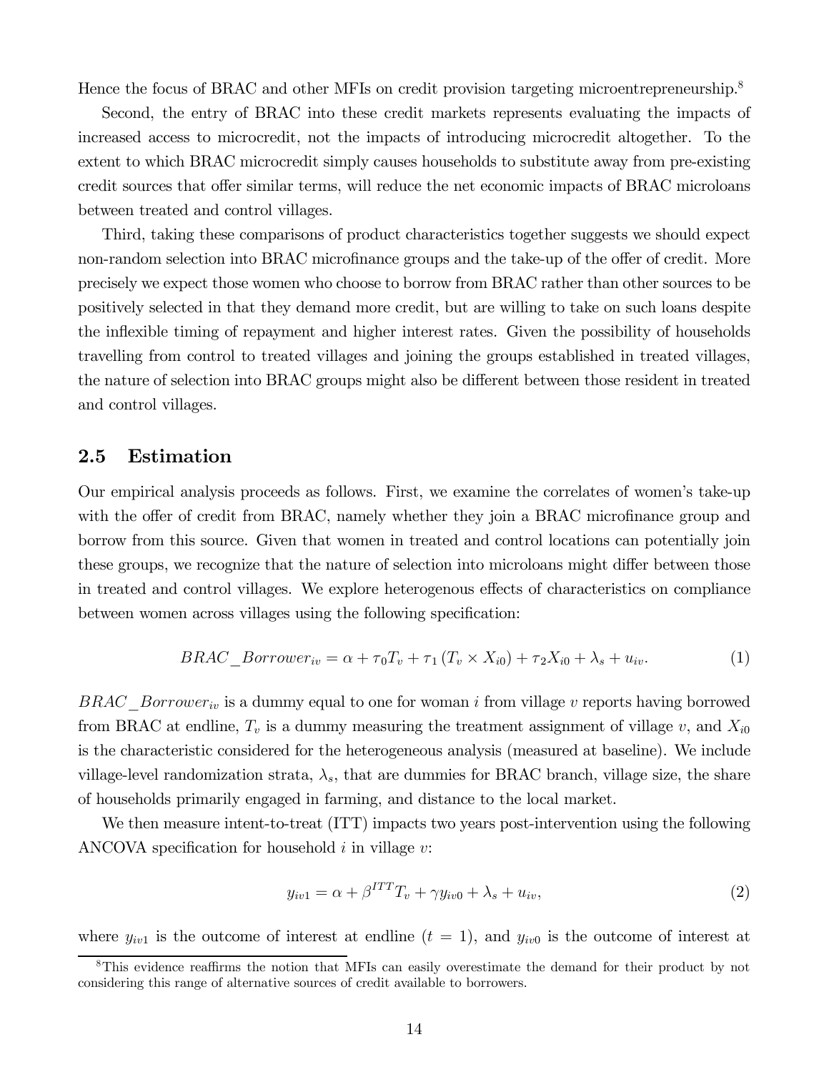Hence the focus of BRAC and other MFIs on credit provision targeting microentrepreneurship.[8]

Second, the entry of BRAC into these credit markets represents evaluating the impacts of increased access to microcredit, not the impacts of introducing microcredit altogether. To the extent to which BRAC microcredit simply causes households to substitute away from pre-existing credit sources that offer similar terms, will reduce the net economic impacts of BRAC microloans between treated and control villages.

Third, taking these comparisons of product characteristics together suggests we should expect non-random selection into BRAC microfinance groups and the take-up of the offer of credit. More precisely we expect those women who choose to borrow from BRAC rather than other sources to be positively selected in that they demand more credit, but are willing to take on such loans despite the inflexible timing of repayment and higher interest rates. Given the possibility of households travelling from control to treated villages and joining the groups established in treated villages, the nature of selection into BRAC groups might also be different between those resident in treated and control villages.

## 2.5 Estimation

Our empirical analysis proceeds as follows. First, we examine the correlates of women's take-up with the offer of credit from BRAC, namely whether they join a BRAC microfinance group and borrow from this source. Given that women in treated and control locations can potentially join these groups, we recognize that the nature of selection into microloans might differ between those in treated and control villages. We explore heterogenous effects of characteristics on compliance between women across villages using the following specification:

$$BRAC\_Borrower_{iv} = \alpha + \tau_0 T_v + \tau_1 (T_v \times X_{i0}) + \tau_2 X_{i0} + \lambda_s + u_{iv}. \tag{1}$$

$BRAC\_Borrower_{iv}$ is a dummy equal to one for woman $i$ from village $v$ reports having borrowed from BRAC at endline, $T_v$ is a dummy measuring the treatment assignment of village $v$, and $X_{i0}$ is the characteristic considered for the heterogeneous analysis (measured at baseline). We include village-level randomization strata, $\lambda_s$, that are dummies for BRAC branch, village size, the share of households primarily engaged in farming, and distance to the local market.

We then measure intent-to-treat (ITT) impacts two years post-intervention using the following ANCOVA specification for household $i$ in village $v$:

$$y_{iv1} = \alpha + \beta^{ITT} T_v + \gamma y_{iv0} + \lambda_s + u_{iv}, \tag{2}$$

where $y_{iv1}$ is the outcome of interest at endline ($t = 1$), and $y_{iv0}$ is the outcome of interest at

[8] This evidence reaffirms the notion that MFIs can easily overestimate the demand for their product by not considering this range of alternative sources of credit available to borrowers.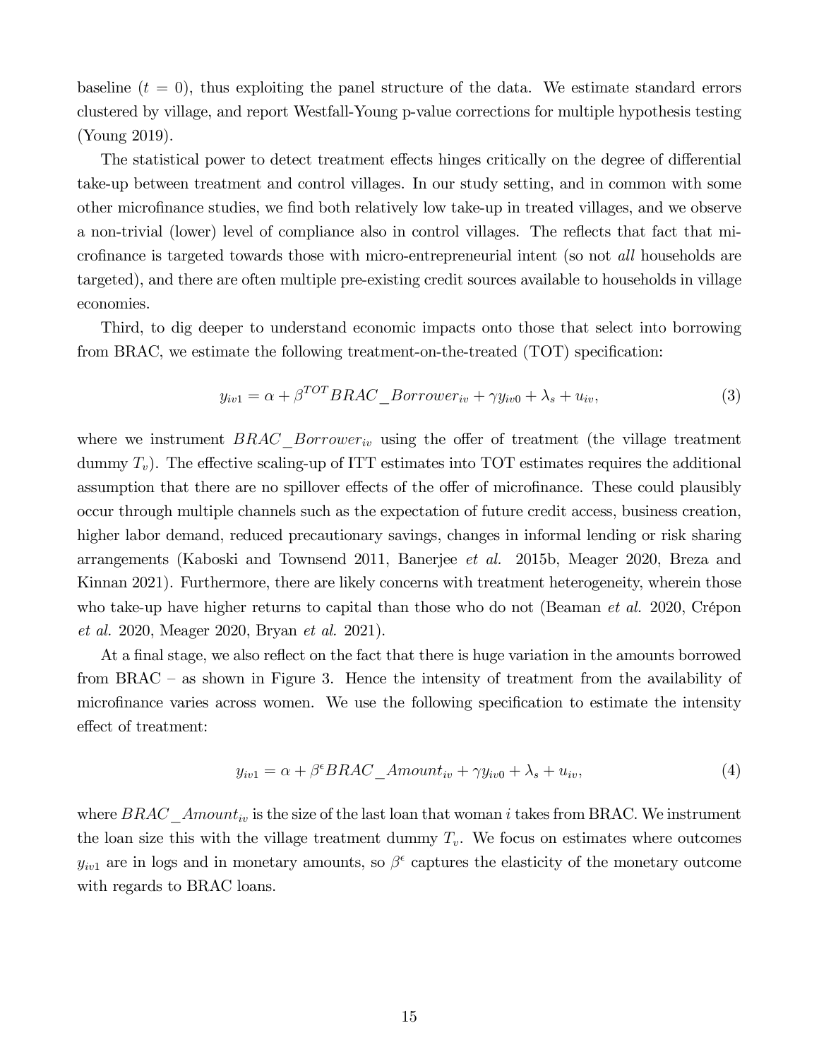baseline ($t = 0$), thus exploiting the panel structure of the data. We estimate standard errors clustered by village, and report Westfall-Young p-value corrections for multiple hypothesis testing (Young 2019).

The statistical power to detect treatment effects hinges critically on the degree of differential take-up between treatment and control villages. In our study setting, and in common with some other microfinance studies, we find both relatively low take-up in treated villages, and we observe a non-trivial (lower) level of compliance also in control villages. The reflects that fact that microfinance is targeted towards those with micro-entrepreneurial intent (so not *all* households are targeted), and there are often multiple pre-existing credit sources available to households in village economies.

Third, to dig deeper to understand economic impacts onto those that select into borrowing from BRAC, we estimate the following treatment-on-the-treated (TOT) specification:

$$y_{iv1} = \alpha + \beta^{TOT} BRAC\_Borrower_{iv} + \gamma y_{iv0} + \lambda_s + u_{iv}, \tag{3}$$

where we instrument $BRAC\_Borrower_{iv}$ using the offer of treatment (the village treatment dummy $T_v$). The effective scaling-up of ITT estimates into TOT estimates requires the additional assumption that there are no spillover effects of the offer of microfinance. These could plausibly occur through multiple channels such as the expectation of future credit access, business creation, higher labor demand, reduced precautionary savings, changes in informal lending or risk sharing arrangements (Kaboski and Townsend 2011, Banerjee *et al.* 2015b, Meager 2020, Breza and Kinnan 2021). Furthermore, there are likely concerns with treatment heterogeneity, wherein those who take-up have higher returns to capital than those who do not (Beaman *et al.* 2020, Crépon *et al.* 2020, Meager 2020, Bryan *et al.* 2021).

At a final stage, we also reflect on the fact that there is huge variation in the amounts borrowed from BRAC – as shown in Figure 3. Hence the intensity of treatment from the availability of microfinance varies across women. We use the following specification to estimate the intensity effect of treatment:

$$y_{iv1} = \alpha + \beta^{\epsilon} BRAC\_Amount_{iv} + \gamma y_{iv0} + \lambda_s + u_{iv}, \tag{4}$$

where $BRAC\_Amount_{iv}$ is the size of the last loan that woman $i$ takes from BRAC. We instrument the loan size this with the village treatment dummy $T_v$. We focus on estimates where outcomes $y_{iv1}$ are in logs and in monetary amounts, so $\beta^{\epsilon}$ captures the elasticity of the monetary outcome with regards to BRAC loans.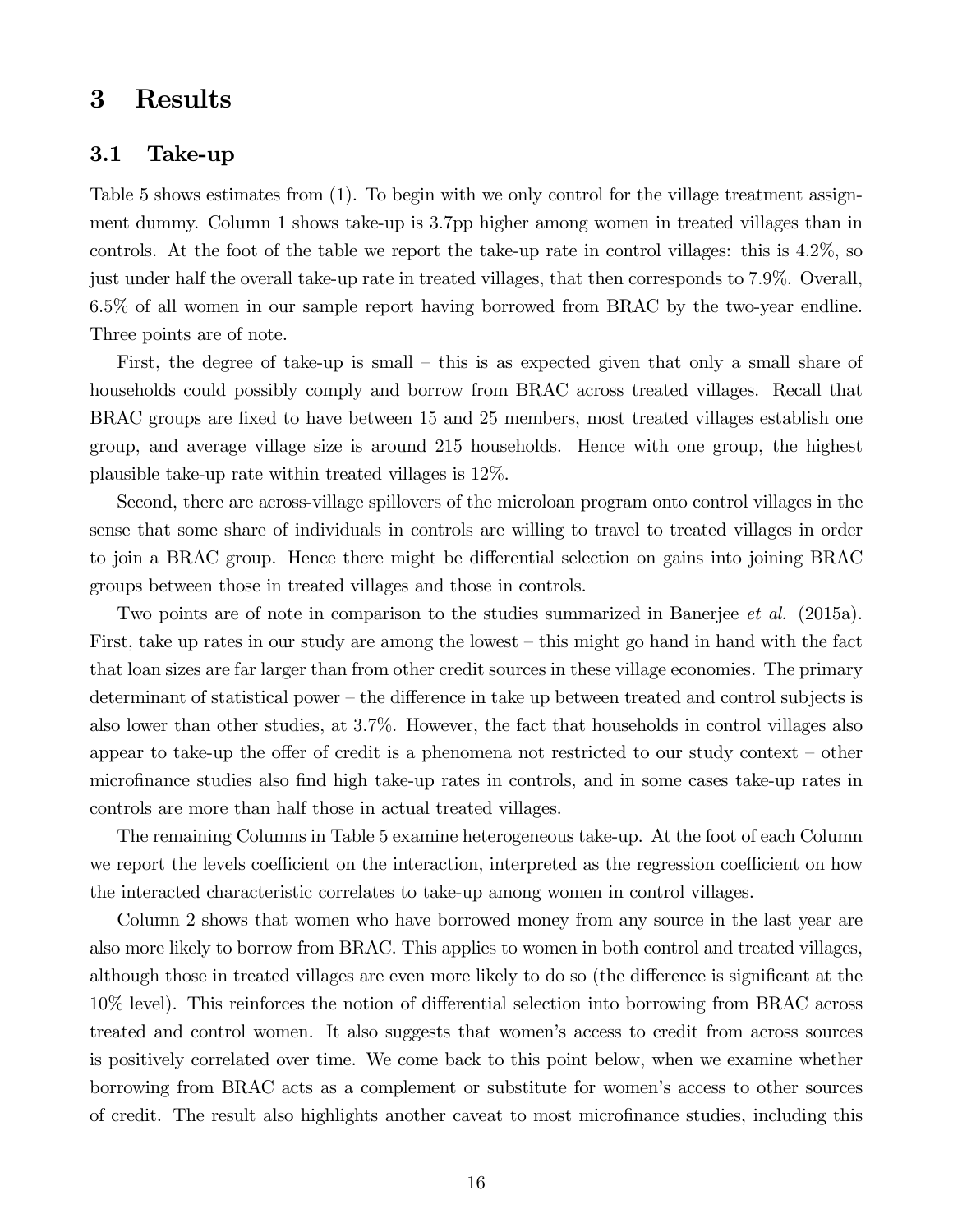# 3 Results

## 3.1 Take-up

Table 5 shows estimates from (1). To begin with we only control for the village treatment assignment dummy. Column 1 shows take-up is 3.7pp higher among women in treated villages than in controls. At the foot of the table we report the take-up rate in control villages: this is 4.2%, so just under half the overall take-up rate in treated villages, that then corresponds to 7.9%. Overall, 6.5% of all women in our sample report having borrowed from BRAC by the two-year endline. Three points are of note.

First, the degree of take-up is small – this is as expected given that only a small share of households could possibly comply and borrow from BRAC across treated villages. Recall that BRAC groups are fixed to have between 15 and 25 members, most treated villages establish one group, and average village size is around 215 households. Hence with one group, the highest plausible take-up rate within treated villages is 12%.

Second, there are across-village spillovers of the microloan program onto control villages in the sense that some share of individuals in controls are willing to travel to treated villages in order to join a BRAC group. Hence there might be differential selection on gains into joining BRAC groups between those in treated villages and those in controls.

Two points are of note in comparison to the studies summarized in Banerjee *et al.* (2015a). First, take up rates in our study are among the lowest – this might go hand in hand with the fact that loan sizes are far larger than from other credit sources in these village economies. The primary determinant of statistical power – the difference in take up between treated and control subjects is also lower than other studies, at 3.7%. However, the fact that households in control villages also appear to take-up the offer of credit is a phenomena not restricted to our study context – other microfinance studies also find high take-up rates in controls, and in some cases take-up rates in controls are more than half those in actual treated villages.

The remaining Columns in Table 5 examine heterogeneous take-up. At the foot of each Column we report the levels coefficient on the interaction, interpreted as the regression coefficient on how the interacted characteristic correlates to take-up among women in control villages.

Column 2 shows that women who have borrowed money from any source in the last year are also more likely to borrow from BRAC. This applies to women in both control and treated villages, although those in treated villages are even more likely to do so (the difference is significant at the 10% level). This reinforces the notion of differential selection into borrowing from BRAC across treated and control women. It also suggests that women's access to credit from across sources is positively correlated over time. We come back to this point below, when we examine whether borrowing from BRAC acts as a complement or substitute for women's access to other sources of credit. The result also highlights another caveat to most microfinance studies, including this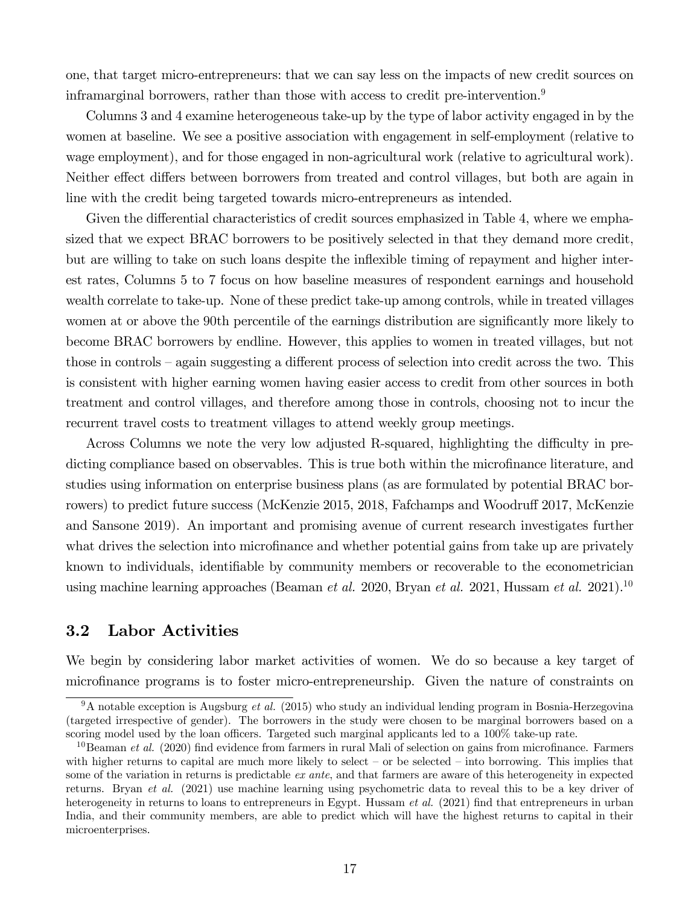one, that target micro-entrepreneurs: that we can say less on the impacts of new credit sources on inframarginal borrowers, rather than those with access to credit pre-intervention.[9]

Columns 3 and 4 examine heterogeneous take-up by the type of labor activity engaged in by the women at baseline. We see a positive association with engagement in self-employment (relative to wage employment), and for those engaged in non-agricultural work (relative to agricultural work). Neither effect differs between borrowers from treated and control villages, but both are again in line with the credit being targeted towards micro-entrepreneurs as intended.

Given the differential characteristics of credit sources emphasized in Table 4, where we emphasized that we expect BRAC borrowers to be positively selected in that they demand more credit, but are willing to take on such loans despite the inflexible timing of repayment and higher interest rates, Columns 5 to 7 focus on how baseline measures of respondent earnings and household wealth correlate to take-up. None of these predict take-up among controls, while in treated villages women at or above the 90th percentile of the earnings distribution are significantly more likely to become BRAC borrowers by endline. However, this applies to women in treated villages, but not those in controls – again suggesting a different process of selection into credit across the two. This is consistent with higher earning women having easier access to credit from other sources in both treatment and control villages, and therefore among those in controls, choosing not to incur the recurrent travel costs to treatment villages to attend weekly group meetings.

Across Columns we note the very low adjusted R-squared, highlighting the difficulty in predicting compliance based on observables. This is true both within the microfinance literature, and studies using information on enterprise business plans (as are formulated by potential BRAC borrowers) to predict future success (McKenzie 2015, 2018, Fafchamps and Woodruff 2017, McKenzie and Sansone 2019). An important and promising avenue of current research investigates further what drives the selection into microfinance and whether potential gains from take up are privately known to individuals, identifiable by community members or recoverable to the econometrician using machine learning approaches (Beaman *et al.* 2020, Bryan *et al.* 2021, Hussam *et al.* 2021).[10]

## 3.2 Labor Activities

We begin by considering labor market activities of women. We do so because a key target of microfinance programs is to foster micro-entrepreneurship. Given the nature of constraints on

[9] A notable exception is Augsburg *et al.* (2015) who study an individual lending program in Bosnia-Herzegovina (targeted irrespective of gender). The borrowers in the study were chosen to be marginal borrowers based on a scoring model used by the loan officers. Targeted such marginal applicants led to a 100% take-up rate.

[10] Beaman *et al.* (2020) find evidence from farmers in rural Mali of selection on gains from microfinance. Farmers with higher returns to capital are much more likely to select – or be selected – into borrowing. This implies that some of the variation in returns is predictable *ex ante*, and that farmers are aware of this heterogeneity in expected returns. Bryan *et al.* (2021) use machine learning using psychometric data to reveal this to be a key driver of heterogeneity in returns to loans to entrepreneurs in Egypt. Hussam *et al.* (2021) find that entrepreneurs in urban India, and their community members, are able to predict which will have the highest returns to capital in their microenterprises.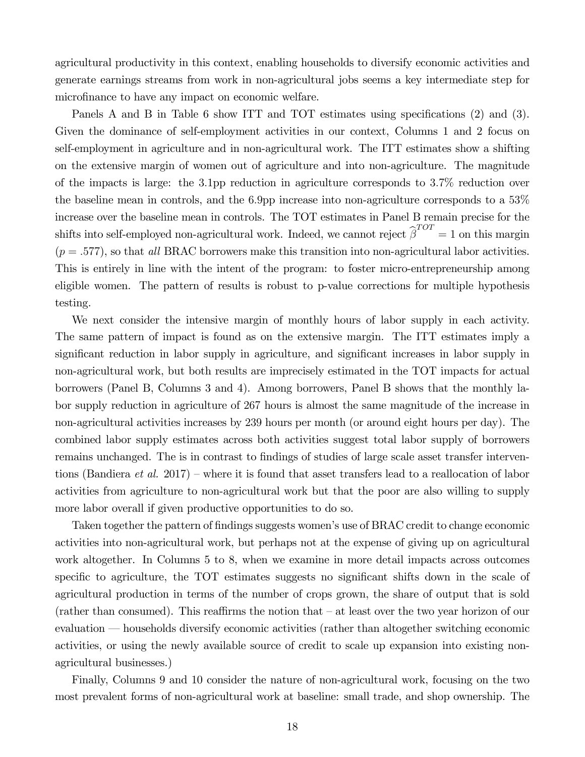agricultural productivity in this context, enabling households to diversify economic activities and generate earnings streams from work in non-agricultural jobs seems a key intermediate step for microfinance to have any impact on economic welfare.

Panels A and B in Table 6 show ITT and TOT estimates using specifications (2) and (3). Given the dominance of self-employment activities in our context, Columns 1 and 2 focus on self-employment in agriculture and in non-agricultural work. The ITT estimates show a shifting on the extensive margin of women out of agriculture and into non-agriculture. The magnitude of the impacts is large: the 3.1pp reduction in agriculture corresponds to 3.7% reduction over the baseline mean in controls, and the 6.9pp increase into non-agriculture corresponds to a 53% increase over the baseline mean in controls. The TOT estimates in Panel B remain precise for the shifts into self-employed non-agricultural work. Indeed, we cannot reject $\widehat{\beta}^{TOT} = 1$ on this margin ($p = .577$), so that *all* BRAC borrowers make this transition into non-agricultural labor activities. This is entirely in line with the intent of the program: to foster micro-entrepreneurship among eligible women. The pattern of results is robust to p-value corrections for multiple hypothesis testing.

We next consider the intensive margin of monthly hours of labor supply in each activity. The same pattern of impact is found as on the extensive margin. The ITT estimates imply a significant reduction in labor supply in agriculture, and significant increases in labor supply in non-agricultural work, but both results are imprecisely estimated in the TOT impacts for actual borrowers (Panel B, Columns 3 and 4). Among borrowers, Panel B shows that the monthly labor supply reduction in agriculture of 267 hours is almost the same magnitude of the increase in non-agricultural activities increases by 239 hours per month (or around eight hours per day). The combined labor supply estimates across both activities suggest total labor supply of borrowers remains unchanged. The is in contrast to findings of studies of large scale asset transfer interventions (Bandiera *et al.* 2017) – where it is found that asset transfers lead to a reallocation of labor activities from agriculture to non-agricultural work but that the poor are also willing to supply more labor overall if given productive opportunities to do so.

Taken together the pattern of findings suggests women's use of BRAC credit to change economic activities into non-agricultural work, but perhaps not at the expense of giving up on agricultural work altogether. In Columns 5 to 8, when we examine in more detail impacts across outcomes specific to agriculture, the TOT estimates suggests no significant shifts down in the scale of agricultural production in terms of the number of crops grown, the share of output that is sold (rather than consumed). This reaffirms the notion that – at least over the two year horizon of our evaluation — households diversify economic activities (rather than altogether switching economic activities, or using the newly available source of credit to scale up expansion into existing non-agricultural businesses.)

Finally, Columns 9 and 10 consider the nature of non-agricultural work, focusing on the two most prevalent forms of non-agricultural work at baseline: small trade, and shop ownership. The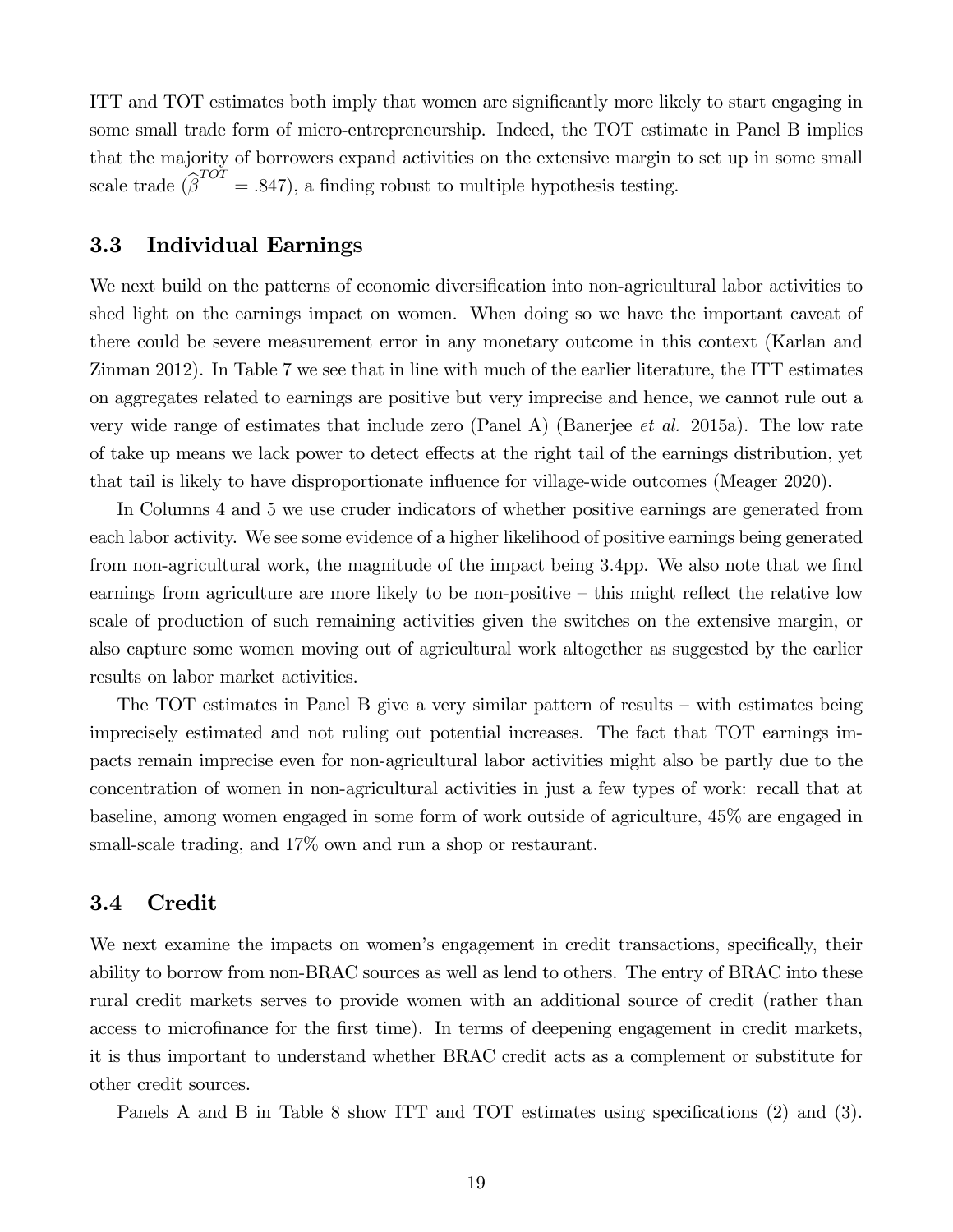ITT and TOT estimates both imply that women are significantly more likely to start engaging in some small trade form of micro-entrepreneurship. Indeed, the TOT estimate in Panel B implies that the majority of borrowers expand activities on the extensive margin to set up in some small scale trade ($\widehat{\beta}^{TOT} = .847$), a finding robust to multiple hypothesis testing.

### 3.3 Individual Earnings

We next build on the patterns of economic diversification into non-agricultural labor activities to shed light on the earnings impact on women. When doing so we have the important caveat of there could be severe measurement error in any monetary outcome in this context (Karlan and Zinman 2012). In Table 7 we see that in line with much of the earlier literature, the ITT estimates on aggregates related to earnings are positive but very imprecise and hence, we cannot rule out a very wide range of estimates that include zero (Panel A) (Banerjee *et al.* 2015a). The low rate of take up means we lack power to detect effects at the right tail of the earnings distribution, yet that tail is likely to have disproportionate influence for village-wide outcomes (Meager 2020).

In Columns 4 and 5 we use cruder indicators of whether positive earnings are generated from each labor activity. We see some evidence of a higher likelihood of positive earnings being generated from non-agricultural work, the magnitude of the impact being 3.4pp. We also note that we find earnings from agriculture are more likely to be non-positive – this might reflect the relative low scale of production of such remaining activities given the switches on the extensive margin, or also capture some women moving out of agricultural work altogether as suggested by the earlier results on labor market activities.

The TOT estimates in Panel B give a very similar pattern of results – with estimates being imprecisely estimated and not ruling out potential increases. The fact that TOT earnings impacts remain imprecise even for non-agricultural labor activities might also be partly due to the concentration of women in non-agricultural activities in just a few types of work: recall that at baseline, among women engaged in some form of work outside of agriculture, 45% are engaged in small-scale trading, and 17% own and run a shop or restaurant.

### 3.4 Credit

We next examine the impacts on women's engagement in credit transactions, specifically, their ability to borrow from non-BRAC sources as well as lend to others. The entry of BRAC into these rural credit markets serves to provide women with an additional source of credit (rather than access to microfinance for the first time). In terms of deepening engagement in credit markets, it is thus important to understand whether BRAC credit acts as a complement or substitute for other credit sources.

Panels A and B in Table 8 show ITT and TOT estimates using specifications (2) and (3).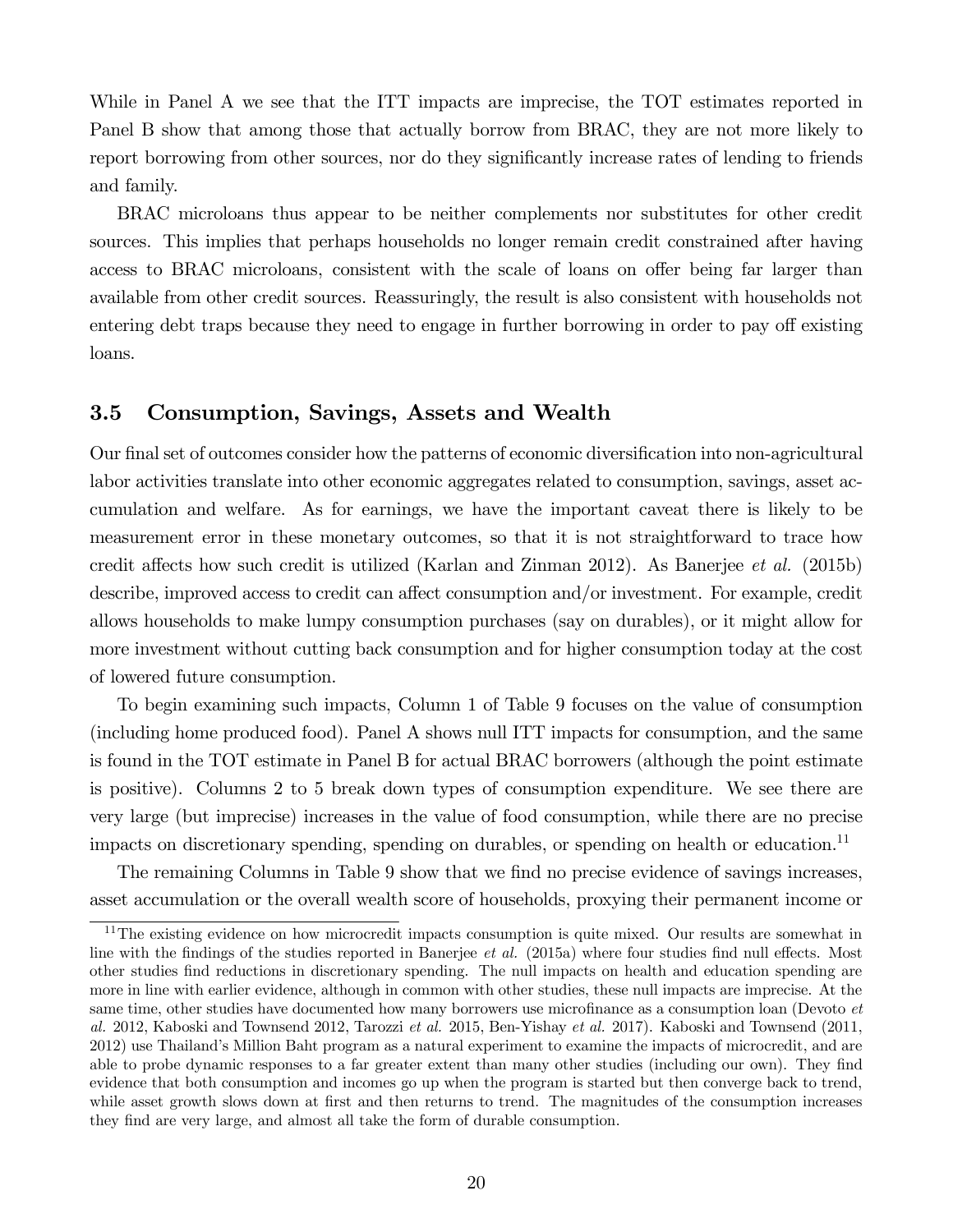While in Panel A we see that the ITT impacts are imprecise, the TOT estimates reported in Panel B show that among those that actually borrow from BRAC, they are not more likely to report borrowing from other sources, nor do they significantly increase rates of lending to friends and family.

BRAC microloans thus appear to be neither complements nor substitutes for other credit sources. This implies that perhaps households no longer remain credit constrained after having access to BRAC microloans, consistent with the scale of loans on offer being far larger than available from other credit sources. Reassuringly, the result is also consistent with households not entering debt traps because they need to engage in further borrowing in order to pay off existing loans.

### 3.5 Consumption, Savings, Assets and Wealth

Our final set of outcomes consider how the patterns of economic diversification into non-agricultural labor activities translate into other economic aggregates related to consumption, savings, asset accumulation and welfare. As for earnings, we have the important caveat there is likely to be measurement error in these monetary outcomes, so that it is not straightforward to trace how credit affects how such credit is utilized (Karlan and Zinman 2012). As Banerjee *et al.* (2015b) describe, improved access to credit can affect consumption and/or investment. For example, credit allows households to make lumpy consumption purchases (say on durables), or it might allow for more investment without cutting back consumption and for higher consumption today at the cost of lowered future consumption.

To begin examining such impacts, Column 1 of Table 9 focuses on the value of consumption (including home produced food). Panel A shows null ITT impacts for consumption, and the same is found in the TOT estimate in Panel B for actual BRAC borrowers (although the point estimate is positive). Columns 2 to 5 break down types of consumption expenditure. We see there are very large (but imprecise) increases in the value of food consumption, while there are no precise impacts on discretionary spending, spending on durables, or spending on health or education.[11]

The remaining Columns in Table 9 show that we find no precise evidence of savings increases, asset accumulation or the overall wealth score of households, proxying their permanent income or

[11] The existing evidence on how microcredit impacts consumption is quite mixed. Our results are somewhat in line with the findings of the studies reported in Banerjee *et al.* (2015a) where four studies find null effects. Most other studies find reductions in discretionary spending. The null impacts on health and education spending are more in line with earlier evidence, although in common with other studies, these null impacts are imprecise. At the same time, other studies have documented how many borrowers use microfinance as a consumption loan (Devoto *et al.* 2012, Kaboski and Townsend 2012, Tarozzi *et al.* 2015, Ben-Yishay *et al.* 2017). Kaboski and Townsend (2011, 2012) use Thailand's Million Baht program as a natural experiment to examine the impacts of microcredit, and are able to probe dynamic responses to a far greater extent than many other studies (including our own). They find evidence that both consumption and incomes go up when the program is started but then converge back to trend, while asset growth slows down at first and then returns to trend. The magnitudes of the consumption increases they find are very large, and almost all take the form of durable consumption.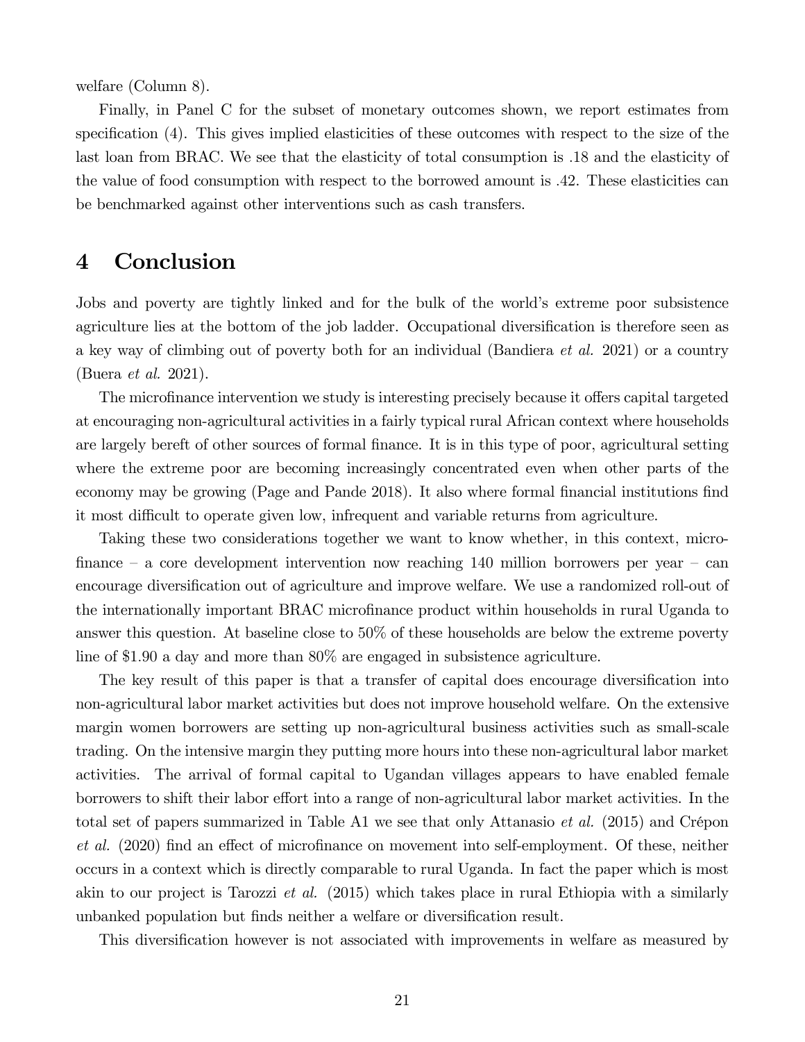welfare (Column 8).

Finally, in Panel C for the subset of monetary outcomes shown, we report estimates from specification (4). This gives implied elasticities of these outcomes with respect to the size of the last loan from BRAC. We see that the elasticity of total consumption is .18 and the elasticity of the value of food consumption with respect to the borrowed amount is .42. These elasticities can be benchmarked against other interventions such as cash transfers.

# 4 Conclusion

Jobs and poverty are tightly linked and for the bulk of the world's extreme poor subsistence agriculture lies at the bottom of the job ladder. Occupational diversification is therefore seen as a key way of climbing out of poverty both for an individual (Bandiera *et al.* 2021) or a country (Buera *et al.* 2021).

The microfinance intervention we study is interesting precisely because it offers capital targeted at encouraging non-agricultural activities in a fairly typical rural African context where households are largely bereft of other sources of formal finance. It is in this type of poor, agricultural setting where the extreme poor are becoming increasingly concentrated even when other parts of the economy may be growing (Page and Pande 2018). It also where formal financial institutions find it most difficult to operate given low, infrequent and variable returns from agriculture.

Taking these two considerations together we want to know whether, in this context, microfinance – a core development intervention now reaching 140 million borrowers per year – can encourage diversification out of agriculture and improve welfare. We use a randomized roll-out of the internationally important BRAC microfinance product within households in rural Uganda to answer this question. At baseline close to 50% of these households are below the extreme poverty line of $1.90 a day and more than 80% are engaged in subsistence agriculture.

The key result of this paper is that a transfer of capital does encourage diversification into non-agricultural labor market activities but does not improve household welfare. On the extensive margin women borrowers are setting up non-agricultural business activities such as small-scale trading. On the intensive margin they putting more hours into these non-agricultural labor market activities. The arrival of formal capital to Ugandan villages appears to have enabled female borrowers to shift their labor effort into a range of non-agricultural labor market activities. In the total set of papers summarized in Table A1 we see that only Attanasio *et al.* (2015) and Crépon *et al.* (2020) find an effect of microfinance on movement into self-employment. Of these, neither occurs in a context which is directly comparable to rural Uganda. In fact the paper which is most akin to our project is Tarozzi *et al.* (2015) which takes place in rural Ethiopia with a similarly unbanked population but finds neither a welfare or diversification result.

This diversification however is not associated with improvements in welfare as measured by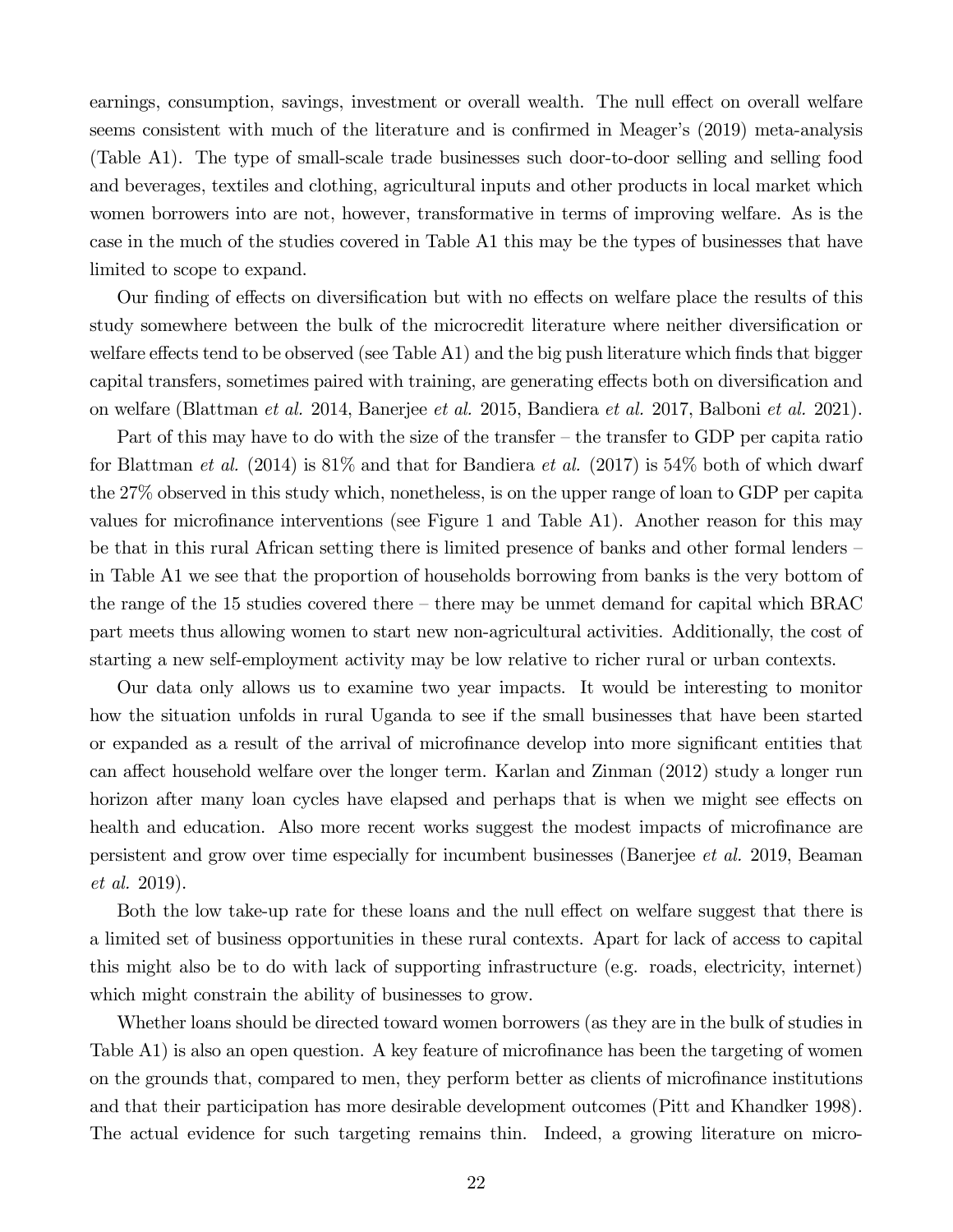earnings, consumption, savings, investment or overall wealth. The null effect on overall welfare seems consistent with much of the literature and is confirmed in Meager's (2019) meta-analysis (Table A1). The type of small-scale trade businesses such door-to-door selling and selling food and beverages, textiles and clothing, agricultural inputs and other products in local market which women borrowers into are not, however, transformative in terms of improving welfare. As is the case in the much of the studies covered in Table A1 this may be the types of businesses that have limited to scope to expand.

Our finding of effects on diversification but with no effects on welfare place the results of this study somewhere between the bulk of the microcredit literature where neither diversification or welfare effects tend to be observed (see Table A1) and the big push literature which finds that bigger capital transfers, sometimes paired with training, are generating effects both on diversification and on welfare (Blattman *et al.* 2014, Banerjee *et al.* 2015, Bandiera *et al.* 2017, Balboni *et al.* 2021).

Part of this may have to do with the size of the transfer – the transfer to GDP per capita ratio for Blattman *et al.* (2014) is 81% and that for Bandiera *et al.* (2017) is 54% both of which dwarf the 27% observed in this study which, nonetheless, is on the upper range of loan to GDP per capita values for microfinance interventions (see Figure 1 and Table A1). Another reason for this may be that in this rural African setting there is limited presence of banks and other formal lenders – in Table A1 we see that the proportion of households borrowing from banks is the very bottom of the range of the 15 studies covered there – there may be unmet demand for capital which BRAC part meets thus allowing women to start new non-agricultural activities. Additionally, the cost of starting a new self-employment activity may be low relative to richer rural or urban contexts.

Our data only allows us to examine two year impacts. It would be interesting to monitor how the situation unfolds in rural Uganda to see if the small businesses that have been started or expanded as a result of the arrival of microfinance develop into more significant entities that can affect household welfare over the longer term. Karlan and Zinman (2012) study a longer run horizon after many loan cycles have elapsed and perhaps that is when we might see effects on health and education. Also more recent works suggest the modest impacts of microfinance are persistent and grow over time especially for incumbent businesses (Banerjee *et al.* 2019, Beaman *et al.* 2019).

Both the low take-up rate for these loans and the null effect on welfare suggest that there is a limited set of business opportunities in these rural contexts. Apart for lack of access to capital this might also be to do with lack of supporting infrastructure (e.g. roads, electricity, internet) which might constrain the ability of businesses to grow.

Whether loans should be directed toward women borrowers (as they are in the bulk of studies in Table A1) is also an open question. A key feature of microfinance has been the targeting of women on the grounds that, compared to men, they perform better as clients of microfinance institutions and that their participation has more desirable development outcomes (Pitt and Khandker 1998). The actual evidence for such targeting remains thin. Indeed, a growing literature on micro-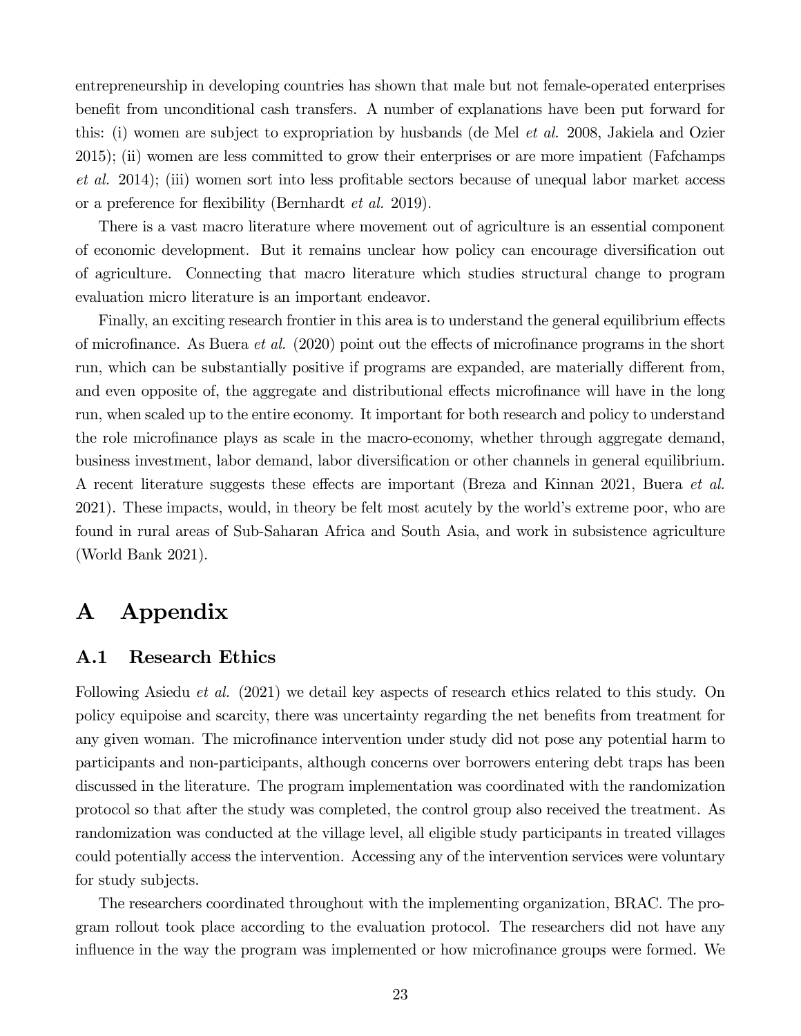entrepreneurship in developing countries has shown that male but not female-operated enterprises benefit from unconditional cash transfers. A number of explanations have been put forward for this: (i) women are subject to expropriation by husbands (de Mel *et al.* 2008, Jakiela and Ozier 2015); (ii) women are less committed to grow their enterprises or are more impatient (Fafchamps *et al.* 2014); (iii) women sort into less profitable sectors because of unequal labor market access or a preference for flexibility (Bernhardt *et al.* 2019).

There is a vast macro literature where movement out of agriculture is an essential component of economic development. But it remains unclear how policy can encourage diversification out of agriculture. Connecting that macro literature which studies structural change to program evaluation micro literature is an important endeavor.

Finally, an exciting research frontier in this area is to understand the general equilibrium effects of microfinance. As Buera *et al.* (2020) point out the effects of microfinance programs in the short run, which can be substantially positive if programs are expanded, are materially different from, and even opposite of, the aggregate and distributional effects microfinance will have in the long run, when scaled up to the entire economy. It important for both research and policy to understand the role microfinance plays as scale in the macro-economy, whether through aggregate demand, business investment, labor demand, labor diversification or other channels in general equilibrium. A recent literature suggests these effects are important (Breza and Kinnan 2021, Buera *et al.* 2021). These impacts, would, in theory be felt most acutely by the world's extreme poor, who are found in rural areas of Sub-Saharan Africa and South Asia, and work in subsistence agriculture (World Bank 2021).

# A Appendix

## A.1 Research Ethics

Following Asiedu *et al.* (2021) we detail key aspects of research ethics related to this study. On policy equipoise and scarcity, there was uncertainty regarding the net benefits from treatment for any given woman. The microfinance intervention under study did not pose any potential harm to participants and non-participants, although concerns over borrowers entering debt traps has been discussed in the literature. The program implementation was coordinated with the randomization protocol so that after the study was completed, the control group also received the treatment. As randomization was conducted at the village level, all eligible study participants in treated villages could potentially access the intervention. Accessing any of the intervention services were voluntary for study subjects.

The researchers coordinated throughout with the implementing organization, BRAC. The program rollout took place according to the evaluation protocol. The researchers did not have any influence in the way the program was implemented or how microfinance groups were formed. We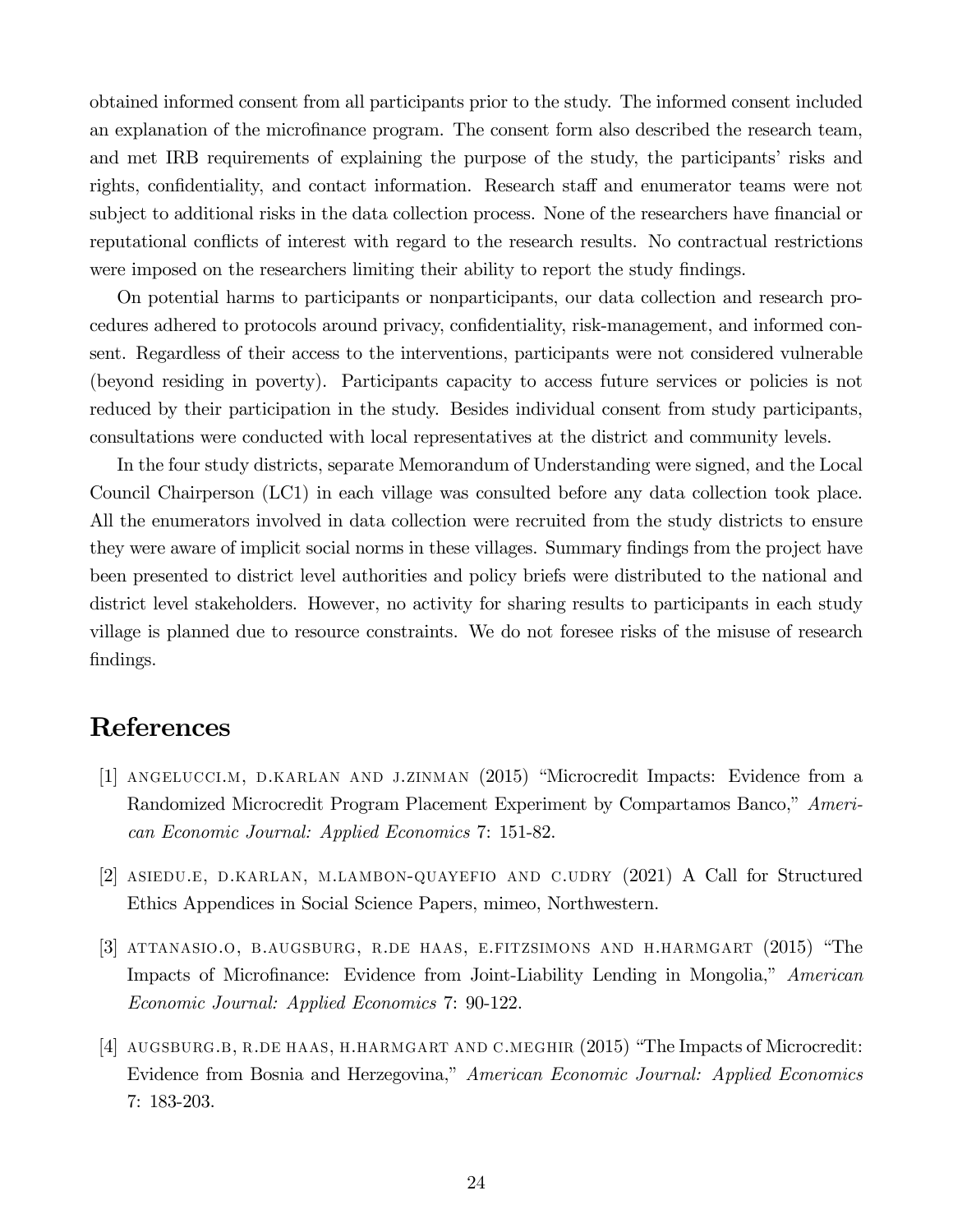obtained informed consent from all participants prior to the study. The informed consent included an explanation of the microfinance program. The consent form also described the research team, and met IRB requirements of explaining the purpose of the study, the participants' risks and rights, confidentiality, and contact information. Research staff and enumerator teams were not subject to additional risks in the data collection process. None of the researchers have financial or reputational conflicts of interest with regard to the research results. No contractual restrictions were imposed on the researchers limiting their ability to report the study findings.

On potential harms to participants or nonparticipants, our data collection and research procedures adhered to protocols around privacy, confidentiality, risk-management, and informed consent. Regardless of their access to the interventions, participants were not considered vulnerable (beyond residing in poverty). Participants capacity to access future services or policies is not reduced by their participation in the study. Besides individual consent from study participants, consultations were conducted with local representatives at the district and community levels.

In the four study districts, separate Memorandum of Understanding were signed, and the Local Council Chairperson (LC1) in each village was consulted before any data collection took place. All the enumerators involved in data collection were recruited from the study districts to ensure they were aware of implicit social norms in these villages. Summary findings from the project have been presented to district level authorities and policy briefs were distributed to the national and district level stakeholders. However, no activity for sharing results to participants in each study village is planned due to resource constraints. We do not foresee risks of the misuse of research findings.

# References

[1] ANGELUCCI.M, D.KARLAN AND J.ZINMAN (2015) "Microcredit Impacts: Evidence from a Randomized Microcredit Program Placement Experiment by Compartamos Banco," *American Economic Journal: Applied Economics* 7: 151-82.

[2] ASIEDU.E, D.KARLAN, M.LAMBON-QUAYEFIO AND C.UDRY (2021) A Call for Structured Ethics Appendices in Social Science Papers, mimeo, Northwestern.

[3] ATTANASIO.O, B.AUGSBURG, R.DE HAAS, E.FITZSIMONS AND H.HARMGART (2015) "The Impacts of Microfinance: Evidence from Joint-Liability Lending in Mongolia," *American Economic Journal: Applied Economics* 7: 90-122.

[4] AUGSBURG.B, R.DE HAAS, H.HARMGART AND C.MEGHIR (2015) "The Impacts of Microcredit: Evidence from Bosnia and Herzegovina," *American Economic Journal: Applied Economics* 7: 183-203.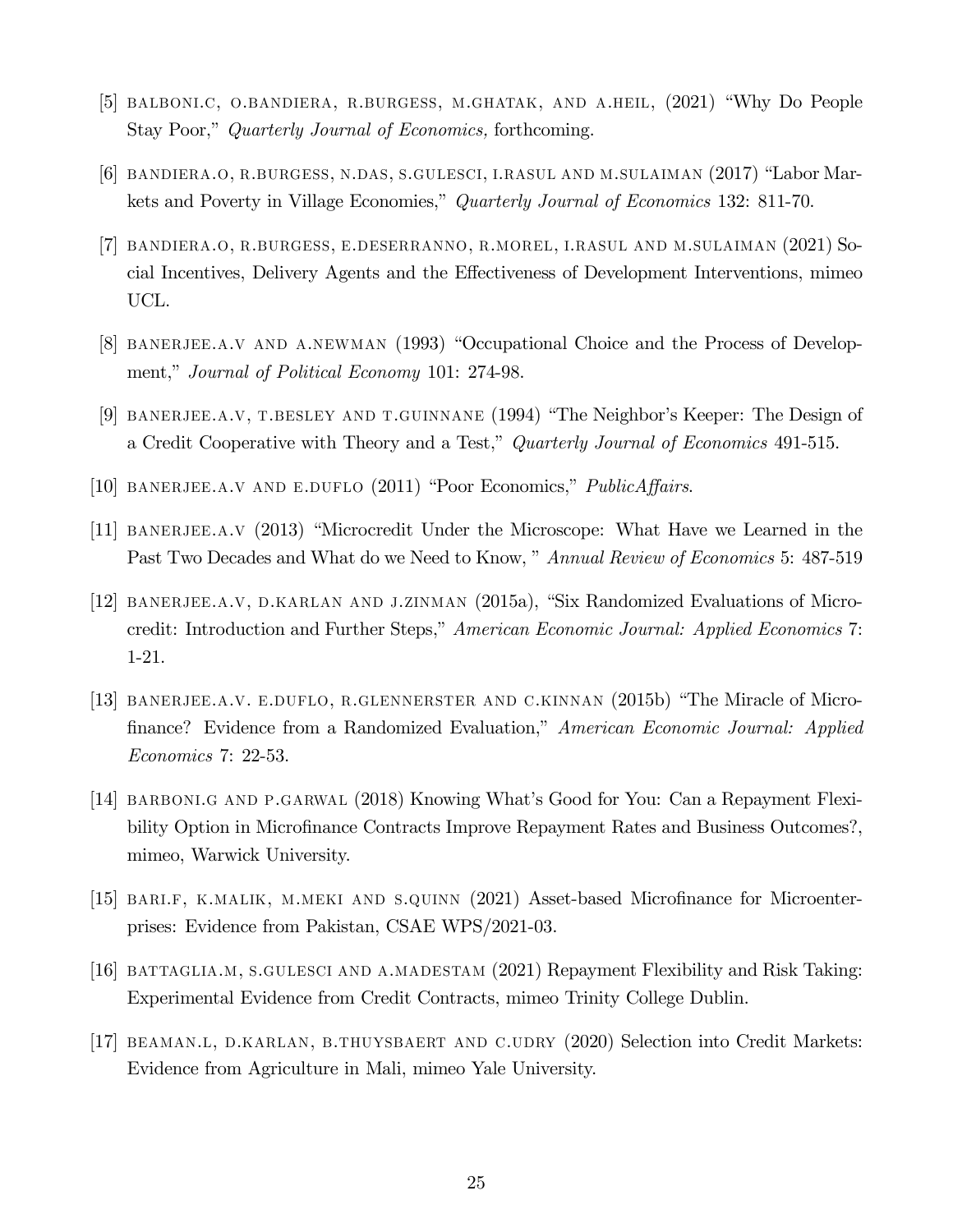[5] BALBONI.C, O.BANDIERA, R.BURGESS, M.GHATAK, AND A.HEIL, (2021) "Why Do People Stay Poor," *Quarterly Journal of Economics,* forthcoming.

[6] BANDIERA.O, R.BURGESS, N.DAS, S.GULESCI, I.RASUL AND M.SULAIMAN (2017) "Labor Markets and Poverty in Village Economies," *Quarterly Journal of Economics* 132: 811-70.

[7] BANDIERA.O, R.BURGESS, E.DESERRANNO, R.MOREL, I.RASUL AND M.SULAIMAN (2021) Social Incentives, Delivery Agents and the Effectiveness of Development Interventions, mimeo UCL.

[8] BANERJEE.A.V AND A.NEWMAN (1993) "Occupational Choice and the Process of Development," *Journal of Political Economy* 101: 274-98.

[9] BANERJEE.A.V, T.BESLEY AND T.GUINNANE (1994) "The Neighbor's Keeper: The Design of a Credit Cooperative with Theory and a Test," *Quarterly Journal of Economics* 491-515.

[10] BANERJEE.A.V AND E.DUFLO (2011) "Poor Economics," *PublicAffairs*.

[11] BANERJEE.A.V (2013) "Microcredit Under the Microscope: What Have we Learned in the Past Two Decades and What do we Need to Know, " *Annual Review of Economics* 5: 487-519

[12] BANERJEE.A.V, D.KARLAN AND J.ZINMAN (2015a), "Six Randomized Evaluations of Microcredit: Introduction and Further Steps," *American Economic Journal: Applied Economics* 7: 1-21.

[13] BANERJEE.A.V. E.DUFLO, R.GLENNERSTER AND C.KINNAN (2015b) "The Miracle of Microfinance? Evidence from a Randomized Evaluation," *American Economic Journal: Applied Economics* 7: 22-53.

[14] BARBONI.G AND P.GARWAL (2018) Knowing What's Good for You: Can a Repayment Flexibility Option in Microfinance Contracts Improve Repayment Rates and Business Outcomes?, mimeo, Warwick University.

[15] BARI.F, K.MALIK, M.MEKI AND S.QUINN (2021) Asset-based Microfinance for Microenterprises: Evidence from Pakistan, CSAE WPS/2021-03.

[16] BATTAGLIA.M, S.GULESCI AND A.MADESTAM (2021) Repayment Flexibility and Risk Taking: Experimental Evidence from Credit Contracts, mimeo Trinity College Dublin.

[17] BEAMAN.L, D.KARLAN, B.THUYSBAERT AND C.UDRY (2020) Selection into Credit Markets: Evidence from Agriculture in Mali, mimeo Yale University.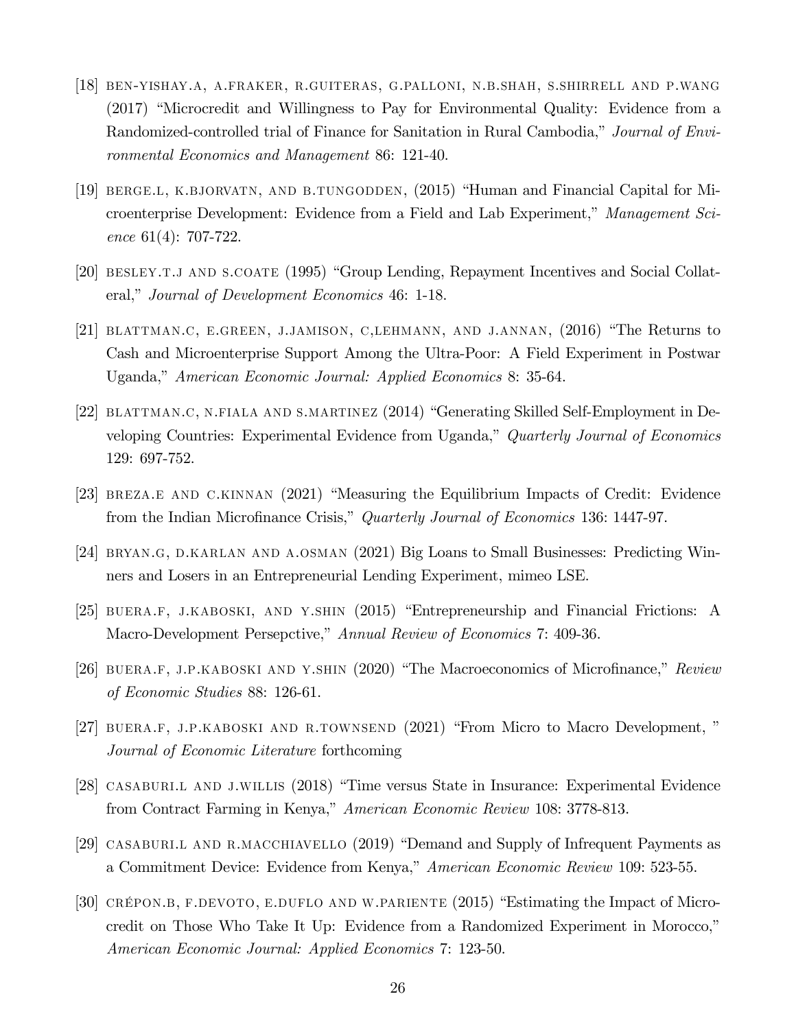[18] BEN-YISHAY.A, A.FRAKER, R.GUITERAS, G.PALLONI, N.B.SHAH, S.SHIRRELL AND P.WANG (2017) "Microcredit and Willingness to Pay for Environmental Quality: Evidence from a Randomized-controlled trial of Finance for Sanitation in Rural Cambodia," *Journal of Environmental Economics and Management* 86: 121-40.

[19] BERGE.L, K.BJORVATN, AND B.TUNGODDEN, (2015) "Human and Financial Capital for Microenterprise Development: Evidence from a Field and Lab Experiment," *Management Science* 61(4): 707-722.

[20] BESLEY.T.J AND S.COATE (1995) "Group Lending, Repayment Incentives and Social Collateral," *Journal of Development Economics* 46: 1-18.

[21] BLATTMAN.C, E.GREEN, J.JAMISON, C,LEHMANN, AND J.ANNAN, (2016) "The Returns to Cash and Microenterprise Support Among the Ultra-Poor: A Field Experiment in Postwar Uganda," *American Economic Journal: Applied Economics* 8: 35-64.

[22] BLATTMAN.C, N.FIALA AND S.MARTINEZ (2014) "Generating Skilled Self-Employment in Developing Countries: Experimental Evidence from Uganda," *Quarterly Journal of Economics* 129: 697-752.

[23] BREZA.E AND C.KINNAN (2021) "Measuring the Equilibrium Impacts of Credit: Evidence from the Indian Microfinance Crisis," *Quarterly Journal of Economics* 136: 1447-97.

[24] BRYAN.G, D.KARLAN AND A.OSMAN (2021) Big Loans to Small Businesses: Predicting Winners and Losers in an Entrepreneurial Lending Experiment, mimeo LSE.

[25] BUERA.F, J.KABOSKI, AND Y.SHIN (2015) "Entrepreneurship and Financial Frictions: A Macro-Development Persepctive," *Annual Review of Economics* 7: 409-36.

[26] BUERA.F, J.P.KABOSKI AND Y.SHIN (2020) "The Macroeconomics of Microfinance," *Review of Economic Studies* 88: 126-61.

[27] BUERA.F, J.P.KABOSKI AND R.TOWNSEND (2021) "From Micro to Macro Development, " *Journal of Economic Literature* forthcoming

[28] CASABURI.L AND J.WILLIS (2018) "Time versus State in Insurance: Experimental Evidence from Contract Farming in Kenya," *American Economic Review* 108: 3778-813.

[29] CASABURI.L AND R.MACCHIAVELLO (2019) "Demand and Supply of Infrequent Payments as a Commitment Device: Evidence from Kenya," *American Economic Review* 109: 523-55.

[30] CRÉPON.B, F.DEVOTO, E.DUFLO AND W.PARIENTE (2015) "Estimating the Impact of Microcredit on Those Who Take It Up: Evidence from a Randomized Experiment in Morocco," *American Economic Journal: Applied Economics* 7: 123-50.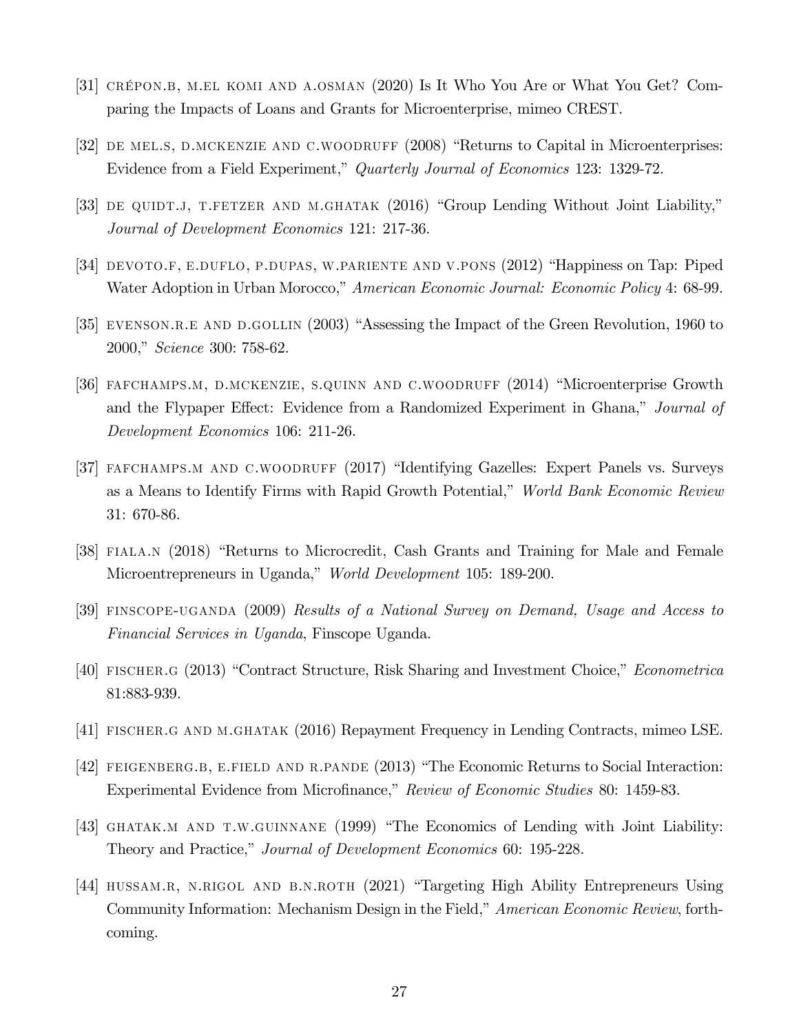[31] CRÉPON.B, M.EL KOMI AND A.OSMAN (2020) Is It Who You Are or What You Get? Comparing the Impacts of Loans and Grants for Microenterprise, mimeo CREST.

[32] DE MEL.S, D.MCKENZIE AND C.WOODRUFF (2008) "Returns to Capital in Microenterprises: Evidence from a Field Experiment," *Quarterly Journal of Economics* 123: 1329-72.

[33] DE QUIDT.J, T.FETZER AND M.GHATAK (2016) "Group Lending Without Joint Liability," *Journal of Development Economics* 121: 217-36.

[34] DEVOTO.F, E.DUFLO, P.DUPAS, W.PARIENTE AND V.PONS (2012) "Happiness on Tap: Piped Water Adoption in Urban Morocco," *American Economic Journal: Economic Policy* 4: 68-99.

[35] EVENSON.R.E AND D.GOLLIN (2003) "Assessing the Impact of the Green Revolution, 1960 to 2000," *Science* 300: 758-62.

[36] FAFCHAMPS.M, D.MCKENZIE, S.QUINN AND C.WOODRUFF (2014) "Microenterprise Growth and the Flypaper Effect: Evidence from a Randomized Experiment in Ghana," *Journal of Development Economics* 106: 211-26.

[37] FAFCHAMPS.M AND C.WOODRUFF (2017) "Identifying Gazelles: Expert Panels vs. Surveys as a Means to Identify Firms with Rapid Growth Potential," *World Bank Economic Review* 31: 670-86.

[38] FIALA.N (2018) "Returns to Microcredit, Cash Grants and Training for Male and Female Microentrepreneurs in Uganda," *World Development* 105: 189-200.

[39] FINSCOPE-UGANDA (2009) *Results of a National Survey on Demand, Usage and Access to Financial Services in Uganda*, Finscope Uganda.

[40] FISCHER.G (2013) "Contract Structure, Risk Sharing and Investment Choice," *Econometrica* 81:883-939.

[41] FISCHER.G AND M.GHATAK (2016) Repayment Frequency in Lending Contracts, mimeo LSE.

[42] FEIGENBERG.B, E.FIELD AND R.PANDE (2013) "The Economic Returns to Social Interaction: Experimental Evidence from Microfinance," *Review of Economic Studies* 80: 1459-83.

[43] GHATAK.M AND T.W.GUINNANE (1999) "The Economics of Lending with Joint Liability: Theory and Practice," *Journal of Development Economics* 60: 195-228.

[44] HUSSAM.R, N.RIGOL AND B.N.ROTH (2021) "Targeting High Ability Entrepreneurs Using Community Information: Mechanism Design in the Field," *American Economic Review*, forthcoming.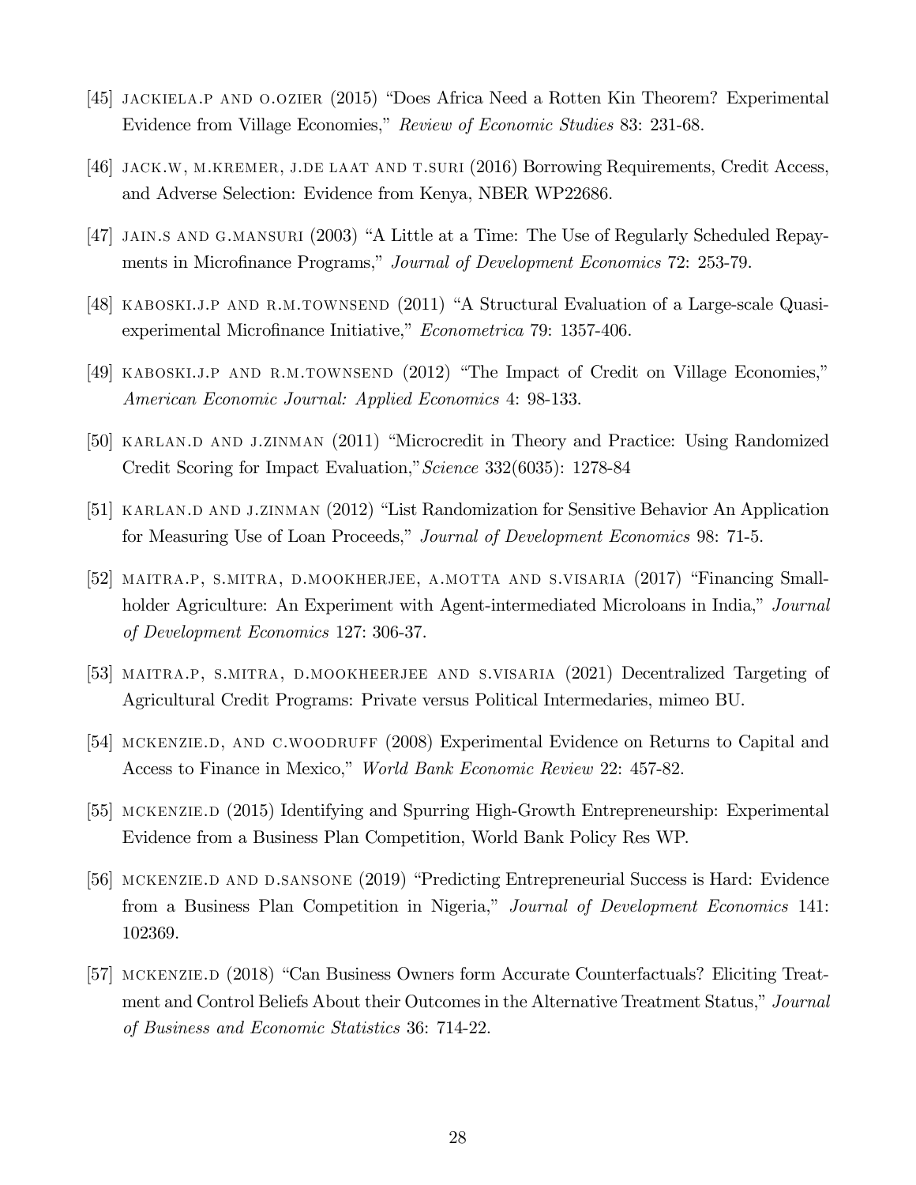[45] JACKIELA.P AND O.OZIER (2015) "Does Africa Need a Rotten Kin Theorem? Experimental Evidence from Village Economies," *Review of Economic Studies* 83: 231-68.

[46] JACK.W, M.KREMER, J.DE LAAT AND T.SURI (2016) Borrowing Requirements, Credit Access, and Adverse Selection: Evidence from Kenya, NBER WP22686.

[47] JAIN.S AND G.MANSURI (2003) "A Little at a Time: The Use of Regularly Scheduled Repayments in Microfinance Programs," *Journal of Development Economics* 72: 253-79.

[48] KABOSKI.J.P AND R.M.TOWNSEND (2011) "A Structural Evaluation of a Large-scale Quasi-experimental Microfinance Initiative," *Econometrica* 79: 1357-406.

[49] KABOSKI.J.P AND R.M.TOWNSEND (2012) "The Impact of Credit on Village Economies," *American Economic Journal: Applied Economics* 4: 98-133.

[50] KARLAN.D AND J.ZINMAN (2011) "Microcredit in Theory and Practice: Using Randomized Credit Scoring for Impact Evaluation,"*Science* 332(6035): 1278-84

[51] KARLAN.D AND J.ZINMAN (2012) "List Randomization for Sensitive Behavior An Application for Measuring Use of Loan Proceeds," *Journal of Development Economics* 98: 71-5.

[52] MAITRA.P, S.MITRA, D.MOOKHERJEE, A.MOTTA AND S.VISARIA (2017) "Financing Smallholder Agriculture: An Experiment with Agent-intermediated Microloans in India," *Journal of Development Economics* 127: 306-37.

[53] MAITRA.P, S.MITRA, D.MOOKHEERJEE AND S.VISARIA (2021) Decentralized Targeting of Agricultural Credit Programs: Private versus Political Intermedaries, mimeo BU.

[54] MCKENZIE.D, AND C.WOODRUFF (2008) Experimental Evidence on Returns to Capital and Access to Finance in Mexico," *World Bank Economic Review* 22: 457-82.

[55] MCKENZIE.D (2015) Identifying and Spurring High-Growth Entrepreneurship: Experimental Evidence from a Business Plan Competition, World Bank Policy Res WP.

[56] MCKENZIE.D AND D.SANSONE (2019) "Predicting Entrepreneurial Success is Hard: Evidence from a Business Plan Competition in Nigeria," *Journal of Development Economics* 141: 102369.

[57] MCKENZIE.D (2018) "Can Business Owners form Accurate Counterfactuals? Eliciting Treatment and Control Beliefs About their Outcomes in the Alternative Treatment Status," *Journal of Business and Economic Statistics* 36: 714-22.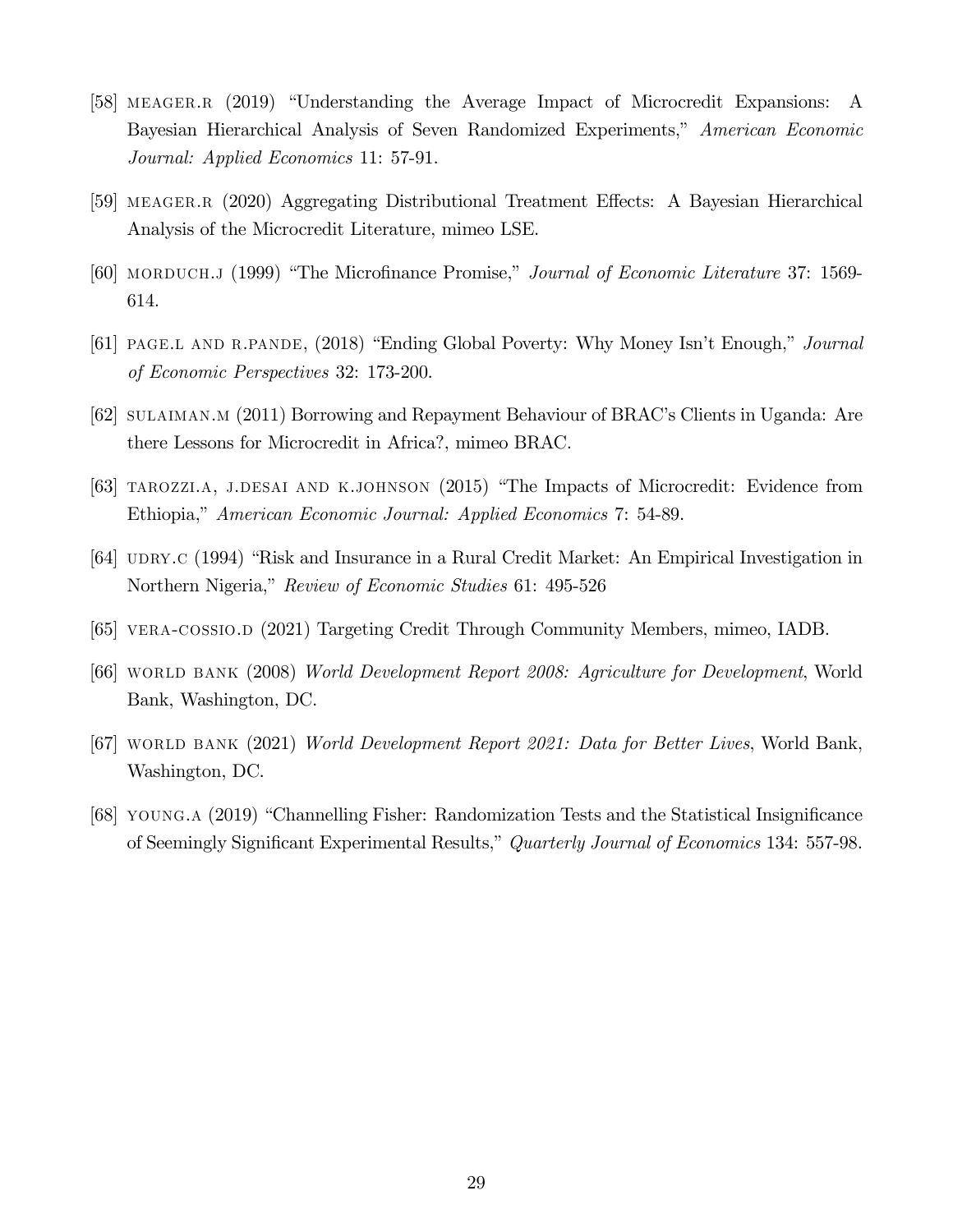[58] MEAGER.R (2019) "Understanding the Average Impact of Microcredit Expansions: A Bayesian Hierarchical Analysis of Seven Randomized Experiments," *American Economic Journal: Applied Economics* 11: 57-91.

[59] MEAGER.R (2020) Aggregating Distributional Treatment Effects: A Bayesian Hierarchical Analysis of the Microcredit Literature, mimeo LSE.

[60] MORDUCH.J (1999) "The Microfinance Promise," *Journal of Economic Literature* 37: 1569-614.

[61] PAGE.L AND R.PANDE, (2018) "Ending Global Poverty: Why Money Isn't Enough," *Journal of Economic Perspectives* 32: 173-200.

[62] SULAIMAN.M (2011) Borrowing and Repayment Behaviour of BRAC's Clients in Uganda: Are there Lessons for Microcredit in Africa?, mimeo BRAC.

[63] TAROZZI.A, J.DESAI AND K.JOHNSON (2015) "The Impacts of Microcredit: Evidence from Ethiopia," *American Economic Journal: Applied Economics* 7: 54-89.

[64] UDRY.C (1994) "Risk and Insurance in a Rural Credit Market: An Empirical Investigation in Northern Nigeria," *Review of Economic Studies* 61: 495-526

[65] VERA-COSSIO.D (2021) Targeting Credit Through Community Members, mimeo, IADB.

[66] WORLD BANK (2008) *World Development Report 2008: Agriculture for Development*, World Bank, Washington, DC.

[67] WORLD BANK (2021) *World Development Report 2021: Data for Better Lives*, World Bank, Washington, DC.

[68] YOUNG.A (2019) "Channelling Fisher: Randomization Tests and the Statistical Insignificance of Seemingly Significant Experimental Results," *Quarterly Journal of Economics* 134: 557-98.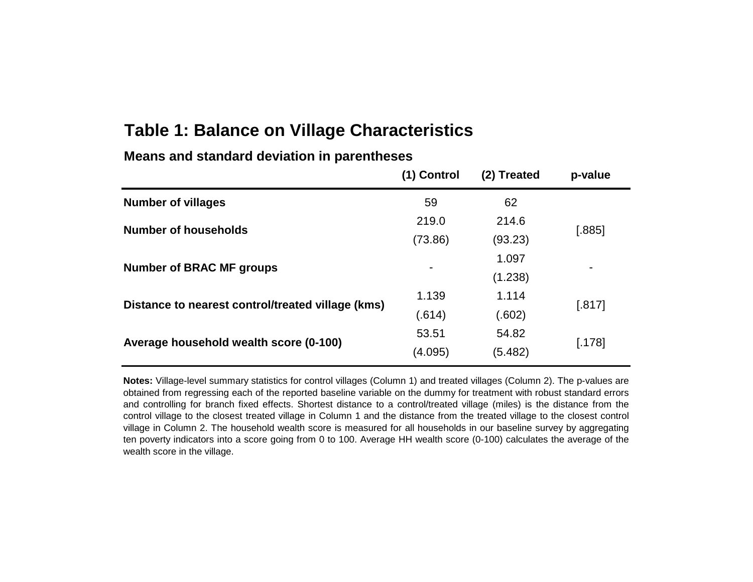## Table 1: Balance on Village Characteristics

**Means and standard deviation in parentheses**

| | (1) Control | (2) Treated | p-value |
|---|---|---|---|
| **Number of villages** | 59 | 62 | |
| **Number of households** | 219.0 | 214.6 | [.885] |
| | (73.86) | (93.23) | |
| **Number of BRAC MF groups** | - | 1.097 | - |
| | | (1.238) | |
| **Distance to nearest control/treated village (kms)** | 1.139 | 1.114 | [.817] |
| | (.614) | (.602) | |
| **Average household wealth score (0-100)** | 53.51 | 54.82 | [.178] |
| | (4.095) | (5.482) | |

**Notes:** Village-level summary statistics for control villages (Column 1) and treated villages (Column 2). The p-values are obtained from regressing each of the reported baseline variable on the dummy for treatment with robust standard errors and controlling for branch fixed effects. Shortest distance to a control/treated village (miles) is the distance from the control village to the closest treated village in Column 1 and the distance from the treated village to the closest control village in Column 2. The household wealth score is measured for all households in our baseline survey by aggregating ten poverty indicators into a score going from 0 to 100. Average HH wealth score (0-100) calculates the average of the wealth score in the village.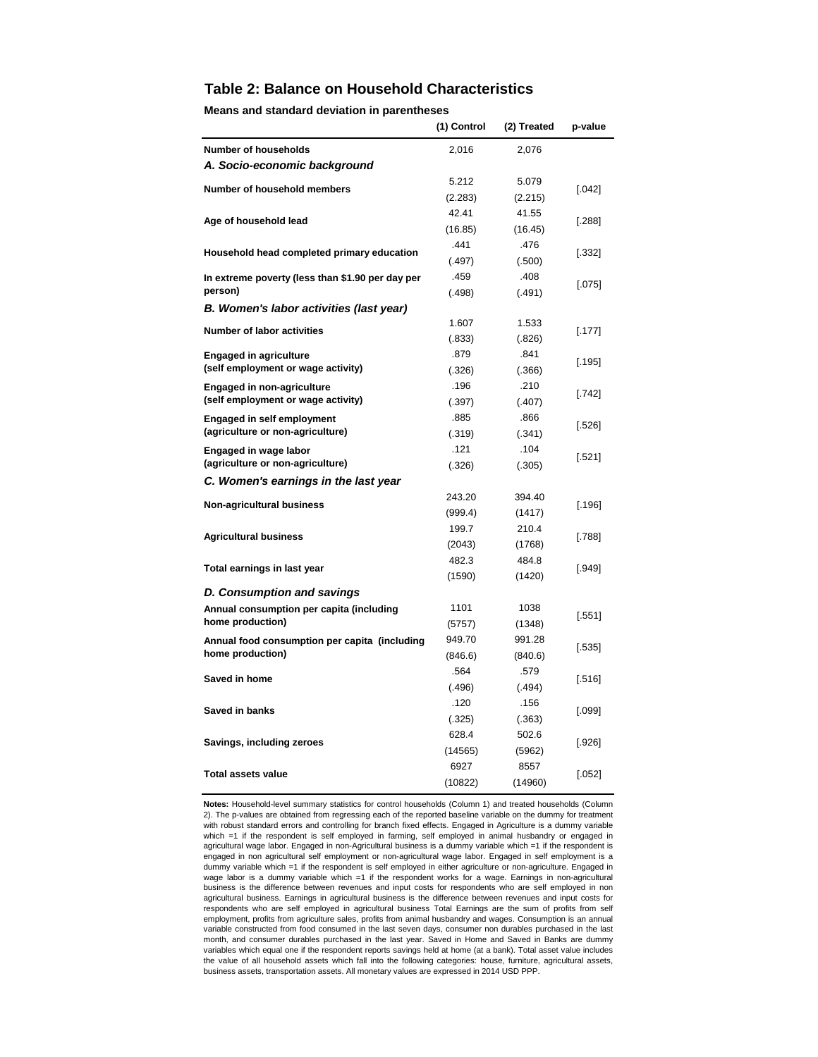## Table 2: Balance on Household Characteristics

**Means and standard deviation in parentheses**

| | (1) Control | (2) Treated | p-value |
|---|---|---|---|
| **Number of households** | 2,016 | 2,076 | |
| ***A. Socio-economic background*** | | | |
| **Number of household members** | 5.212 | 5.079 | [.042] |
| | (2.283) | (2.215) | |
| **Age of household lead** | 42.41 | 41.55 | [.288] |
| | (16.85) | (16.45) | |
| **Household head completed primary education** | .441 | .476 | [.332] |
| | (.497) | (.500) | |
| **In extreme poverty (less than $1.90 per day per person)** | .459 | .408 | [.075] |
| | (.498) | (.491) | |
| ***B. Women's labor activities (last year)*** | | | |
| **Number of labor activities** | 1.607 | 1.533 | [.177] |
| | (.833) | (.826) | |
| **Engaged in agriculture (self employment or wage activity)** | .879 | .841 | [.195] |
| | (.326) | (.366) | |
| **Engaged in non-agriculture (self employment or wage activity)** | .196 | .210 | [.742] |
| | (.397) | (.407) | |
| **Engaged in self employment (agriculture or non-agriculture)** | .885 | .866 | [.526] |
| | (.319) | (.341) | |
| **Engaged in wage labor (agriculture or non-agriculture)** | .121 | .104 | [.521] |
| | (.326) | (.305) | |
| ***C. Women's earnings in the last year*** | | | |
| **Non-agricultural business** | 243.20 | 394.40 | [.196] |
| | (999.4) | (1417) | |
| **Agricultural business** | 199.7 | 210.4 | [.788] |
| | (2043) | (1768) | |
| **Total earnings in last year** | 482.3 | 484.8 | [.949] |
| | (1590) | (1420) | |
| ***D. Consumption and savings*** | | | |
| **Annual consumption per capita (including home production)** | 1101 | 1038 | [.551] |
| | (5757) | (1348) | |
| **Annual food consumption per capita (including home production)** | 949.70 | 991.28 | [.535] |
| | (846.6) | (840.6) | |
| **Saved in home** | .564 | .579 | [.516] |
| | (.496) | (.494) | |
| **Saved in banks** | .120 | .156 | [.099] |
| | (.325) | (.363) | |
| **Savings, including zeroes** | 628.4 | 502.6 | [.926] |
| | (14565) | (5962) | |
| **Total assets value** | 6927 | 8557 | [.052] |
| | (10822) | (14960) | |

**Notes:** Household-level summary statistics for control households (Column 1) and treated households (Column 2). The p-values are obtained from regressing each of the reported baseline variable on the dummy for treatment with robust standard errors and controlling for branch fixed effects. Engaged in Agriculture is a dummy variable which =1 if the respondent is self employed in farming, self employed in animal husbandry or engaged in agricultural wage labor. Engaged in non-Agricultural business is a dummy variable which =1 if the respondent is engaged in non agricultural self employment or non-agricultural wage labor. Engaged in self employment is a dummy variable which =1 if the respondent is self employed in either agriculture or non-agriculture. Engaged in wage labor is a dummy variable which =1 if the respondent works for a wage. Earnings in non-agricultural business is the difference between revenues and input costs for respondents who are self employed in non agricultural business. Earnings in agricultural business is the difference between revenues and input costs for respondents who are self employed in agricultural business Total Earnings are the sum of profits from self employment, profits from agriculture sales, profits from animal husbandry and wages. Consumption is an annual variable constructed from food consumed in the last seven days, consumer non durables purchased in the last month, and consumer durables purchased in the last year. Saved in Home and Saved in Banks are dummy variables which equal one if the respondent reports savings held at home (at a bank). Total asset value includes the value of all household assets which fall into the following categories: house, furniture, agricultural assets, business assets, transportation assets. All monetary values are expressed in 2014 USD PPP.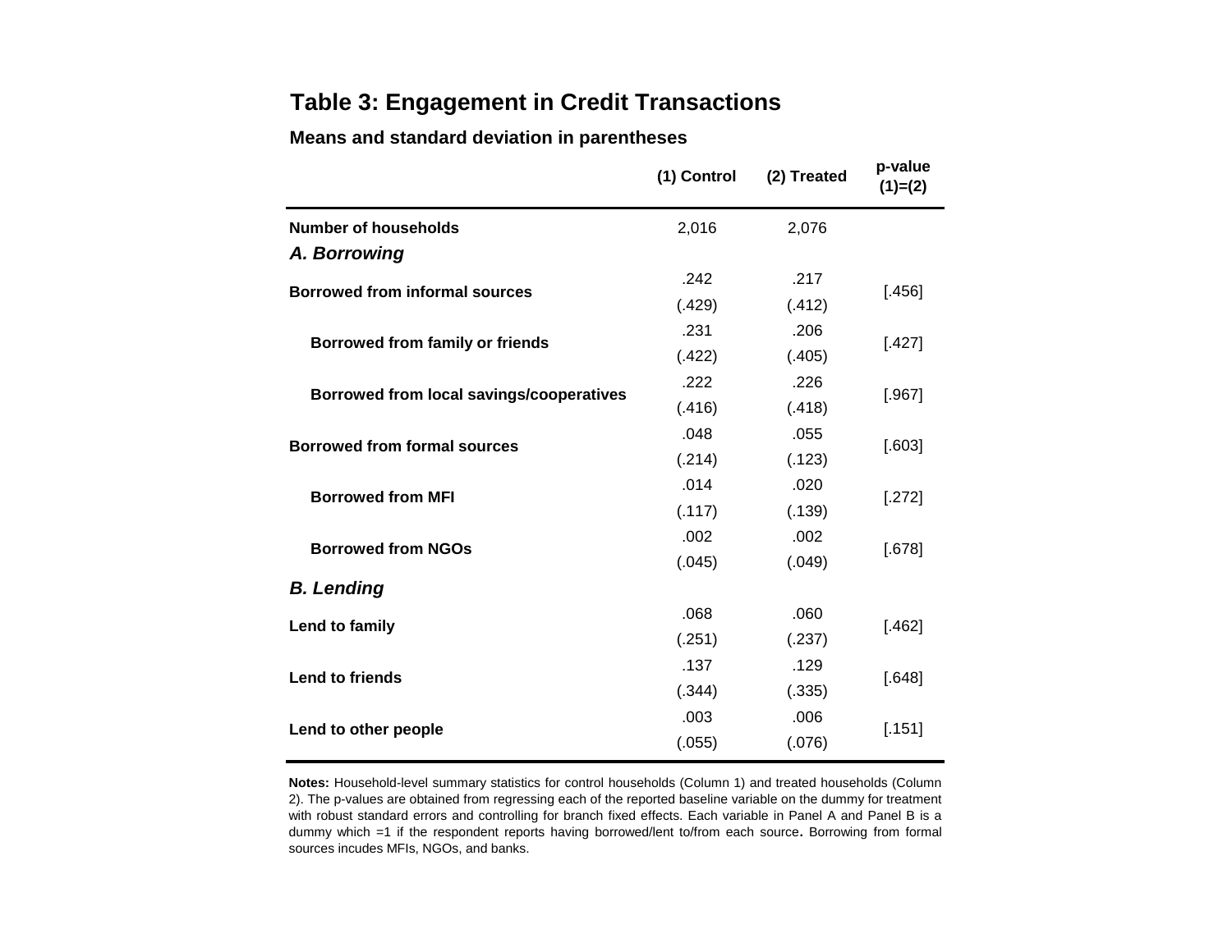## Table 3: Engagement in Credit Transactions

**Means and standard deviation in parentheses**

| | (1) Control | (2) Treated | p-value (1)=(2) |
|---|---|---|---|
| **Number of households** | 2,016 | 2,076 | |
| ***A. Borrowing*** | | | |
| **Borrowed from informal sources** | .242 | .217 | [.456] |
| | (.429) | (.412) | |
| **Borrowed from family or friends** | .231 | .206 | [.427] |
| | (.422) | (.405) | |
| **Borrowed from local savings/cooperatives** | .222 | .226 | [.967] |
| | (.416) | (.418) | |
| **Borrowed from formal sources** | .048 | .055 | [.603] |
| | (.214) | (.123) | |
| **Borrowed from MFI** | .014 | .020 | [.272] |
| | (.117) | (.139) | |
| **Borrowed from NGOs** | .002 | .002 | [.678] |
| | (.045) | (.049) | |
| ***B. Lending*** | | | |
| **Lend to family** | .068 | .060 | [.462] |
| | (.251) | (.237) | |
| **Lend to friends** | .137 | .129 | [.648] |
| | (.344) | (.335) | |
| **Lend to other people** | .003 | .006 | [.151] |
| | (.055) | (.076) | |

**Notes:** Household-level summary statistics for control households (Column 1) and treated households (Column 2). The p-values are obtained from regressing each of the reported baseline variable on the dummy for treatment with robust standard errors and controlling for branch fixed effects. Each variable in Panel A and Panel B is a dummy which =1 if the respondent reports having borrowed/lent to/from each source**.** Borrowing from formal sources incudes MFIs, NGOs, and banks.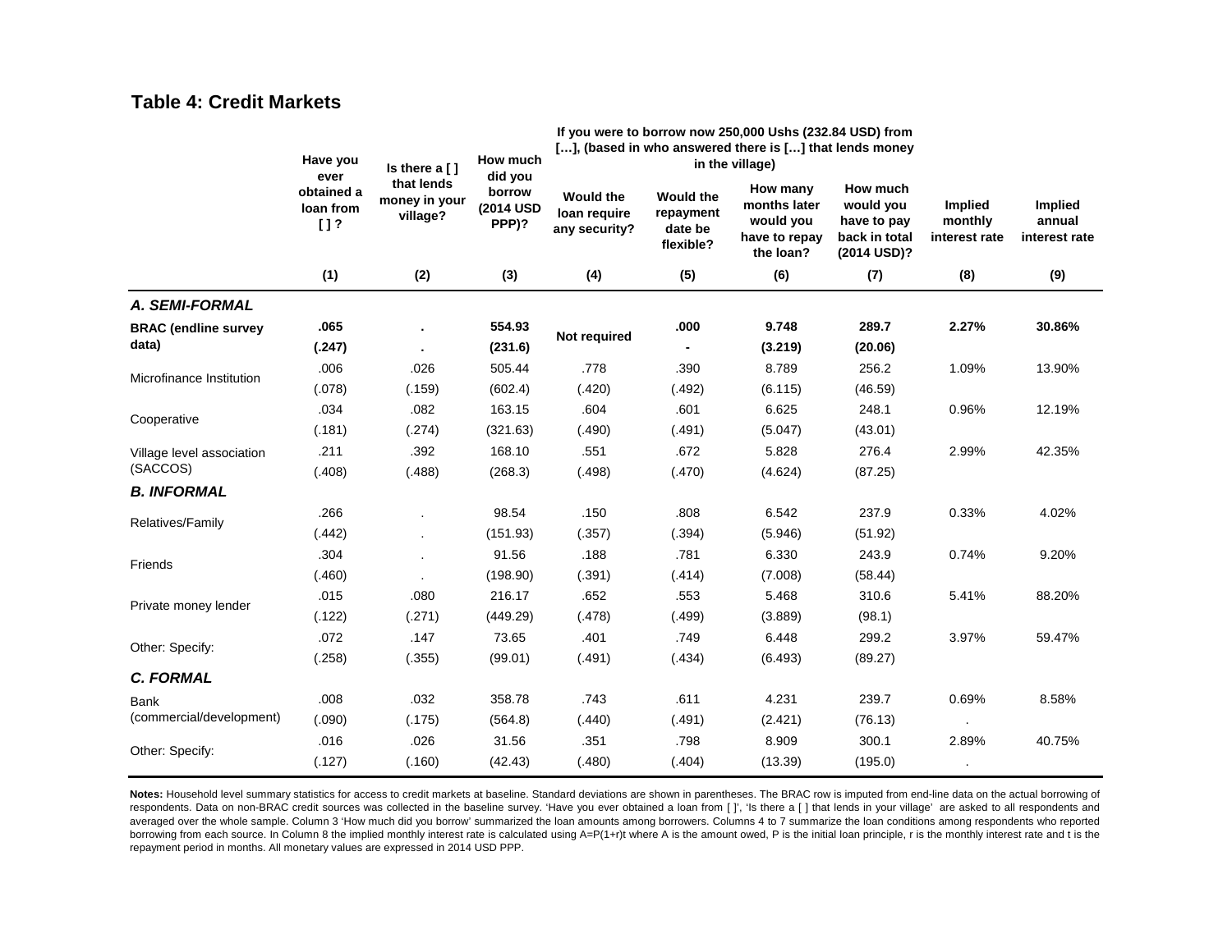## Table 4: Credit Markets

| | Have you ever obtained a loan from [ ] ? | Is there a [ ] that lends money in your village? | How much did you borrow (2014 USD PPP)? | If you were to borrow now 250,000 Ushs (232.84 USD) from […], (based in who answered there is […] that lends money in the village) | | | | | |
|---|---|---|---|---|---|---|---|---|---|
| | | | | Would the loan require any security? | Would the repayment date be flexible? | How many months later would you have to repay the loan? | How much would you have to pay back in total (2014 USD)? | Implied monthly interest rate | Implied annual interest rate |
| | (1) | (2) | (3) | (4) | (5) | (6) | (7) | (8) | (9) |
| ***A. SEMI-FORMAL*** | | | | | | | | | |
| **BRAC (endline survey data)** | **.065** | **.** | **554.93** | **Not required** | **.000** | **9.748** | **289.7** | **2.27%** | **30.86%** |
| | **(.247)** | **.** | **(231.6)** | | **-** | **(3.219)** | **(20.06)** | | |
| Microfinance Institution | .006 | .026 | 505.44 | .778 | .390 | 8.789 | 256.2 | 1.09% | 13.90% |
| | (.078) | (.159) | (602.4) | (.420) | (.492) | (6.115) | (46.59) | | |
| Cooperative | .034 | .082 | 163.15 | .604 | .601 | 6.625 | 248.1 | 0.96% | 12.19% |
| | (.181) | (.274) | (321.63) | (.490) | (.491) | (5.047) | (43.01) | | |
| Village level association (SACCOS) | .211 | .392 | 168.10 | .551 | .672 | 5.828 | 276.4 | 2.99% | 42.35% |
| | (.408) | (.488) | (268.3) | (.498) | (.470) | (4.624) | (87.25) | | |
| ***B. INFORMAL*** | | | | | | | | | |
| Relatives/Family | .266 | . | 98.54 | .150 | .808 | 6.542 | 237.9 | 0.33% | 4.02% |
| | (.442) | . | (151.93) | (.357) | (.394) | (5.946) | (51.92) | | |
| Friends | .304 | . | 91.56 | .188 | .781 | 6.330 | 243.9 | 0.74% | 9.20% |
| | (.460) | . | (198.90) | (.391) | (.414) | (7.008) | (58.44) | | |
| Private money lender | .015 | .080 | 216.17 | .652 | .553 | 5.468 | 310.6 | 5.41% | 88.20% |
| | (.122) | (.271) | (449.29) | (.478) | (.499) | (3.889) | (98.1) | | |
| Other: Specify: | .072 | .147 | 73.65 | .401 | .749 | 6.448 | 299.2 | 3.97% | 59.47% |
| | (.258) | (.355) | (99.01) | (.491) | (.434) | (6.493) | (89.27) | | |
| ***C. FORMAL*** | | | | | | | | | |
| Bank (commercial/development) | .008 | .032 | 358.78 | .743 | .611 | 4.231 | 239.7 | 0.69% | 8.58% |
| | (.090) | (.175) | (564.8) | (.440) | (.491) | (2.421) | (76.13) | . | |
| Other: Specify: | .016 | .026 | 31.56 | .351 | .798 | 8.909 | 300.1 | 2.89% | 40.75% |
| | (.127) | (.160) | (42.43) | (.480) | (.404) | (13.39) | (195.0) | . | |

**Notes:** Household level summary statistics for access to credit markets at baseline. Standard deviations are shown in parentheses. The BRAC row is imputed from end-line data on the actual borrowing of respondents. Data on non-BRAC credit sources was collected in the baseline survey. 'Have you ever obtained a loan from [ ]', 'Is there a [ ] that lends in your village' are asked to all respondents and averaged over the whole sample. Column 3 'How much did you borrow' summarized the loan amounts among borrowers. Columns 4 to 7 summarize the loan conditions among respondents who reported borrowing from each source. In Column 8 the implied monthly interest rate is calculated using $A=P(1+r)t$ where A is the amount owed, P is the initial loan principle, r is the monthly interest rate and t is the repayment period in months. All monetary values are expressed in 2014 USD PPP.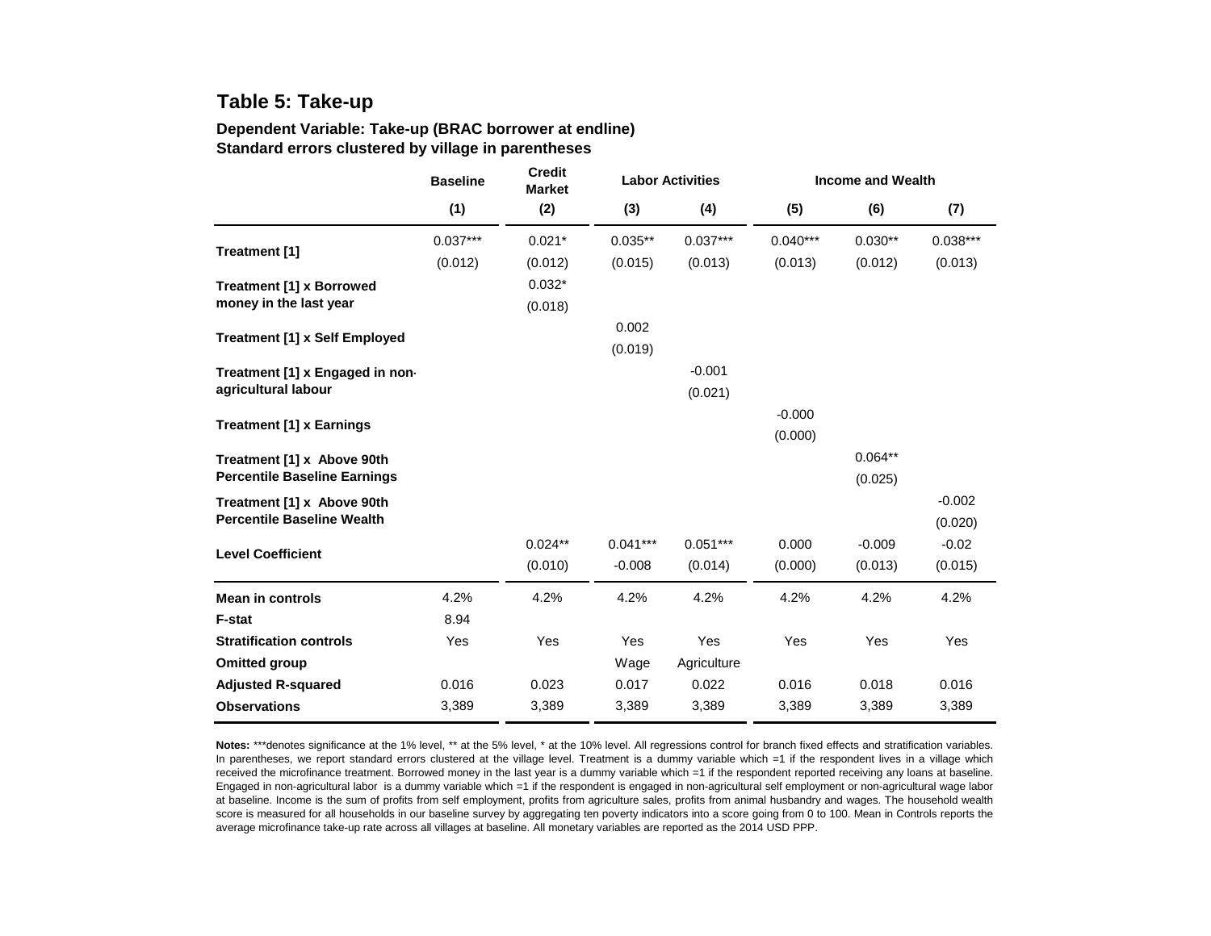## Table 5: Take-up

**Dependent Variable: Take-up (BRAC borrower at endline)**
**Standard errors clustered by village in parentheses**

| | Baseline | Credit Market | Labor Activities | | Income and Wealth | | |
|---|---|---|---|---|---|---|---|
| | (1) | (2) | (3) | (4) | (5) | (6) | (7) |
| **Treatment [1]** | 0.037*** | 0.021* | 0.035** | 0.037*** | 0.040*** | 0.030** | 0.038*** |
| | (0.012) | (0.012) | (0.015) | (0.013) | (0.013) | (0.012) | (0.013) |
| **Treatment [1] x Borrowed money in the last year** | | 0.032* | | | | | |
| | | (0.018) | | | | | |
| **Treatment [1] x Self Employed** | | | 0.002 | | | | |
| | | | (0.019) | | | | |
| **Treatment [1] x Engaged in non-agricultural labour** | | | | -0.001 | | | |
| | | | | (0.021) | | | |
| **Treatment [1] x Earnings** | | | | | -0.000 | | |
| | | | | | (0.000) | | |
| **Treatment [1] x Above 90th Percentile Baseline Earnings** | | | | | | 0.064** | |
| | | | | | | (0.025) | |
| **Treatment [1] x Above 90th Percentile Baseline Wealth** | | | | | | | -0.002 |
| | | | | | | | (0.020) |
| **Level Coefficient** | | 0.024** | 0.041*** | 0.051*** | 0.000 | -0.009 | -0.02 |
| | | (0.010) | -0.008 | (0.014) | (0.000) | (0.013) | (0.015) |
| **Mean in controls** | 4.2% | 4.2% | 4.2% | 4.2% | 4.2% | 4.2% | 4.2% |
| **F-stat** | 8.94 | | | | | | |
| **Stratification controls** | Yes | Yes | Yes | Yes | Yes | Yes | Yes |
| **Omitted group** | | | Wage | Agriculture | | | |
| **Adjusted R-squared** | 0.016 | 0.023 | 0.017 | 0.022 | 0.016 | 0.018 | 0.016 |
| **Observations** | 3,389 | 3,389 | 3,389 | 3,389 | 3,389 | 3,389 | 3,389 |

**Notes:** ***denotes significance at the 1% level, ** at the 5% level, * at the 10% level. All regressions control for branch fixed effects and stratification variables. In parentheses, we report standard errors clustered at the village level. Treatment is a dummy variable which =1 if the respondent lives in a village which received the microfinance treatment. Borrowed money in the last year is a dummy variable which =1 if the respondent reported receiving any loans at baseline. Engaged in non-agricultural labor is a dummy variable which =1 if the respondent is engaged in non-agricultural self employment or non-agricultural wage labor at baseline. Income is the sum of profits from self employment, profits from agriculture sales, profits from animal husbandry and wages. The household wealth score is measured for all households in our baseline survey by aggregating ten poverty indicators into a score going from 0 to 100. Mean in Controls reports the average microfinance take-up rate across all villages at baseline. All monetary variables are reported as the 2014 USD PPP.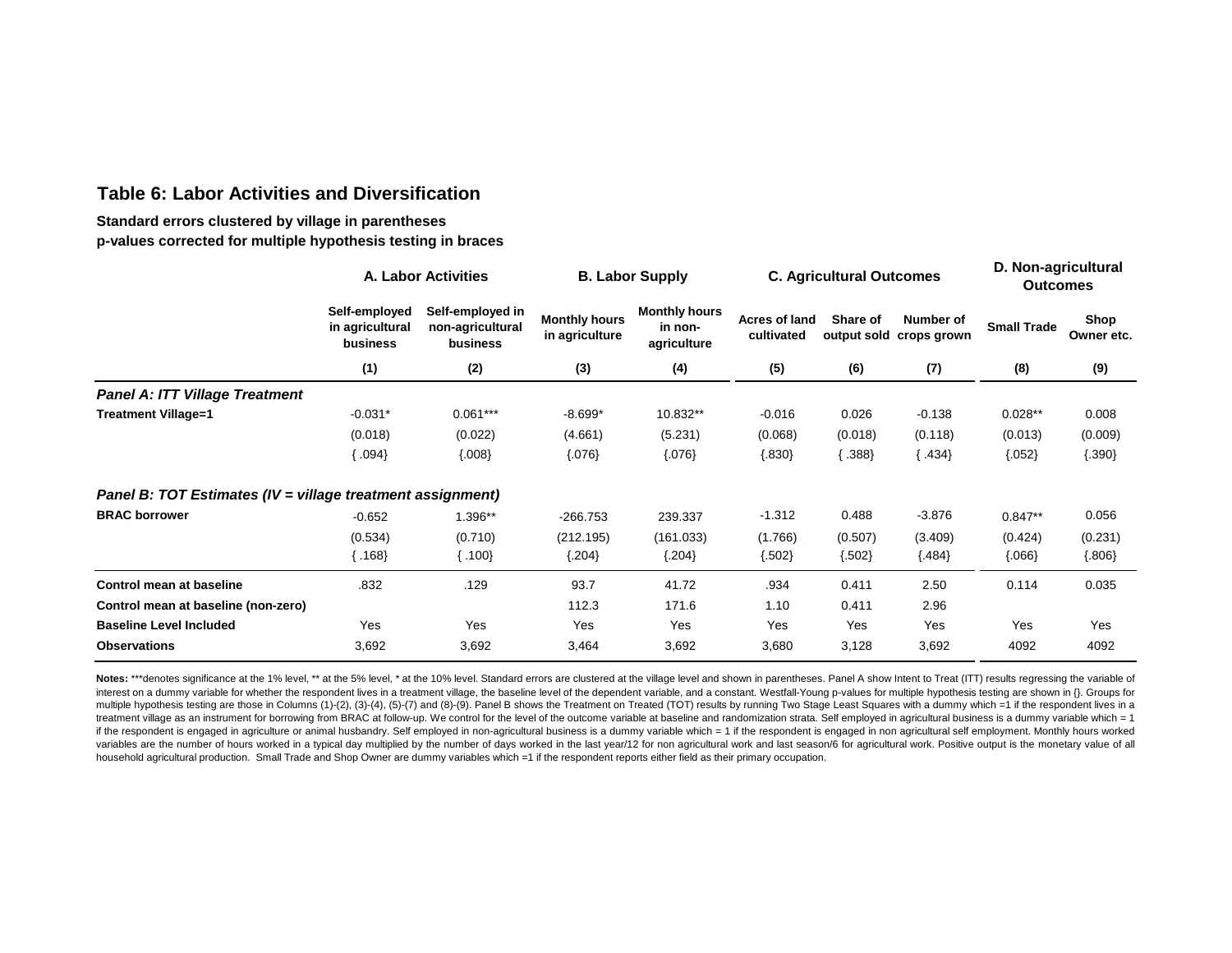## Table 6: Labor Activities and Diversification

**Standard errors clustered by village in parentheses**
**p-values corrected for multiple hypothesis testing in braces**

| | A. Labor Activities | | B. Labor Supply | | C. Agricultural Outcomes | | | D. Non-agricultural Outcomes | |
|---|---|---|---|---|---|---|---|---|---|
| | Self-employed in agricultural business | Self-employed in non-agricultural business | Monthly hours in agriculture | Monthly hours in non-agriculture | Acres of land cultivated | Share of output sold | Number of crops grown | Small Trade | Shop Owner etc. |
| | (1) | (2) | (3) | (4) | (5) | (6) | (7) | (8) | (9) |
| ***Panel A: ITT Village Treatment*** | | | | | | | | | |
| **Treatment Village=1** | -0.031* | 0.061*** | -8.699* | 10.832** | -0.016 | 0.026 | -0.138 | 0.028** | 0.008 |
| | (0.018) | (0.022) | (4.661) | (5.231) | (0.068) | (0.018) | (0.118) | (0.013) | (0.009) |
| | { .094} | {.008} | {.076} | {.076} | {.830} | { .388} | { .434} | {.052} | {.390} |
| ***Panel B: TOT Estimates (IV = village treatment assignment)*** | | | | | | | | | |
| **BRAC borrower** | -0.652 | 1.396** | -266.753 | 239.337 | -1.312 | 0.488 | -3.876 | 0.847** | 0.056 |
| | (0.534) | (0.710) | (212.195) | (161.033) | (1.766) | (0.507) | (3.409) | (0.424) | (0.231) |
| | { .168} | { .100} | {.204} | {.204} | {.502} | {.502} | {.484} | {.066} | {.806} |
| **Control mean at baseline** | .832 | .129 | 93.7 | 41.72 | .934 | 0.411 | 2.50 | 0.114 | 0.035 |
| **Control mean at baseline (non-zero)** | | | 112.3 | 171.6 | 1.10 | 0.411 | 2.96 | | |
| **Baseline Level Included** | Yes | Yes | Yes | Yes | Yes | Yes | Yes | Yes | Yes |
| **Observations** | 3,692 | 3,692 | 3,464 | 3,692 | 3,680 | 3,128 | 3,692 | 4092 | 4092 |

**Notes:** ***denotes significance at the 1% level, ** at the 5% level, * at the 10% level. Standard errors are clustered at the village level and shown in parentheses. Panel A show Intent to Treat (ITT) results regressing the variable of interest on a dummy variable for whether the respondent lives in a treatment village, the baseline level of the dependent variable, and a constant. Westfall-Young p-values for multiple hypothesis testing are shown in {}. Groups for multiple hypothesis testing are those in Columns (1)-(2), (3)-(4), (5)-(7) and (8)-(9). Panel B shows the Treatment on Treated (TOT) results by running Two Stage Least Squares with a dummy which =1 if the respondent lives in a treatment village as an instrument for borrowing from BRAC at follow-up. We control for the level of the outcome variable at baseline and randomization strata. Self employed in agricultural business is a dummy variable which = 1 if the respondent is engaged in agriculture or animal husbandry. Self employed in non-agricultural business is a dummy variable which = 1 if the respondent is engaged in non agricultural self employment. Monthly hours worked variables are the number of hours worked in a typical day multiplied by the number of days worked in the last year/12 for non agricultural work and last season/6 for agricultural work. Positive output is the monetary value of all household agricultural production. Small Trade and Shop Owner are dummy variables which =1 if the respondent reports either field as their primary occupation.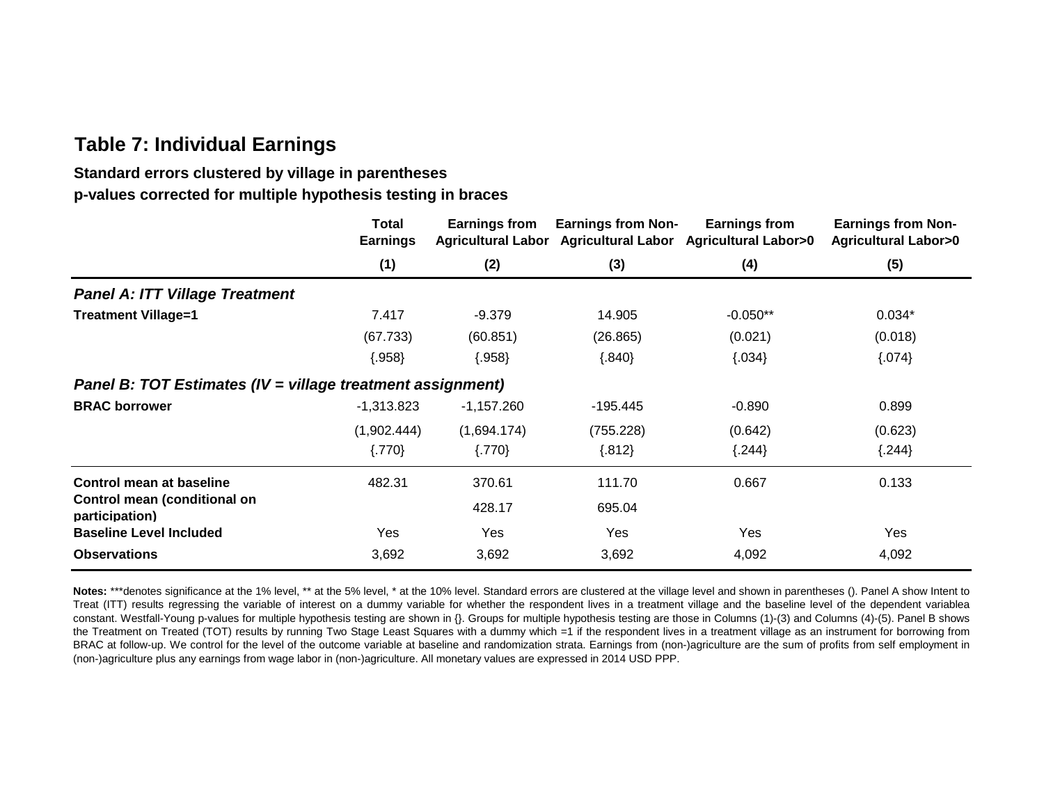## Table 7: Individual Earnings

**Standard errors clustered by village in parentheses**

**p-values corrected for multiple hypothesis testing in braces**

| | Total Earnings | Earnings from Agricultural Labor | Earnings from Non-Agricultural Labor | Earnings from Agricultural Labor>0 | Earnings from Non-Agricultural Labor>0 |
|---|---|---|---|---|---|
| | (1) | (2) | (3) | (4) | (5) |
| ***Panel A: ITT Village Treatment*** | | | | | |
| **Treatment Village=1** | 7.417 | -9.379 | 14.905 | -0.050** | 0.034* |
| | (67.733) | (60.851) | (26.865) | (0.021) | (0.018) |
| | {.958} | {.958} | {.840} | {.034} | {.074} |
| ***Panel B: TOT Estimates (IV = village treatment assignment)*** | | | | | |
| **BRAC borrower** | -1,313.823 | -1,157.260 | -195.445 | -0.890 | 0.899 |
| | (1,902.444) | (1,694.174) | (755.228) | (0.642) | (0.623) |
| | {.770} | {.770} | {.812} | {.244} | {.244} |
| **Control mean at baseline** | 482.31 | 370.61 | 111.70 | 0.667 | 0.133 |
| **Control mean (conditional on participation)** | | 428.17 | 695.04 | | |
| **Baseline Level Included** | Yes | Yes | Yes | Yes | Yes |
| **Observations** | 3,692 | 3,692 | 3,692 | 4,092 | 4,092 |

**Notes:** ***denotes significance at the 1% level, ** at the 5% level, * at the 10% level. Standard errors are clustered at the village level and shown in parentheses (). Panel A show Intent to Treat (ITT) results regressing the variable of interest on a dummy variable for whether the respondent lives in a treatment village and the baseline level of the dependent variablea constant. Westfall-Young p-values for multiple hypothesis testing are shown in {}. Groups for multiple hypothesis testing are those in Columns (1)-(3) and Columns (4)-(5). Panel B shows the Treatment on Treated (TOT) results by running Two Stage Least Squares with a dummy which =1 if the respondent lives in a treatment village as an instrument for borrowing from BRAC at follow-up. We control for the level of the outcome variable at baseline and randomization strata. Earnings from (non-)agriculture are the sum of profits from self employment in (non-)agriculture plus any earnings from wage labor in (non-)agriculture. All monetary values are expressed in 2014 USD PPP.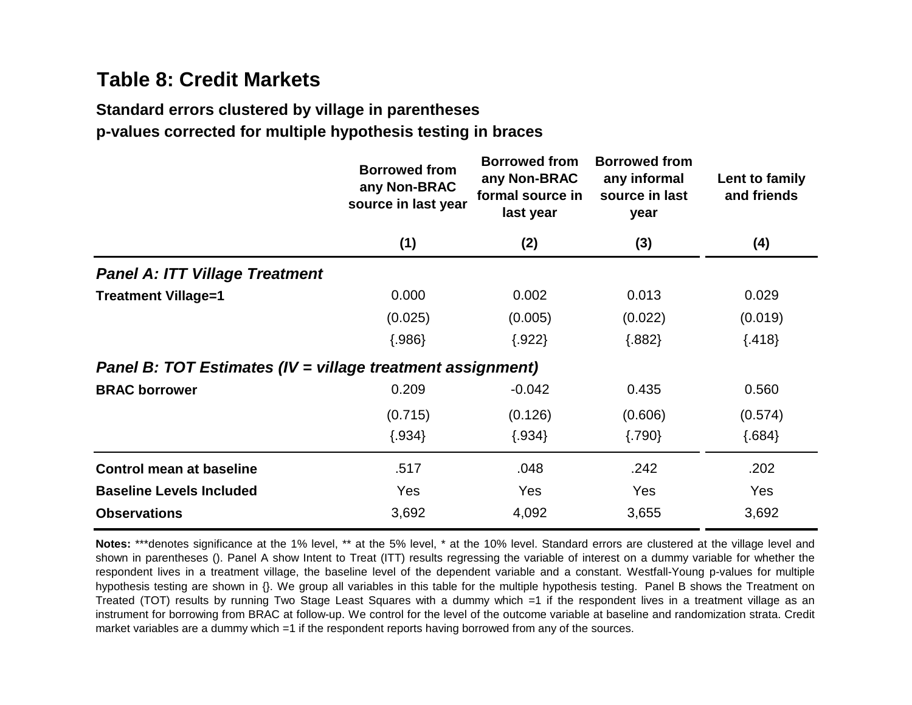## Table 8: Credit Markets

**Standard errors clustered by village in parentheses**
**p-values corrected for multiple hypothesis testing in braces**

| | Borrowed from any Non-BRAC source in last year | Borrowed from any Non-BRAC formal source in last year | Borrowed from any informal source in last year | Lent to family and friends |
|---|---|---|---|---|
| | (1) | (2) | (3) | (4) |
| ***Panel A: ITT Village Treatment*** | | | | |
| **Treatment Village=1** | 0.000 | 0.002 | 0.013 | 0.029 |
| | (0.025) | (0.005) | (0.022) | (0.019) |
| | {.986} | {.922} | {.882} | {.418} |
| ***Panel B: TOT Estimates (IV = village treatment assignment)*** | | | | |
| **BRAC borrower** | 0.209 | -0.042 | 0.435 | 0.560 |
| | (0.715) | (0.126) | (0.606) | (0.574) |
| | {.934} | {.934} | {.790} | {.684} |
| **Control mean at baseline** | .517 | .048 | .242 | .202 |
| **Baseline Levels Included** | Yes | Yes | Yes | Yes |
| **Observations** | 3,692 | 4,092 | 3,655 | 3,692 |

**Notes:** ***denotes significance at the 1% level, ** at the 5% level, * at the 10% level. Standard errors are clustered at the village level and shown in parentheses (). Panel A show Intent to Treat (ITT) results regressing the variable of interest on a dummy variable for whether the respondent lives in a treatment village, the baseline level of the dependent variable and a constant. Westfall-Young p-values for multiple hypothesis testing are shown in {}. We group all variables in this table for the multiple hypothesis testing. Panel B shows the Treatment on Treated (TOT) results by running Two Stage Least Squares with a dummy which =1 if the respondent lives in a treatment village as an instrument for borrowing from BRAC at follow-up. We control for the level of the outcome variable at baseline and randomization strata. Credit market variables are a dummy which =1 if the respondent reports having borrowed from any of the sources.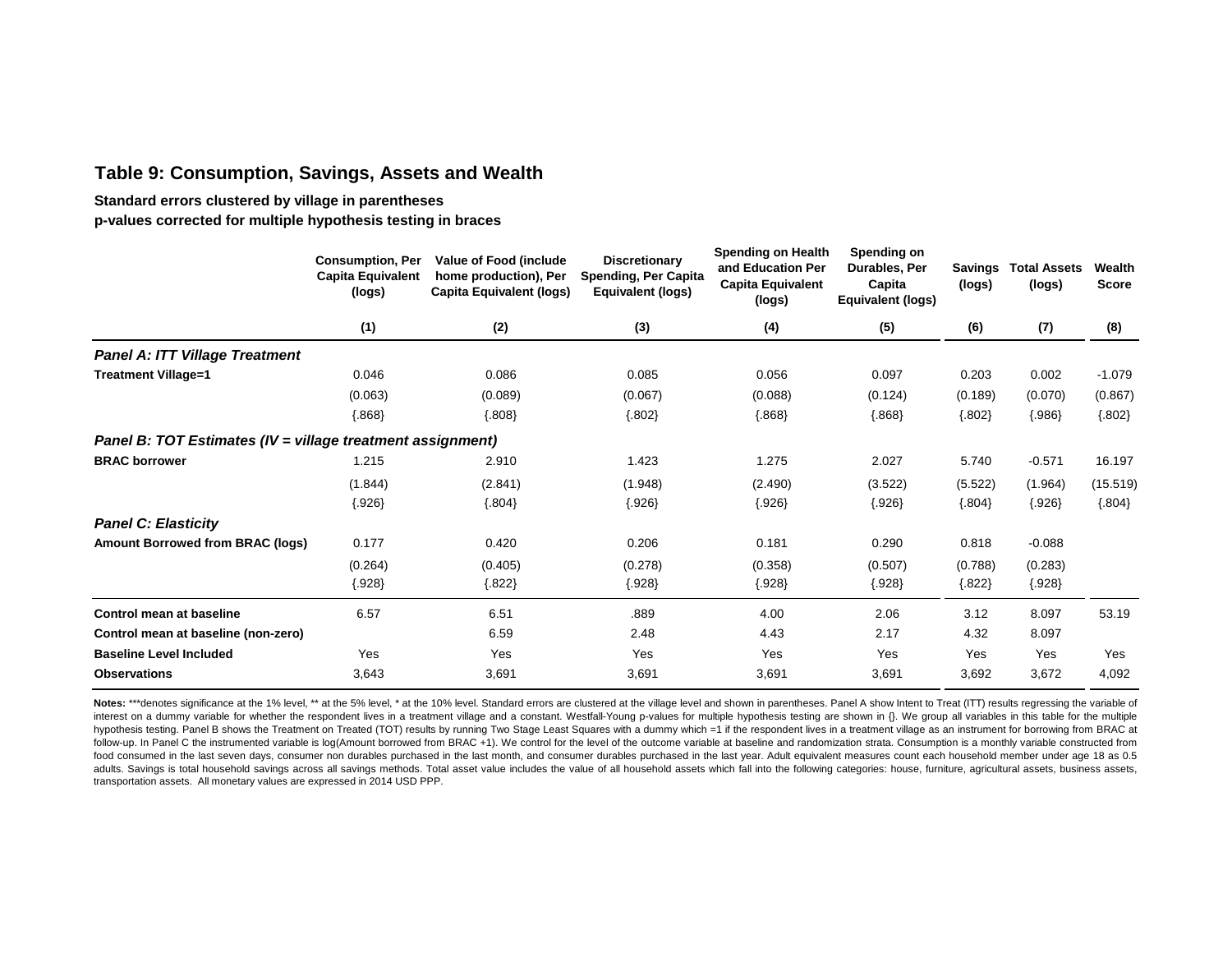## Table 9: Consumption, Savings, Assets and Wealth

**Standard errors clustered by village in parentheses**
**p-values corrected for multiple hypothesis testing in braces**

| | Consumption, Per Capita Equivalent (logs) | Value of Food (include home production), Per Capita Equivalent (logs) | Discretionary Spending, Per Capita Equivalent (logs) | Spending on Health and Education Per Capita Equivalent (logs) | Spending on Durables, Per Capita Equivalent (logs) | Savings (logs) | Total Assets (logs) | Wealth Score |
|---|---|---|---|---|---|---|---|---|
| | (1) | (2) | (3) | (4) | (5) | (6) | (7) | (8) |
| ***Panel A: ITT Village Treatment*** | | | | | | | | |
| **Treatment Village=1** | 0.046 | 0.086 | 0.085 | 0.056 | 0.097 | 0.203 | 0.002 | -1.079 |
| | (0.063) | (0.089) | (0.067) | (0.088) | (0.124) | (0.189) | (0.070) | (0.867) |
| | {.868} | {.808} | {.802} | {.868} | {.868} | {.802} | {.986} | {.802} |
| ***Panel B: TOT Estimates (IV = village treatment assignment)*** | | | | | | | | |
| **BRAC borrower** | 1.215 | 2.910 | 1.423 | 1.275 | 2.027 | 5.740 | -0.571 | 16.197 |
| | (1.844) | (2.841) | (1.948) | (2.490) | (3.522) | (5.522) | (1.964) | (15.519) |
| | {.926} | {.804} | {.926} | {.926} | {.926} | {.804} | {.926} | {.804} |
| ***Panel C: Elasticity*** | | | | | | | | |
| **Amount Borrowed from BRAC (logs)** | 0.177 | 0.420 | 0.206 | 0.181 | 0.290 | 0.818 | -0.088 | |
| | (0.264) | (0.405) | (0.278) | (0.358) | (0.507) | (0.788) | (0.283) | |
| | {.928} | {.822} | {.928} | {.928} | {.928} | {.822} | {.928} | |
| **Control mean at baseline** | 6.57 | 6.51 | .889 | 4.00 | 2.06 | 3.12 | 8.097 | 53.19 |
| **Control mean at baseline (non-zero)** | | 6.59 | 2.48 | 4.43 | 2.17 | 4.32 | 8.097 | |
| **Baseline Level Included** | Yes | Yes | Yes | Yes | Yes | Yes | Yes | Yes |
| **Observations** | 3,643 | 3,691 | 3,691 | 3,691 | 3,691 | 3,692 | 3,672 | 4,092 |

**Notes:** ***denotes significance at the 1% level, ** at the 5% level, * at the 10% level. Standard errors are clustered at the village level and shown in parentheses. Panel A show Intent to Treat (ITT) results regressing the variable of interest on a dummy variable for whether the respondent lives in a treatment village and a constant. Westfall-Young p-values for multiple hypothesis testing are shown in {}. We group all variables in this table for the multiple hypothesis testing. Panel B shows the Treatment on Treated (TOT) results by running Two Stage Least Squares with a dummy which =1 if the respondent lives in a treatment village as an instrument for borrowing from BRAC at follow-up. In Panel C the instrumented variable is log(Amount borrowed from BRAC +1). We control for the level of the outcome variable at baseline and randomization strata. Consumption is a monthly variable constructed from food consumed in the last seven days, consumer non durables purchased in the last month, and consumer durables purchased in the last year. Adult equivalent measures count each household member under age 18 as 0.5 adults. Savings is total household savings across all savings methods. Total asset value includes the value of all household assets which fall into the following categories: house, furniture, agricultural assets, business assets, transportation assets. All monetary values are expressed in 2014 USD PPP.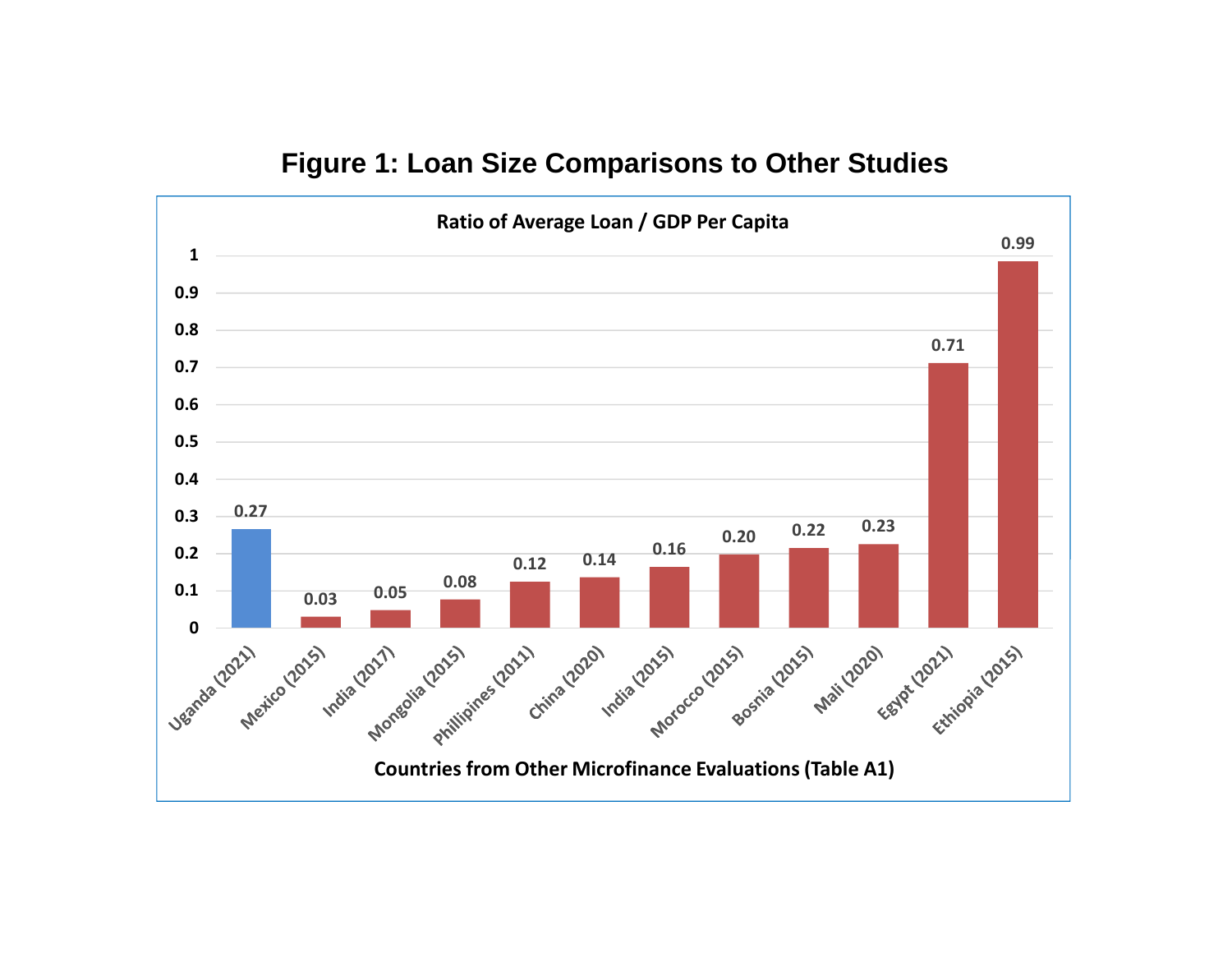# Figure 1: Loan Size Comparisons to Other Studies

**Ratio of Average Loan / GDP Per Capita**

| Country (Year) | Ratio |
|---|---|
| Uganda (2021) | 0.27 |
| Mexico (2015) | 0.03 |
| India (2017) | 0.05 |
| Mongolia (2015) | 0.08 |
| Phillipines (2011) | 0.12 |
| China (2020) | 0.14 |
| India (2015) | 0.16 |
| Morocco (2015) | 0.20 |
| Bosnia (2015) | 0.22 |
| Mali (2020) | 0.23 |
| Egypt (2021) | 0.71 |
| Ethiopia (2015) | 0.99 |

**Countries from Other Microfinance Evaluations (Table A1)**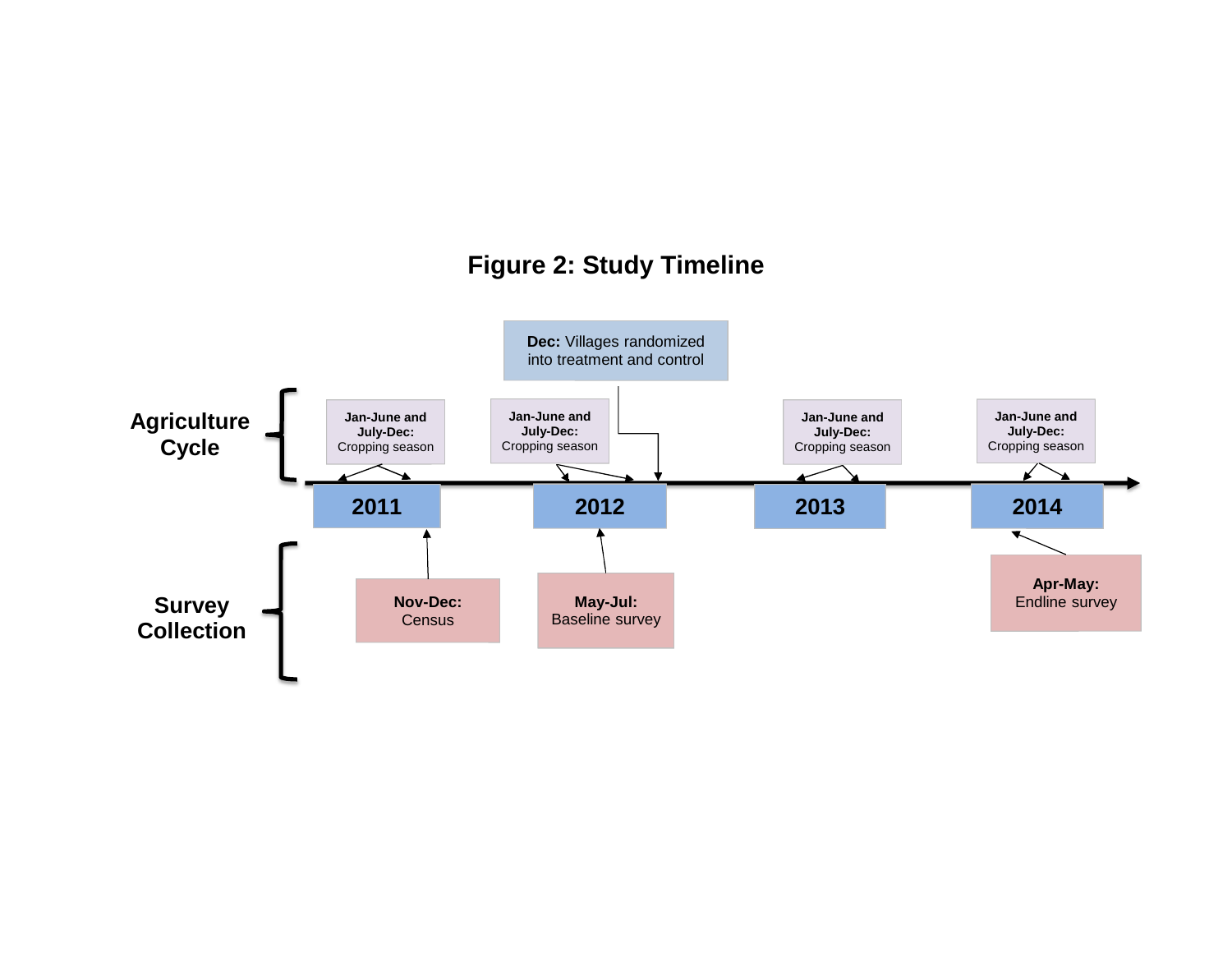# Figure 2: Study Timeline

**Agriculture Cycle**

- **2011** — **Jan-June and July-Dec:** Cropping season
- **2012** — **Jan-June and July-Dec:** Cropping season
- **2012** — **Dec:** Villages randomized into treatment and control
- **2013** — **Jan-June and July-Dec:** Cropping season
- **2014** — **Jan-June and July-Dec:** Cropping season

**Survey Collection**

- **2011** — **Nov-Dec:** Census
- **2012** — **May-Jul:** Baseline survey
- **2014** — **Apr-May:** Endline survey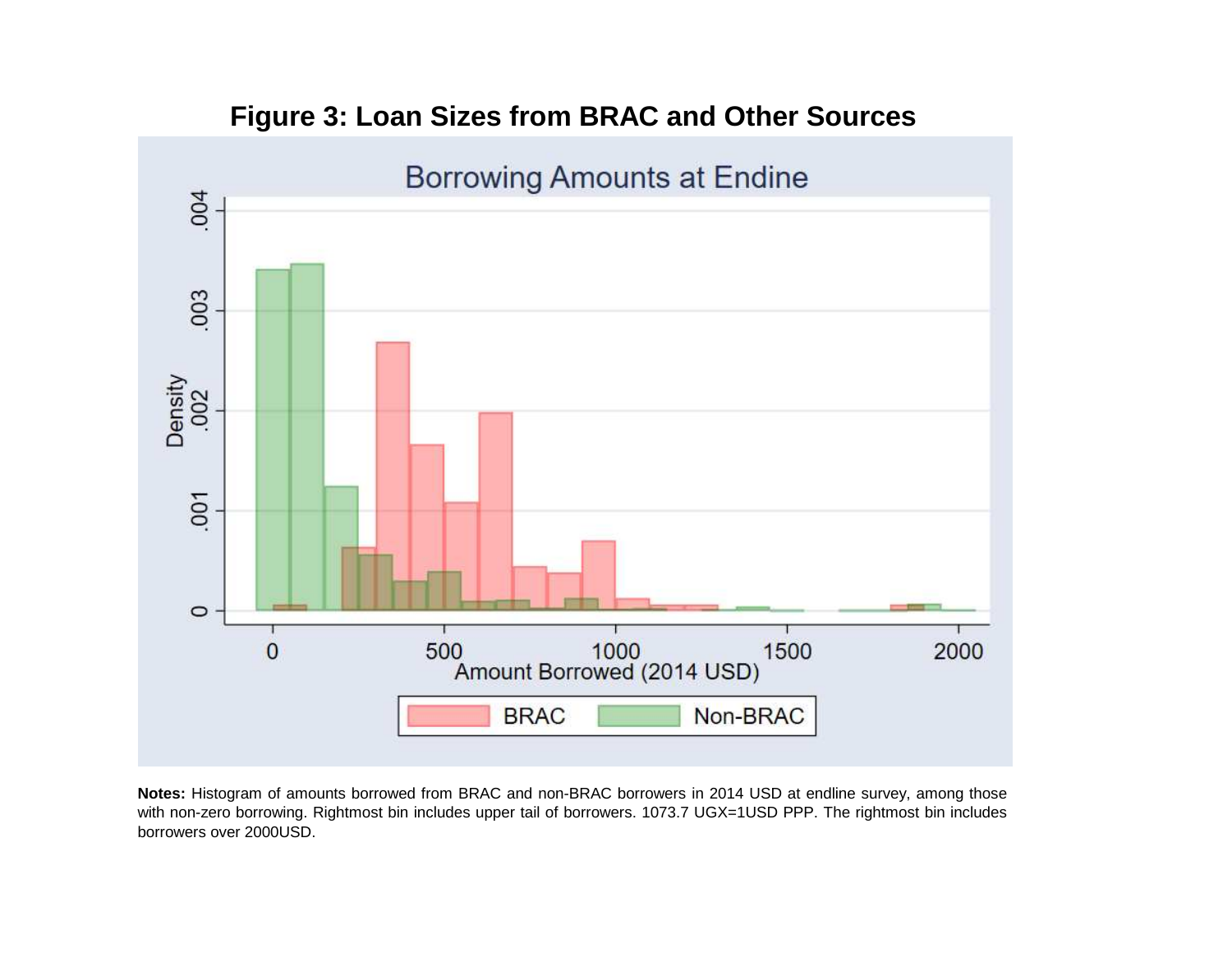**Figure 3: Loan Sizes from BRAC and Other Sources**

**Notes:** Histogram of amounts borrowed from BRAC and non-BRAC borrowers in 2014 USD at endline survey, among those with non-zero borrowing. Rightmost bin includes upper tail of borrowers. 1073.7 UGX=1USD PPP. The rightmost bin includes borrowers over 2000USD.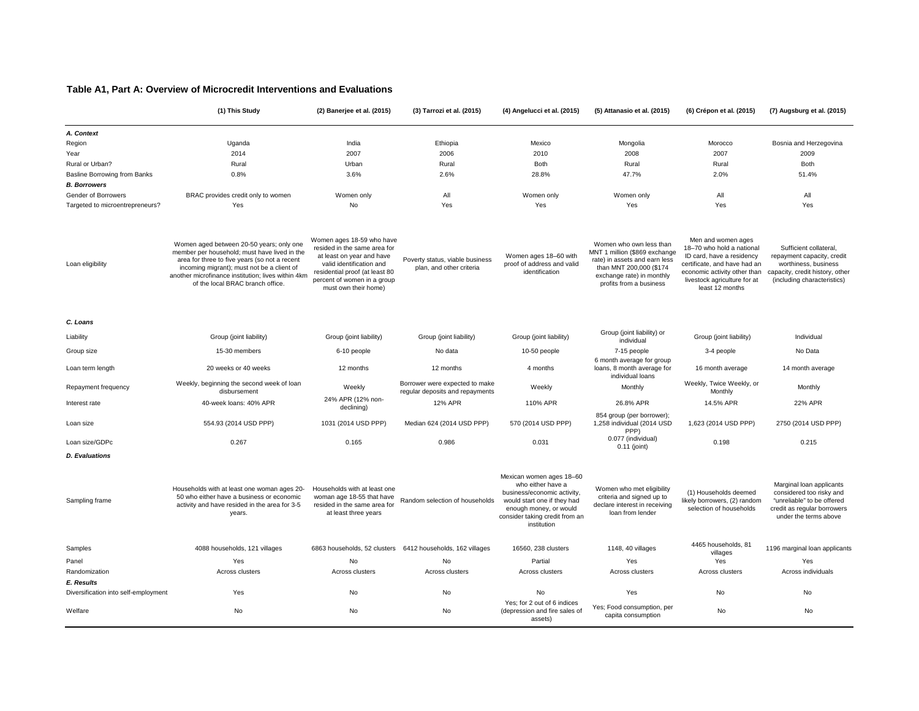## Table A1, Part A: Overview of Microcredit Interventions and Evaluations

| | (1) This Study | (2) Banerjee et al. (2015) | (3) Tarrozi et al. (2015) | (4) Angelucci et al. (2015) | (5) Attanasio et al. (2015) | (6) Crépon et al. (2015) | (7) Augsburg et al. (2015) |
|---|---|---|---|---|---|---|---|
| ***A. Context*** | | | | | | | |
| Region | Uganda | India | Ethiopia | Mexico | Mongolia | Morocco | Bosnia and Herzegovina |
| Year | 2014 | 2007 | 2006 | 2010 | 2008 | 2007 | 2009 |
| Rural or Urban? | Rural | Urban | Rural | Both | Rural | Rural | Both |
| Basline Borrowing from Banks | 0.8% | 3.6% | 2.6% | 28.8% | 47.7% | 2.0% | 51.4% |
| ***B. Borrowers*** | | | | | | | |
| Gender of Borrowers | BRAC provides credit only to women | Women only | All | Women only | Women only | All | All |
| Targeted to microentrepreneurs? | Yes | No | Yes | Yes | Yes | Yes | Yes |
| Loan eligibility | Women aged between 20-50 years; only one member per household; must have lived in the area for three to five years (so not a recent incoming migrant); must not be a client of another microfinance institution; lives within 4km of the local BRAC branch office. | Women ages 18-59 who have resided in the same area for at least on year and have valid identification and residential proof (at least 80 percent of women in a group must own their home) | Poverty status, viable business plan, and other criteria | Women ages 18–60 with proof of address and valid identification | Women who own less than MNT 1 million ($869 exchange rate) in assets and earn less than MNT 200,000 ($174 exchange rate) in monthly profits from a business | Men and women ages 18–70 who hold a national ID card, have a residency certificate, and have had an economic activity other than livestock agriculture for at least 12 months | Sufficient collateral, repayment capacity, credit worthiness, business capacity, credit history, other (including characteristics) |
| ***C. Loans*** | | | | | | | |
| Liability | Group (joint liability) | Group (joint liability) | Group (joint liability) | Group (joint liability) | Group (joint liability) or individual | Group (joint liability) | Individual |
| Group size | 15-30 members | 6-10 people | No data | 10-50 people | 7-15 people | 3-4 people | No Data |
| Loan term length | 20 weeks or 40 weeks | 12 months | 12 months | 4 months | 6 month average for group loans, 8 month average for individual loans | 16 month average | 14 month average |
| Repayment frequency | Weekly, beginning the second week of loan disbursement | Weekly | Borrower were expected to make regular deposits and repayments | Weekly | Monthly | Weekly, Twice Weekly, or Monthly | Monthly |
| Interest rate | 40-week loans: 40% APR | 24% APR (12% non-declining) | 12% APR | 110% APR | 26.8% APR | 14.5% APR | 22% APR |
| Loan size | 554.93 (2014 USD PPP) | 1031 (2014 USD PPP) | Median 624 (2014 USD PPP) | 570 (2014 USD PPP) | 854 group (per borrower); 1,258 individual (2014 USD PPP) | 1,623 (2014 USD PPP) | 2750 (2014 USD PPP) |
| Loan size/GDPc | 0.267 | 0.165 | 0.986 | 0.031 | 0.077 (individual) 0.11 (joint) | 0.198 | 0.215 |
| ***D. Evaluations*** | | | | | | | |
| Sampling frame | Households with at least one woman ages 20-50 who either have a business or economic activity and have resided in the area for 3-5 years. | Households with at least one woman age 18-55 that have resided in the same area for at least three years | Random selection of households | Mexican women ages 18–60 who either have a business/economic activity, would start one if they had enough money, or would consider taking credit from an institution | Women who met eligibility criteria and signed up to declare interest in receiving loan from lender | (1) Households deemed likely borrowers, (2) random selection of households | Marginal loan applicants considered too risky and "unreliable" to be offered credit as regular borrowers under the terms above |
| Samples | 4088 households, 121 villages | 6863 households, 52 clusters | 6412 households, 162 villages | 16560, 238 clusters | 1148, 40 villages | 4465 households, 81 villages | 1196 marginal loan applicants |
| Panel | Yes | No | No | Partial | Yes | Yes | Yes |
| Randomization | Across clusters | Across clusters | Across clusters | Across clusters | Across clusters | Across clusters | Across individuals |
| ***E. Results*** | | | | | | | |
| Diversification into self-employment | Yes | No | No | No | Yes | No | No |
| Welfare | No | No | No | Yes; for 2 out of 6 indices (depression and fire sales of assets) | Yes; Food consumption, per capita consumption | No | No |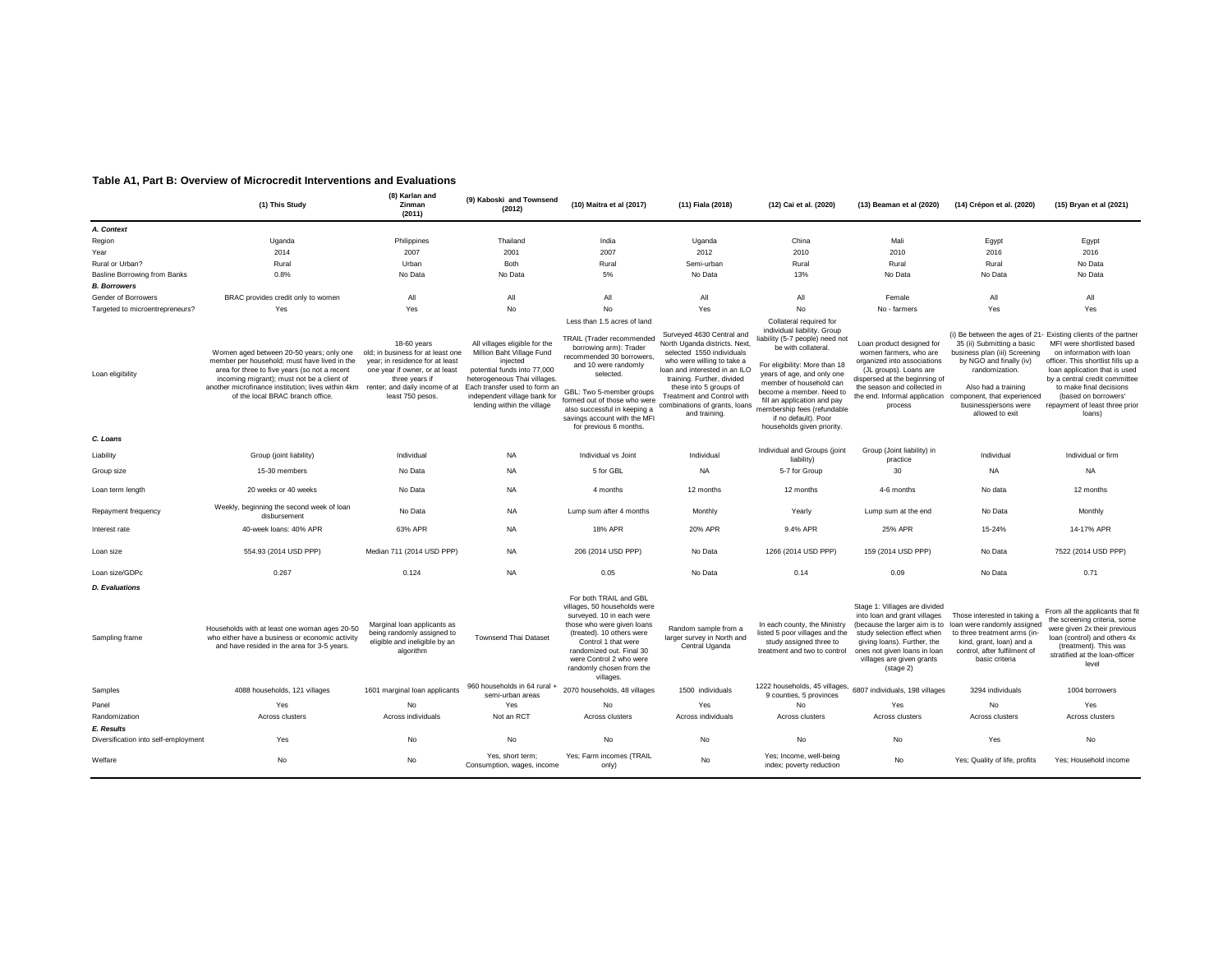**Table A1, Part B: Overview of Microcredit Interventions and Evaluations**

| | (1) This Study | (8) Karlan and Zinman (2011) | (9) Kaboski and Townsend (2012) | (10) Maitra et al (2017) | (11) Fiala (2018) | (12) Cai et al. (2020) | (13) Beaman et al (2020) | (14) Crépon et al. (2020) | (15) Bryan et al (2021) |
|---|---|---|---|---|---|---|---|---|---|
| ***A. Context*** | | | | | | | | | |
| Region | Uganda | Philippines | Thailand | India | Uganda | China | Mali | Egypt | Egypt |
| Year | 2014 | 2007 | 2001 | 2007 | 2012 | 2010 | 2010 | 2016 | 2016 |
| Rural or Urban? | Rural | Urban | Both | Rural | Semi-urban | Rural | Rural | Rural | No Data |
| Basline Borrowing from Banks | 0.8% | No Data | No Data | 5% | No Data | 13% | No Data | No Data | No Data |
| ***B. Borrowers*** | | | | | | | | | |
| Gender of Borrowers | BRAC provides credit only to women | All | All | All | All | All | Female | All | All |
| Targeted to microentrepreneurs? | Yes | Yes | No | No | Yes | No | No - farmers | Yes | Yes |
| Loan eligibility | Women aged between 20-50 years; only one member per household; must have lived in the area for three to five years (so not a recent incoming migrant); must not be a client of another microfinance institution; lives within 4km of the local BRAC branch office. | 18-60 years old; in business for at least one year; in residence for at least one year if owner, or at least three years if renter; and daily income of at least 750 pesos. | All villages eligible for the Million Baht Village Fund injected potential funds into 77,000 heterogeneous Thai villages. Each transfer used to form an independent village bank for lending within the village | Less than 1.5 acres of land<br><br>TRAIL (Trader recommended borrowing arm): Trader recommended 30 borrowers, and 10 were randomly selected.<br><br>GBL: Two 5-member groups formed out of those who were also successful in keeping a savings account with the MFI for previous 6 months. | Surveyed 4630 Central and North Uganda districts. Next, selected 1550 individuals who were willing to take a loan and interested in an ILO training. Further, divided these into 5 groups of Treatment and Control with combinations of grants, loans and training. | Collateral required for individual liability. Group liability (5-7 people) need not be with collateral.<br><br>For eligibility: More than 18 years of age, and only one member of household can become a member. Need to fill an application and pay membership fees (refundable if no default). Poor households given priority. | Loan product designed for women farmers, who are organized into associations (JL groups). Loans are dispersed at the beginning of the season and collected in the end. Informal application process | (i) Be between the ages of 21-35 (ii) Submitting a basic business plan (iii) Screening by NGO and finally (iv) randomization.<br><br>Also had a training component, that experienced businesspersons were allowed to exit | Existing clients of the partner MFI were shortlisted based on information with loan officer. This shortlist fills up a loan application that is used by a central credit committee to make final decisions (based on borrowers' repayment of least three prior loans) |
| ***C. Loans*** | | | | | | | | | |
| Liability | Group (joint liability) | Individual | NA | Individual vs Joint | Individual | Individual and Groups (joint liability) | Group (Joint liability) in practice | Individual | Individual or firm |
| Group size | 15-30 members | No Data | NA | 5 for GBL | NA | 5-7 for Group | 30 | NA | NA |
| Loan term length | 20 weeks or 40 weeks | No Data | NA | 4 months | 12 months | 12 months | 4-6 months | No data | 12 months |
| Repayment frequency | Weekly, beginning the second week of loan disbursement | No Data | NA | Lump sum after 4 months | Monthly | Yearly | Lump sum at the end | No Data | Monthly |
| Interest rate | 40-week loans: 40% APR | 63% APR | NA | 18% APR | 20% APR | 9.4% APR | 25% APR | 15-24% | 14-17% APR |
| Loan size | 554.93 (2014 USD PPP) | Median 711 (2014 USD PPP) | NA | 206 (2014 USD PPP) | No Data | 1266 (2014 USD PPP) | 159 (2014 USD PPP) | No Data | 7522 (2014 USD PPP) |
| Loan size/GDPc | 0.267 | 0.124 | NA | 0.05 | No Data | 0.14 | 0.09 | No Data | 0.71 |
| ***D. Evaluations*** | | | | | | | | | |
| Sampling frame | Households with at least one woman ages 20-50 who either have a business or economic activity and have resided in the area for 3-5 years. | Marginal loan applicants as being randomly assigned to eligible and ineligible by an algorithm | Townsend Thai Dataset | For both TRAIL and GBL villages, 50 households were surveyed. 10 in each were those who were given loans (treated). 10 others were Control 1 that were randomized out. Final 30 were Control 2 who were randomly chosen from the villages. | Random sample from a larger survey in North and Central Uganda | In each county, the Ministry listed 5 poor villages and the study assigned three to treatment and two to control | Stage 1: Villages are divided into loan and grant villages (because the larger aim is to study selection effect when giving loans). Further, the ones not given loans in loan villages are given grants (stage 2) | Those interested in taking a loan were randomly assigned to three treatment arms (in-kind, grant, loan) and a control, after fulfilment of basic criteria | From all the applicants that fit the screening criteria, some were given 2x their previous loan (control) and others 4x (treatment). This was stratified at the loan-officer level |
| Samples | 4088 households, 121 villages | 1601 marginal loan applicants | 960 households in 64 rural + semi-urban areas | 2070 households, 48 villages | 1500 individuals | 1222 households, 45 villages, 9 counties, 5 provinces | 6807 individuals, 198 villages | 3294 individuals | 1004 borrowers |
| Panel | Yes | No | Yes | No | Yes | No | Yes | No | Yes |
| Randomization | Across clusters | Across individuals | Not an RCT | Across clusters | Across individuals | Across clusters | Across clusters | Across clusters | Across clusters |
| ***E. Results*** | | | | | | | | | |
| Diversification into self-employment | Yes | No | No | No | No | No | No | Yes | No |
| Welfare | No | No | Yes, short term; Consumption, wages, income | Yes; Farm incomes (TRAIL only) | No | Yes; Income, well-being index; poverty reduction | No | Yes; Quality of life, profits | Yes; Household income |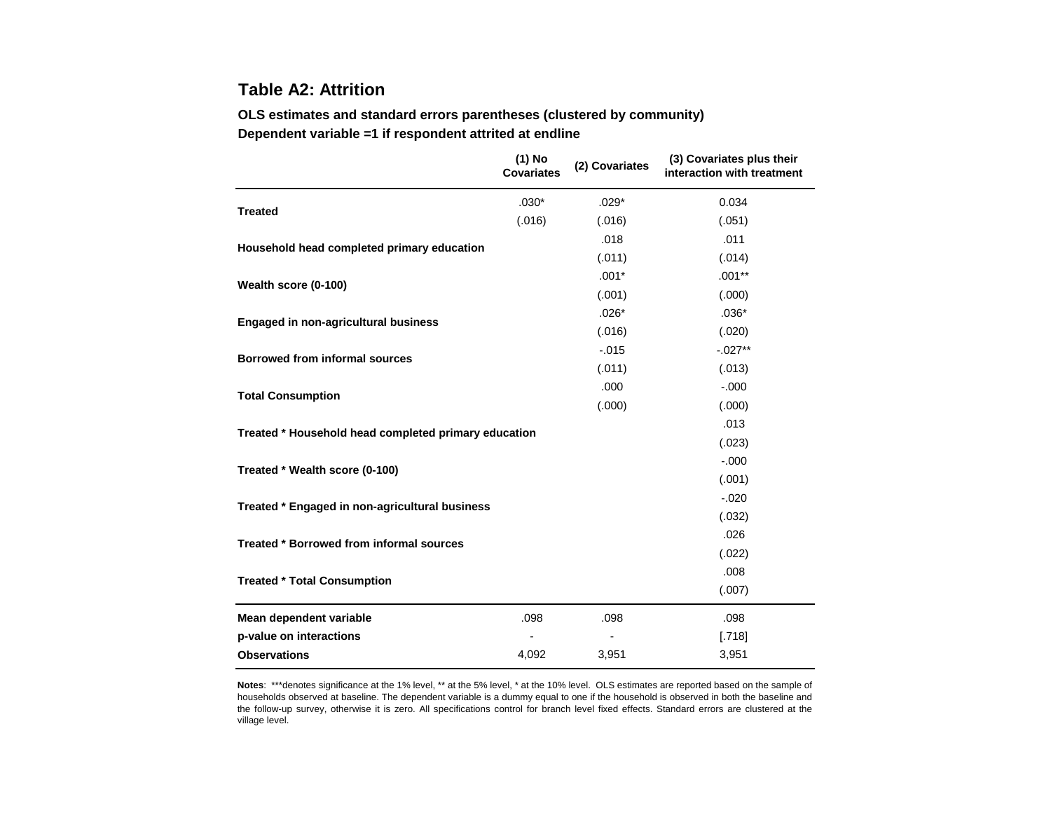## Table A2: Attrition

**OLS estimates and standard errors parentheses (clustered by community)**
**Dependent variable =1 if respondent attrited at endline**

| | (1) No Covariates | (2) Covariates | (3) Covariates plus their interaction with treatment |
|---|---|---|---|
| **Treated** | .030* | .029* | 0.034 |
| | (.016) | (.016) | (.051) |
| **Household head completed primary education** | | .018 | .011 |
| | | (.011) | (.014) |
| **Wealth score (0-100)** | | .001* | .001** |
| | | (.001) | (.000) |
| **Engaged in non-agricultural business** | | .026* | .036* |
| | | (.016) | (.020) |
| **Borrowed from informal sources** | | -.015 | -.027** |
| | | (.011) | (.013) |
| **Total Consumption** | | .000 | -.000 |
| | | (.000) | (.000) |
| **Treated * Household head completed primary education** | | | .013 |
| | | | (.023) |
| **Treated * Wealth score (0-100)** | | | -.000 |
| | | | (.001) |
| **Treated * Engaged in non-agricultural business** | | | -.020 |
| | | | (.032) |
| **Treated * Borrowed from informal sources** | | | .026 |
| | | | (.022) |
| **Treated * Total Consumption** | | | .008 |
| | | | (.007) |
| **Mean dependent variable** | .098 | .098 | .098 |
| **p-value on interactions** | - | - | [.718] |
| **Observations** | 4,092 | 3,951 | 3,951 |

**Notes**: ***denotes significance at the 1% level, ** at the 5% level, * at the 10% level. OLS estimates are reported based on the sample of households observed at baseline. The dependent variable is a dummy equal to one if the household is observed in both the baseline and the follow-up survey, otherwise it is zero. All specifications control for branch level fixed effects. Standard errors are clustered at the village level.